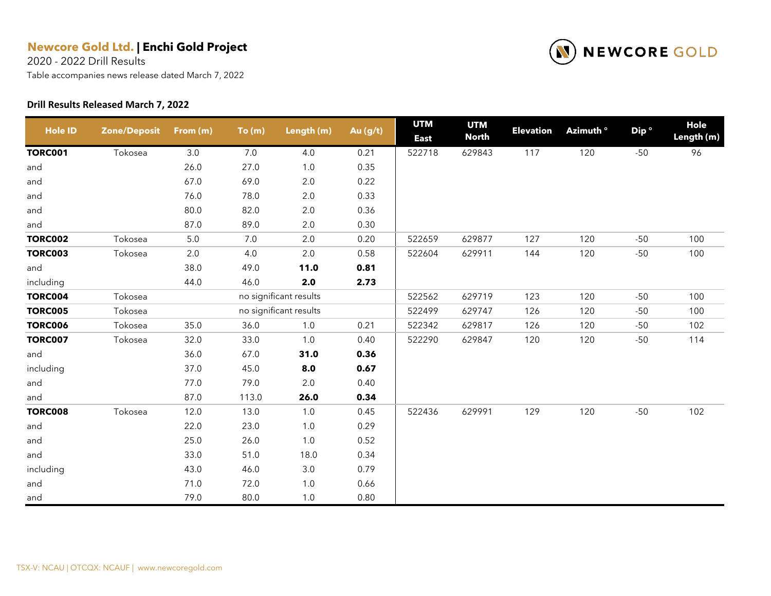**Newcore Gold Ltd.** | **Enchi Gold Project**

2020 - 2022 Drill Results

Table accompanies news release dated March 7, 2022

### Drill Results Released March 7, 2022

| Hole ID | Zone/Deposit | From (m) | To (m) | Length (m) | Au (g/t) | UTM East | UTM North | Elevation | Azimuth ° | Dip ° | Hole Length (m) |
|---|---|---|---|---|---|---|---|---|---|---|---|
| **TORC001** | Tokosea | 3.0 | 7.0 | 4.0 | 0.21 | 522718 | 629843 | 117 | 120 | -50 | 96 |
| and | | 26.0 | 27.0 | 1.0 | 0.35 | | | | | | |
| and | | 67.0 | 69.0 | 2.0 | 0.22 | | | | | | |
| and | | 76.0 | 78.0 | 2.0 | 0.33 | | | | | | |
| and | | 80.0 | 82.0 | 2.0 | 0.36 | | | | | | |
| and | | 87.0 | 89.0 | 2.0 | 0.30 | | | | | | |
| **TORC002** | Tokosea | 5.0 | 7.0 | 2.0 | 0.20 | 522659 | 629877 | 127 | 120 | -50 | 100 |
| **TORC003** | Tokosea | 2.0 | 4.0 | 2.0 | 0.58 | 522604 | 629911 | 144 | 120 | -50 | 100 |
| and | | 38.0 | 49.0 | **11.0** | **0.81** | | | | | | |
| including | | 44.0 | 46.0 | **2.0** | **2.73** | | | | | | |
| **TORC004** | Tokosea | no significant results | | | | 522562 | 629719 | 123 | 120 | -50 | 100 |
| **TORC005** | Tokosea | no significant results | | | | 522499 | 629747 | 126 | 120 | -50 | 100 |
| **TORC006** | Tokosea | 35.0 | 36.0 | 1.0 | 0.21 | 522342 | 629817 | 126 | 120 | -50 | 102 |
| **TORC007** | Tokosea | 32.0 | 33.0 | 1.0 | 0.40 | 522290 | 629847 | 120 | 120 | -50 | 114 |
| and | | 36.0 | 67.0 | **31.0** | **0.36** | | | | | | |
| including | | 37.0 | 45.0 | **8.0** | **0.67** | | | | | | |
| and | | 77.0 | 79.0 | 2.0 | 0.40 | | | | | | |
| and | | 87.0 | 113.0 | **26.0** | **0.34** | | | | | | |
| **TORC008** | Tokosea | 12.0 | 13.0 | 1.0 | 0.45 | 522436 | 629991 | 129 | 120 | -50 | 102 |
| and | | 22.0 | 23.0 | 1.0 | 0.29 | | | | | | |
| and | | 25.0 | 26.0 | 1.0 | 0.52 | | | | | | |
| and | | 33.0 | 51.0 | 18.0 | 0.34 | | | | | | |
| including | | 43.0 | 46.0 | 3.0 | 0.79 | | | | | | |
| and | | 71.0 | 72.0 | 1.0 | 0.66 | | | | | | |
| and | | 79.0 | 80.0 | 1.0 | 0.80 | | | | | | |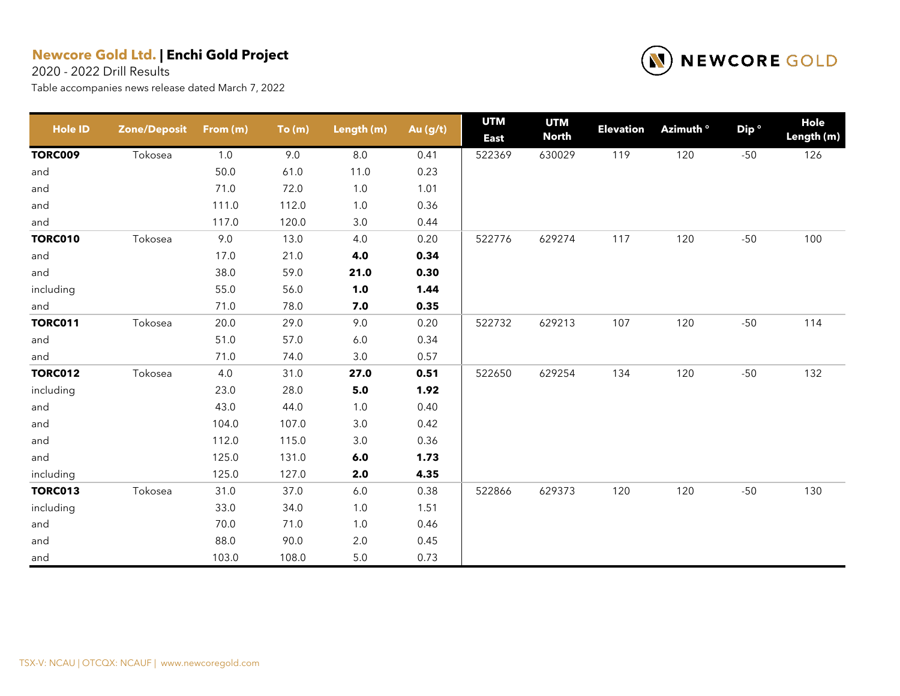**Newcore Gold Ltd.** | **Enchi Gold Project**

2020 - 2022 Drill Results

Table accompanies news release dated March 7, 2022

| Hole ID | Zone/Deposit | From (m) | To (m) | Length (m) | Au (g/t) | UTM East | UTM North | Elevation | Azimuth ° | Dip ° | Hole Length (m) |
|---|---|---|---|---|---|---|---|---|---|---|---|
| **TORC009** | Tokosea | 1.0 | 9.0 | 8.0 | 0.41 | 522369 | 630029 | 119 | 120 | -50 | 126 |
| and | | 50.0 | 61.0 | 11.0 | 0.23 | | | | | | |
| and | | 71.0 | 72.0 | 1.0 | 1.01 | | | | | | |
| and | | 111.0 | 112.0 | 1.0 | 0.36 | | | | | | |
| and | | 117.0 | 120.0 | 3.0 | 0.44 | | | | | | |
| **TORC010** | Tokosea | 9.0 | 13.0 | 4.0 | 0.20 | 522776 | 629274 | 117 | 120 | -50 | 100 |
| and | | 17.0 | 21.0 | **4.0** | **0.34** | | | | | | |
| and | | 38.0 | 59.0 | **21.0** | **0.30** | | | | | | |
| including | | 55.0 | 56.0 | **1.0** | **1.44** | | | | | | |
| and | | 71.0 | 78.0 | **7.0** | **0.35** | | | | | | |
| **TORC011** | Tokosea | 20.0 | 29.0 | 9.0 | 0.20 | 522732 | 629213 | 107 | 120 | -50 | 114 |
| and | | 51.0 | 57.0 | 6.0 | 0.34 | | | | | | |
| and | | 71.0 | 74.0 | 3.0 | 0.57 | | | | | | |
| **TORC012** | Tokosea | 4.0 | 31.0 | **27.0** | **0.51** | 522650 | 629254 | 134 | 120 | -50 | 132 |
| including | | 23.0 | 28.0 | **5.0** | **1.92** | | | | | | |
| and | | 43.0 | 44.0 | 1.0 | 0.40 | | | | | | |
| and | | 104.0 | 107.0 | 3.0 | 0.42 | | | | | | |
| and | | 112.0 | 115.0 | 3.0 | 0.36 | | | | | | |
| and | | 125.0 | 131.0 | **6.0** | **1.73** | | | | | | |
| including | | 125.0 | 127.0 | **2.0** | **4.35** | | | | | | |
| **TORC013** | Tokosea | 31.0 | 37.0 | 6.0 | 0.38 | 522866 | 629373 | 120 | 120 | -50 | 130 |
| including | | 33.0 | 34.0 | 1.0 | 1.51 | | | | | | |
| and | | 70.0 | 71.0 | 1.0 | 0.46 | | | | | | |
| and | | 88.0 | 90.0 | 2.0 | 0.45 | | | | | | |
| and | | 103.0 | 108.0 | 5.0 | 0.73 | | | | | | |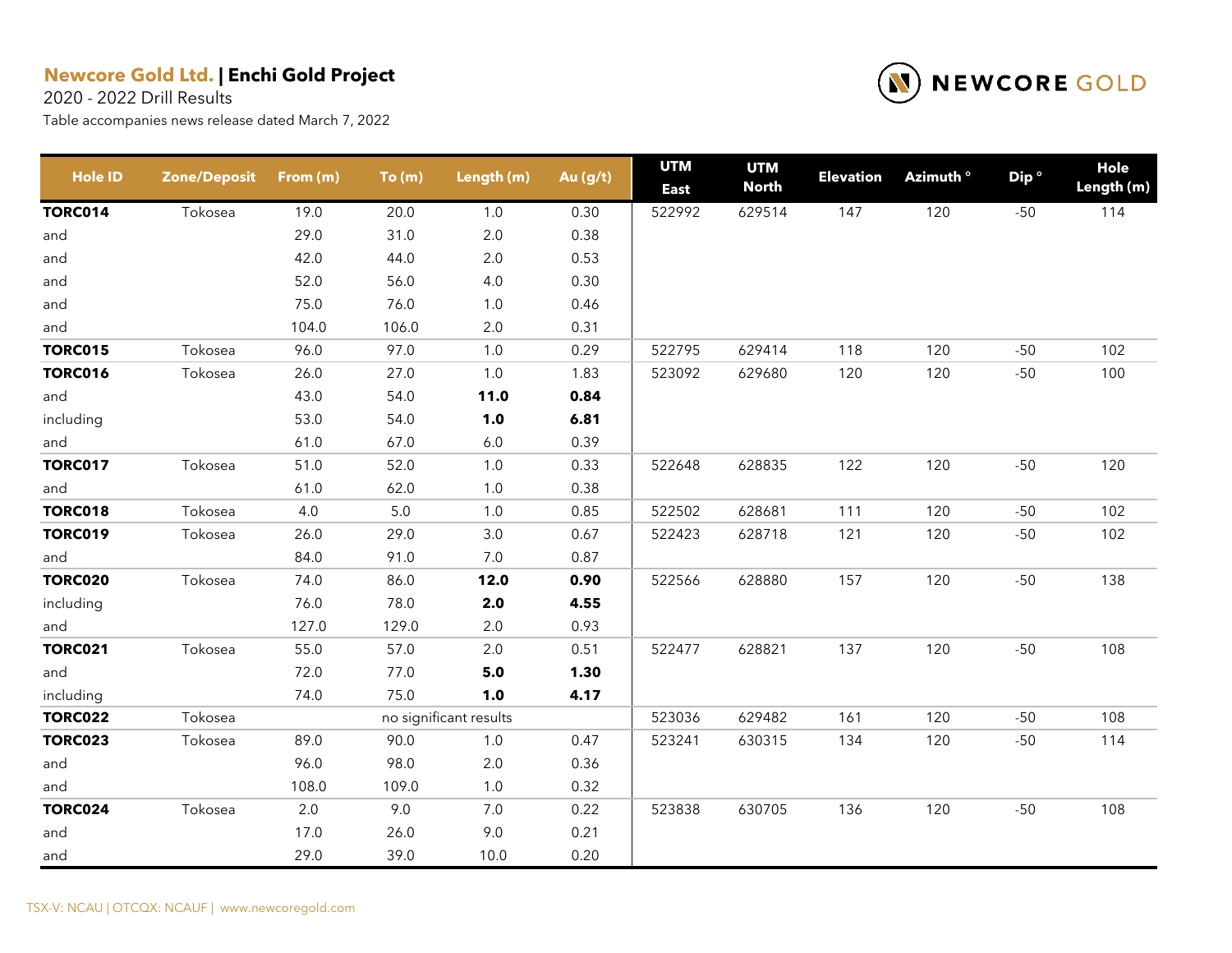**Newcore Gold Ltd. | Enchi Gold Project**

2020 - 2022 Drill Results

Table accompanies news release dated March 7, 2022

| Hole ID | Zone/Deposit | From (m) | To (m) | Length (m) | Au (g/t) | UTM East | UTM North | Elevation | Azimuth ° | Dip ° | Hole Length (m) |
|---|---|---|---|---|---|---|---|---|---|---|---|
| **TORC014** | Tokosea | 19.0 | 20.0 | 1.0 | 0.30 | 522992 | 629514 | 147 | 120 | -50 | 114 |
| and | | 29.0 | 31.0 | 2.0 | 0.38 | | | | | | |
| and | | 42.0 | 44.0 | 2.0 | 0.53 | | | | | | |
| and | | 52.0 | 56.0 | 4.0 | 0.30 | | | | | | |
| and | | 75.0 | 76.0 | 1.0 | 0.46 | | | | | | |
| and | | 104.0 | 106.0 | 2.0 | 0.31 | | | | | | |
| **TORC015** | Tokosea | 96.0 | 97.0 | 1.0 | 0.29 | 522795 | 629414 | 118 | 120 | -50 | 102 |
| **TORC016** | Tokosea | 26.0 | 27.0 | 1.0 | 1.83 | 523092 | 629680 | 120 | 120 | -50 | 100 |
| and | | 43.0 | 54.0 | **11.0** | **0.84** | | | | | | |
| including | | 53.0 | 54.0 | **1.0** | **6.81** | | | | | | |
| and | | 61.0 | 67.0 | 6.0 | 0.39 | | | | | | |
| **TORC017** | Tokosea | 51.0 | 52.0 | 1.0 | 0.33 | 522648 | 628835 | 122 | 120 | -50 | 120 |
| and | | 61.0 | 62.0 | 1.0 | 0.38 | | | | | | |
| **TORC018** | Tokosea | 4.0 | 5.0 | 1.0 | 0.85 | 522502 | 628681 | 111 | 120 | -50 | 102 |
| **TORC019** | Tokosea | 26.0 | 29.0 | 3.0 | 0.67 | 522423 | 628718 | 121 | 120 | -50 | 102 |
| and | | 84.0 | 91.0 | 7.0 | 0.87 | | | | | | |
| **TORC020** | Tokosea | 74.0 | 86.0 | **12.0** | **0.90** | 522566 | 628880 | 157 | 120 | -50 | 138 |
| including | | 76.0 | 78.0 | **2.0** | **4.55** | | | | | | |
| and | | 127.0 | 129.0 | 2.0 | 0.93 | | | | | | |
| **TORC021** | Tokosea | 55.0 | 57.0 | 2.0 | 0.51 | 522477 | 628821 | 137 | 120 | -50 | 108 |
| and | | 72.0 | 77.0 | **5.0** | **1.30** | | | | | | |
| including | | 74.0 | 75.0 | **1.0** | **4.17** | | | | | | |
| **TORC022** | Tokosea | | no significant results | | | 523036 | 629482 | 161 | 120 | -50 | 108 |
| **TORC023** | Tokosea | 89.0 | 90.0 | 1.0 | 0.47 | 523241 | 630315 | 134 | 120 | -50 | 114 |
| and | | 96.0 | 98.0 | 2.0 | 0.36 | | | | | | |
| and | | 108.0 | 109.0 | 1.0 | 0.32 | | | | | | |
| **TORC024** | Tokosea | 2.0 | 9.0 | 7.0 | 0.22 | 523838 | 630705 | 136 | 120 | -50 | 108 |
| and | | 17.0 | 26.0 | 9.0 | 0.21 | | | | | | |
| and | | 29.0 | 39.0 | 10.0 | 0.20 | | | | | | |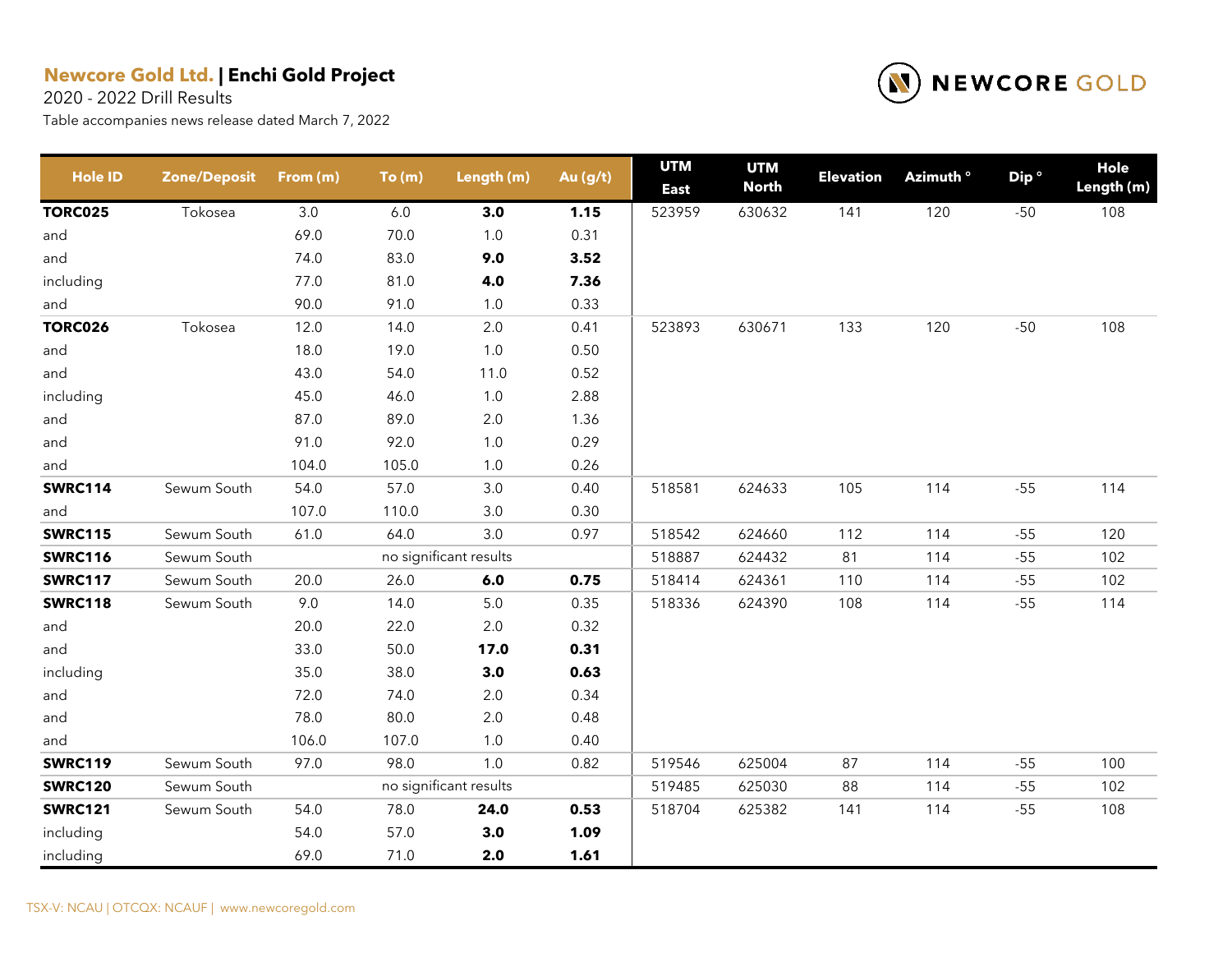**Newcore Gold Ltd. | Enchi Gold Project**

2020 - 2022 Drill Results

Table accompanies news release dated March 7, 2022

| Hole ID | Zone/Deposit | From (m) | To (m) | Length (m) | Au (g/t) | UTM East | UTM North | Elevation | Azimuth ° | Dip ° | Hole Length (m) |
|---|---|---|---|---|---|---|---|---|---|---|---|
| **TORC025** | Tokosea | 3.0 | 6.0 | **3.0** | **1.15** | 523959 | 630632 | 141 | 120 | -50 | 108 |
| and | | 69.0 | 70.0 | 1.0 | 0.31 | | | | | | |
| and | | 74.0 | 83.0 | **9.0** | **3.52** | | | | | | |
| including | | 77.0 | 81.0 | **4.0** | **7.36** | | | | | | |
| and | | 90.0 | 91.0 | 1.0 | 0.33 | | | | | | |
| **TORC026** | Tokosea | 12.0 | 14.0 | 2.0 | 0.41 | 523893 | 630671 | 133 | 120 | -50 | 108 |
| and | | 18.0 | 19.0 | 1.0 | 0.50 | | | | | | |
| and | | 43.0 | 54.0 | 11.0 | 0.52 | | | | | | |
| including | | 45.0 | 46.0 | 1.0 | 2.88 | | | | | | |
| and | | 87.0 | 89.0 | 2.0 | 1.36 | | | | | | |
| and | | 91.0 | 92.0 | 1.0 | 0.29 | | | | | | |
| and | | 104.0 | 105.0 | 1.0 | 0.26 | | | | | | |
| **SWRC114** | Sewum South | 54.0 | 57.0 | 3.0 | 0.40 | 518581 | 624633 | 105 | 114 | -55 | 114 |
| and | | 107.0 | 110.0 | 3.0 | 0.30 | | | | | | |
| **SWRC115** | Sewum South | 61.0 | 64.0 | 3.0 | 0.97 | 518542 | 624660 | 112 | 114 | -55 | 120 |
| **SWRC116** | Sewum South | | no significant results | | | 518887 | 624432 | 81 | 114 | -55 | 102 |
| **SWRC117** | Sewum South | 20.0 | 26.0 | **6.0** | **0.75** | 518414 | 624361 | 110 | 114 | -55 | 102 |
| **SWRC118** | Sewum South | 9.0 | 14.0 | 5.0 | 0.35 | 518336 | 624390 | 108 | 114 | -55 | 114 |
| and | | 20.0 | 22.0 | 2.0 | 0.32 | | | | | | |
| and | | 33.0 | 50.0 | **17.0** | **0.31** | | | | | | |
| including | | 35.0 | 38.0 | **3.0** | **0.63** | | | | | | |
| and | | 72.0 | 74.0 | 2.0 | 0.34 | | | | | | |
| and | | 78.0 | 80.0 | 2.0 | 0.48 | | | | | | |
| and | | 106.0 | 107.0 | 1.0 | 0.40 | | | | | | |
| **SWRC119** | Sewum South | 97.0 | 98.0 | 1.0 | 0.82 | 519546 | 625004 | 87 | 114 | -55 | 100 |
| **SWRC120** | Sewum South | | no significant results | | | 519485 | 625030 | 88 | 114 | -55 | 102 |
| **SWRC121** | Sewum South | 54.0 | 78.0 | **24.0** | **0.53** | 518704 | 625382 | 141 | 114 | -55 | 108 |
| including | | 54.0 | 57.0 | **3.0** | **1.09** | | | | | | |
| including | | 69.0 | 71.0 | **2.0** | **1.61** | | | | | | |

TSX-V: NCAU | OTCQX: NCAUF | www.newcoregold.com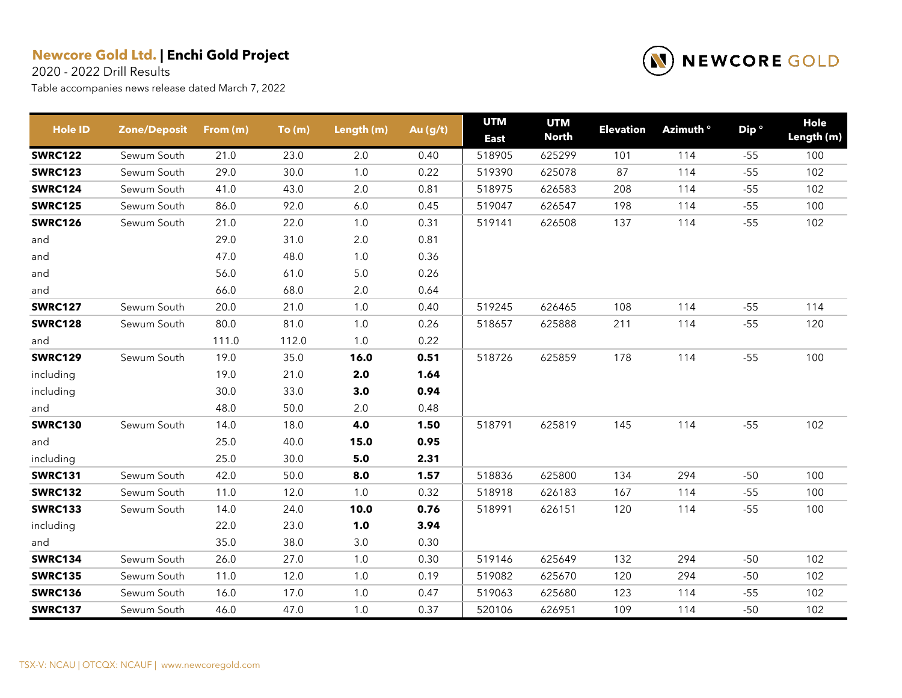**Newcore Gold Ltd.** | **Enchi Gold Project**

2020 - 2022 Drill Results

Table accompanies news release dated March 7, 2022

| Hole ID | Zone/Deposit | From (m) | To (m) | Length (m) | Au (g/t) | UTM East | UTM North | Elevation | Azimuth ° | Dip ° | Hole Length (m) |
|---|---|---|---|---|---|---|---|---|---|---|---|
| **SWRC122** | Sewum South | 21.0 | 23.0 | 2.0 | 0.40 | 518905 | 625299 | 101 | 114 | -55 | 100 |
| **SWRC123** | Sewum South | 29.0 | 30.0 | 1.0 | 0.22 | 519390 | 625078 | 87 | 114 | -55 | 102 |
| **SWRC124** | Sewum South | 41.0 | 43.0 | 2.0 | 0.81 | 518975 | 626583 | 208 | 114 | -55 | 102 |
| **SWRC125** | Sewum South | 86.0 | 92.0 | 6.0 | 0.45 | 519047 | 626547 | 198 | 114 | -55 | 100 |
| **SWRC126** | Sewum South | 21.0 | 22.0 | 1.0 | 0.31 | 519141 | 626508 | 137 | 114 | -55 | 102 |
| and | | 29.0 | 31.0 | 2.0 | 0.81 | | | | | | |
| and | | 47.0 | 48.0 | 1.0 | 0.36 | | | | | | |
| and | | 56.0 | 61.0 | 5.0 | 0.26 | | | | | | |
| and | | 66.0 | 68.0 | 2.0 | 0.64 | | | | | | |
| **SWRC127** | Sewum South | 20.0 | 21.0 | 1.0 | 0.40 | 519245 | 626465 | 108 | 114 | -55 | 114 |
| **SWRC128** | Sewum South | 80.0 | 81.0 | 1.0 | 0.26 | 518657 | 625888 | 211 | 114 | -55 | 120 |
| and | | 111.0 | 112.0 | 1.0 | 0.22 | | | | | | |
| **SWRC129** | Sewum South | 19.0 | 35.0 | **16.0** | **0.51** | 518726 | 625859 | 178 | 114 | -55 | 100 |
| including | | 19.0 | 21.0 | **2.0** | **1.64** | | | | | | |
| including | | 30.0 | 33.0 | **3.0** | **0.94** | | | | | | |
| and | | 48.0 | 50.0 | 2.0 | 0.48 | | | | | | |
| **SWRC130** | Sewum South | 14.0 | 18.0 | **4.0** | **1.50** | 518791 | 625819 | 145 | 114 | -55 | 102 |
| and | | 25.0 | 40.0 | **15.0** | **0.95** | | | | | | |
| including | | 25.0 | 30.0 | **5.0** | **2.31** | | | | | | |
| **SWRC131** | Sewum South | 42.0 | 50.0 | **8.0** | **1.57** | 518836 | 625800 | 134 | 294 | -50 | 100 |
| **SWRC132** | Sewum South | 11.0 | 12.0 | 1.0 | 0.32 | 518918 | 626183 | 167 | 114 | -55 | 100 |
| **SWRC133** | Sewum South | 14.0 | 24.0 | **10.0** | **0.76** | 518991 | 626151 | 120 | 114 | -55 | 100 |
| including | | 22.0 | 23.0 | **1.0** | **3.94** | | | | | | |
| and | | 35.0 | 38.0 | 3.0 | 0.30 | | | | | | |
| **SWRC134** | Sewum South | 26.0 | 27.0 | 1.0 | 0.30 | 519146 | 625649 | 132 | 294 | -50 | 102 |
| **SWRC135** | Sewum South | 11.0 | 12.0 | 1.0 | 0.19 | 519082 | 625670 | 120 | 294 | -50 | 102 |
| **SWRC136** | Sewum South | 16.0 | 17.0 | 1.0 | 0.47 | 519063 | 625680 | 123 | 114 | -55 | 102 |
| **SWRC137** | Sewum South | 46.0 | 47.0 | 1.0 | 0.37 | 520106 | 626951 | 109 | 114 | -50 | 102 |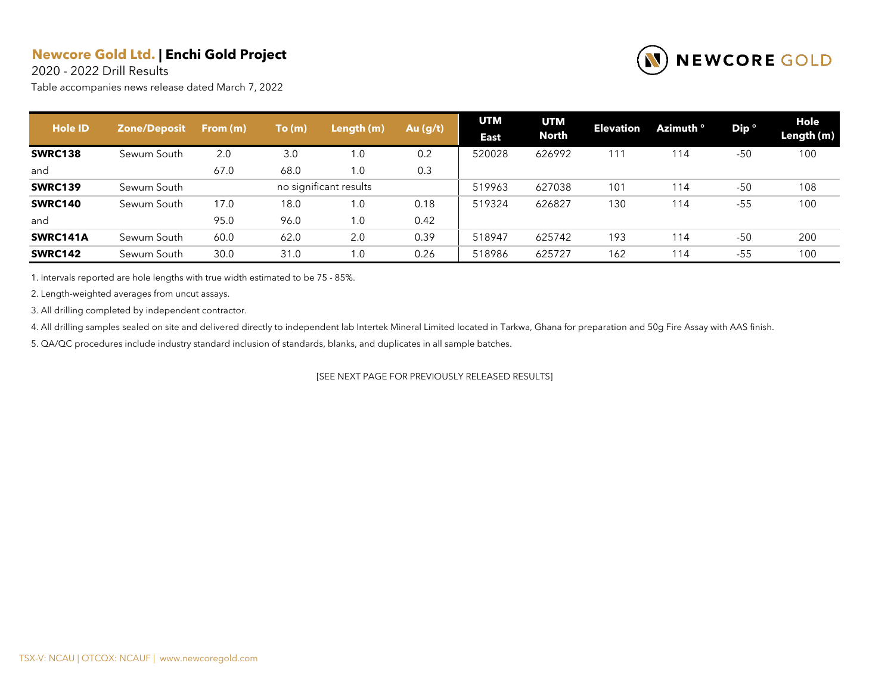# **Newcore Gold Ltd.** | **Enchi Gold Project**

2020 - 2022 Drill Results

Table accompanies news release dated March 7, 2022

| Hole ID | Zone/Deposit | From (m) | To (m) | Length (m) | Au (g/t) | UTM East | UTM North | Elevation | Azimuth ° | Dip ° | Hole Length (m) |
|---|---|---|---|---|---|---|---|---|---|---|---|
| **SWRC138** | Sewum South | 2.0 | 3.0 | 1.0 | 0.2 | 520028 | 626992 | 111 | 114 | -50 | 100 |
| and | | 67.0 | 68.0 | 1.0 | 0.3 | | | | | | |
| **SWRC139** | Sewum South | | no significant results | | | 519963 | 627038 | 101 | 114 | -50 | 108 |
| **SWRC140** | Sewum South | 17.0 | 18.0 | 1.0 | 0.18 | 519324 | 626827 | 130 | 114 | -55 | 100 |
| and | | 95.0 | 96.0 | 1.0 | 0.42 | | | | | | |
| **SWRC141A** | Sewum South | 60.0 | 62.0 | 2.0 | 0.39 | 518947 | 625742 | 193 | 114 | -50 | 200 |
| **SWRC142** | Sewum South | 30.0 | 31.0 | 1.0 | 0.26 | 518986 | 625727 | 162 | 114 | -55 | 100 |

1. Intervals reported are hole lengths with true width estimated to be 75 - 85%.
2. Length-weighted averages from uncut assays.
3. All drilling completed by independent contractor.
4. All drilling samples sealed on site and delivered directly to independent lab Intertek Mineral Limited located in Tarkwa, Ghana for preparation and 50g Fire Assay with AAS finish.
5. QA/QC procedures include industry standard inclusion of standards, blanks, and duplicates in all sample batches.

[SEE NEXT PAGE FOR PREVIOUSLY RELEASED RESULTS]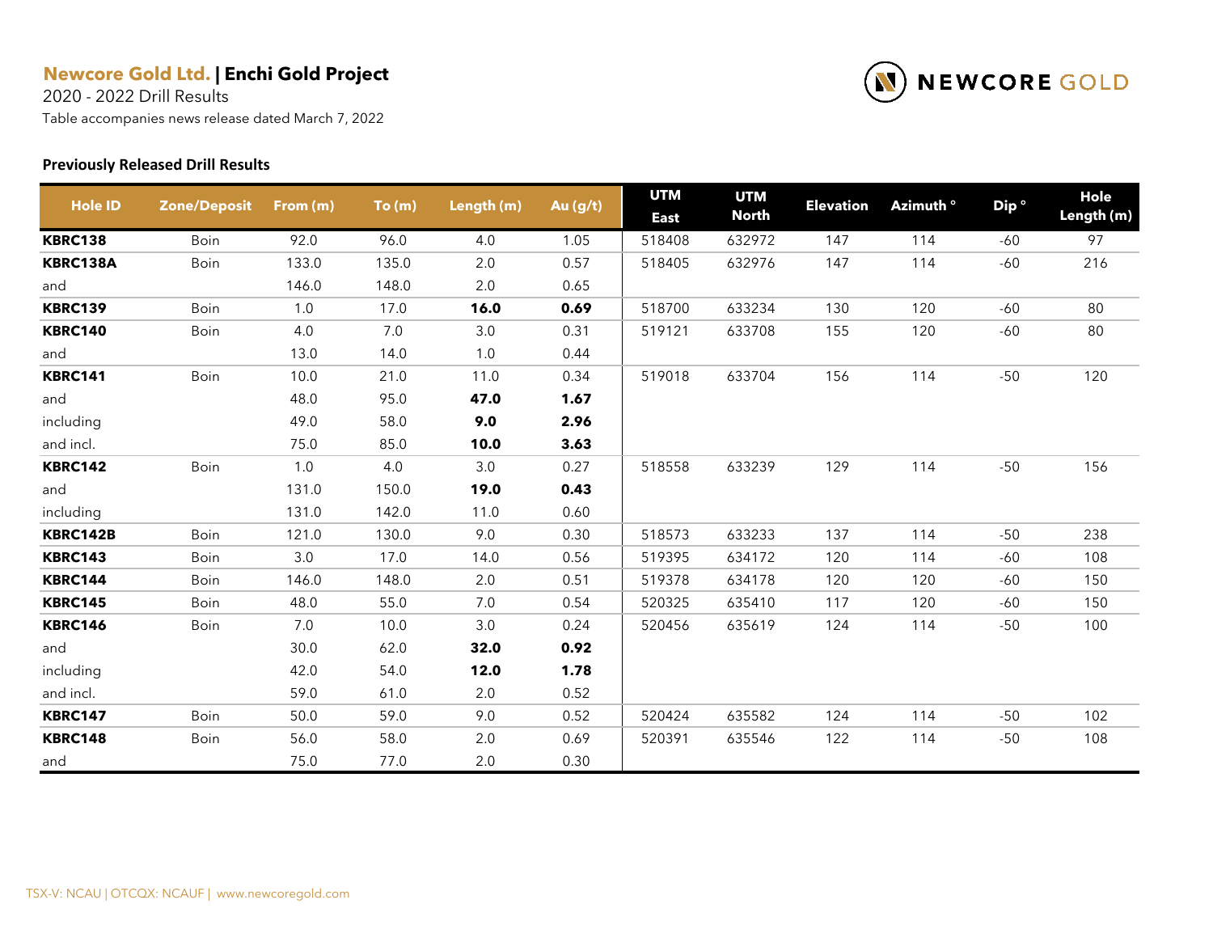**Newcore Gold Ltd. | Enchi Gold Project**

2020 - 2022 Drill Results

Table accompanies news release dated March 7, 2022

### Previously Released Drill Results

| Hole ID | Zone/Deposit | From (m) | To (m) | Length (m) | Au (g/t) | UTM East | UTM North | Elevation | Azimuth ° | Dip ° | Hole Length (m) |
|---|---|---|---|---|---|---|---|---|---|---|---|
| **KBRC138** | Boin | 92.0 | 96.0 | 4.0 | 1.05 | 518408 | 632972 | 147 | 114 | -60 | 97 |
| **KBRC138A** | Boin | 133.0 | 135.0 | 2.0 | 0.57 | 518405 | 632976 | 147 | 114 | -60 | 216 |
| and | | 146.0 | 148.0 | 2.0 | 0.65 | | | | | | |
| **KBRC139** | Boin | 1.0 | 17.0 | **16.0** | **0.69** | 518700 | 633234 | 130 | 120 | -60 | 80 |
| **KBRC140** | Boin | 4.0 | 7.0 | 3.0 | 0.31 | 519121 | 633708 | 155 | 120 | -60 | 80 |
| and | | 13.0 | 14.0 | 1.0 | 0.44 | | | | | | |
| **KBRC141** | Boin | 10.0 | 21.0 | 11.0 | 0.34 | 519018 | 633704 | 156 | 114 | -50 | 120 |
| and | | 48.0 | 95.0 | **47.0** | **1.67** | | | | | | |
| including | | 49.0 | 58.0 | **9.0** | **2.96** | | | | | | |
| and incl. | | 75.0 | 85.0 | **10.0** | **3.63** | | | | | | |
| **KBRC142** | Boin | 1.0 | 4.0 | 3.0 | 0.27 | 518558 | 633239 | 129 | 114 | -50 | 156 |
| and | | 131.0 | 150.0 | **19.0** | **0.43** | | | | | | |
| including | | 131.0 | 142.0 | 11.0 | 0.60 | | | | | | |
| **KBRC142B** | Boin | 121.0 | 130.0 | 9.0 | 0.30 | 518573 | 633233 | 137 | 114 | -50 | 238 |
| **KBRC143** | Boin | 3.0 | 17.0 | 14.0 | 0.56 | 519395 | 634172 | 120 | 114 | -60 | 108 |
| **KBRC144** | Boin | 146.0 | 148.0 | 2.0 | 0.51 | 519378 | 634178 | 120 | 120 | -60 | 150 |
| **KBRC145** | Boin | 48.0 | 55.0 | 7.0 | 0.54 | 520325 | 635410 | 117 | 120 | -60 | 150 |
| **KBRC146** | Boin | 7.0 | 10.0 | 3.0 | 0.24 | 520456 | 635619 | 124 | 114 | -50 | 100 |
| and | | 30.0 | 62.0 | **32.0** | **0.92** | | | | | | |
| including | | 42.0 | 54.0 | **12.0** | **1.78** | | | | | | |
| and incl. | | 59.0 | 61.0 | 2.0 | 0.52 | | | | | | |
| **KBRC147** | Boin | 50.0 | 59.0 | 9.0 | 0.52 | 520424 | 635582 | 124 | 114 | -50 | 102 |
| **KBRC148** | Boin | 56.0 | 58.0 | 2.0 | 0.69 | 520391 | 635546 | 122 | 114 | -50 | 108 |
| and | | 75.0 | 77.0 | 2.0 | 0.30 | | | | | | |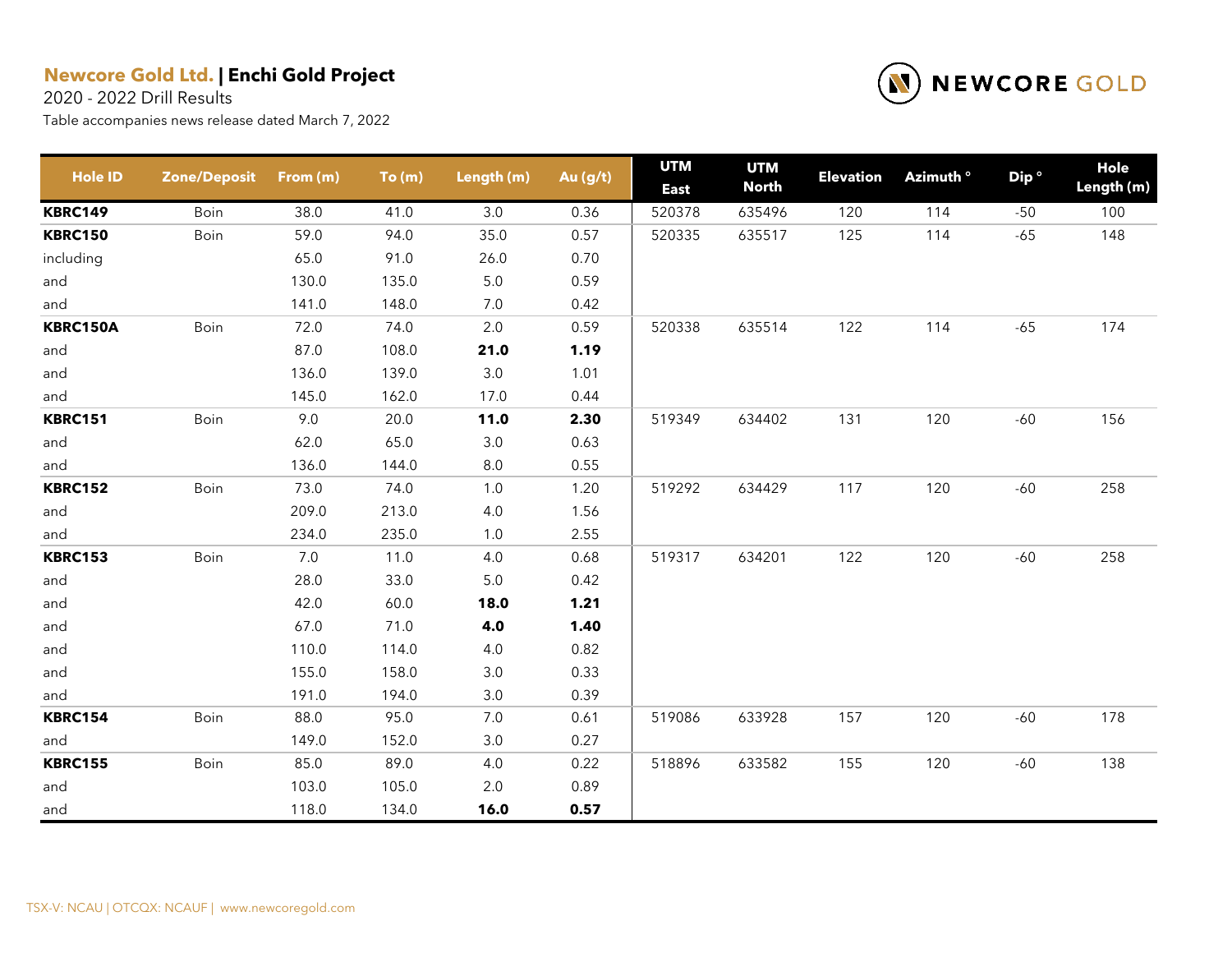**Newcore Gold Ltd. | Enchi Gold Project**

2020 - 2022 Drill Results

Table accompanies news release dated March 7, 2022

| Hole ID | Zone/Deposit | From (m) | To (m) | Length (m) | Au (g/t) | UTM East | UTM North | Elevation | Azimuth ° | Dip ° | Hole Length (m) |
|---|---|---|---|---|---|---|---|---|---|---|---|
| **KBRC149** | Boin | 38.0 | 41.0 | 3.0 | 0.36 | 520378 | 635496 | 120 | 114 | -50 | 100 |
| **KBRC150** | Boin | 59.0 | 94.0 | 35.0 | 0.57 | 520335 | 635517 | 125 | 114 | -65 | 148 |
| including | | 65.0 | 91.0 | 26.0 | 0.70 | | | | | | |
| and | | 130.0 | 135.0 | 5.0 | 0.59 | | | | | | |
| and | | 141.0 | 148.0 | 7.0 | 0.42 | | | | | | |
| **KBRC150A** | Boin | 72.0 | 74.0 | 2.0 | 0.59 | 520338 | 635514 | 122 | 114 | -65 | 174 |
| and | | 87.0 | 108.0 | **21.0** | **1.19** | | | | | | |
| and | | 136.0 | 139.0 | 3.0 | 1.01 | | | | | | |
| and | | 145.0 | 162.0 | 17.0 | 0.44 | | | | | | |
| **KBRC151** | Boin | 9.0 | 20.0 | **11.0** | **2.30** | 519349 | 634402 | 131 | 120 | -60 | 156 |
| and | | 62.0 | 65.0 | 3.0 | 0.63 | | | | | | |
| and | | 136.0 | 144.0 | 8.0 | 0.55 | | | | | | |
| **KBRC152** | Boin | 73.0 | 74.0 | 1.0 | 1.20 | 519292 | 634429 | 117 | 120 | -60 | 258 |
| and | | 209.0 | 213.0 | 4.0 | 1.56 | | | | | | |
| and | | 234.0 | 235.0 | 1.0 | 2.55 | | | | | | |
| **KBRC153** | Boin | 7.0 | 11.0 | 4.0 | 0.68 | 519317 | 634201 | 122 | 120 | -60 | 258 |
| and | | 28.0 | 33.0 | 5.0 | 0.42 | | | | | | |
| and | | 42.0 | 60.0 | **18.0** | **1.21** | | | | | | |
| and | | 67.0 | 71.0 | **4.0** | **1.40** | | | | | | |
| and | | 110.0 | 114.0 | 4.0 | 0.82 | | | | | | |
| and | | 155.0 | 158.0 | 3.0 | 0.33 | | | | | | |
| and | | 191.0 | 194.0 | 3.0 | 0.39 | | | | | | |
| **KBRC154** | Boin | 88.0 | 95.0 | 7.0 | 0.61 | 519086 | 633928 | 157 | 120 | -60 | 178 |
| and | | 149.0 | 152.0 | 3.0 | 0.27 | | | | | | |
| **KBRC155** | Boin | 85.0 | 89.0 | 4.0 | 0.22 | 518896 | 633582 | 155 | 120 | -60 | 138 |
| and | | 103.0 | 105.0 | 2.0 | 0.89 | | | | | | |
| and | | 118.0 | 134.0 | **16.0** | **0.57** | | | | | | |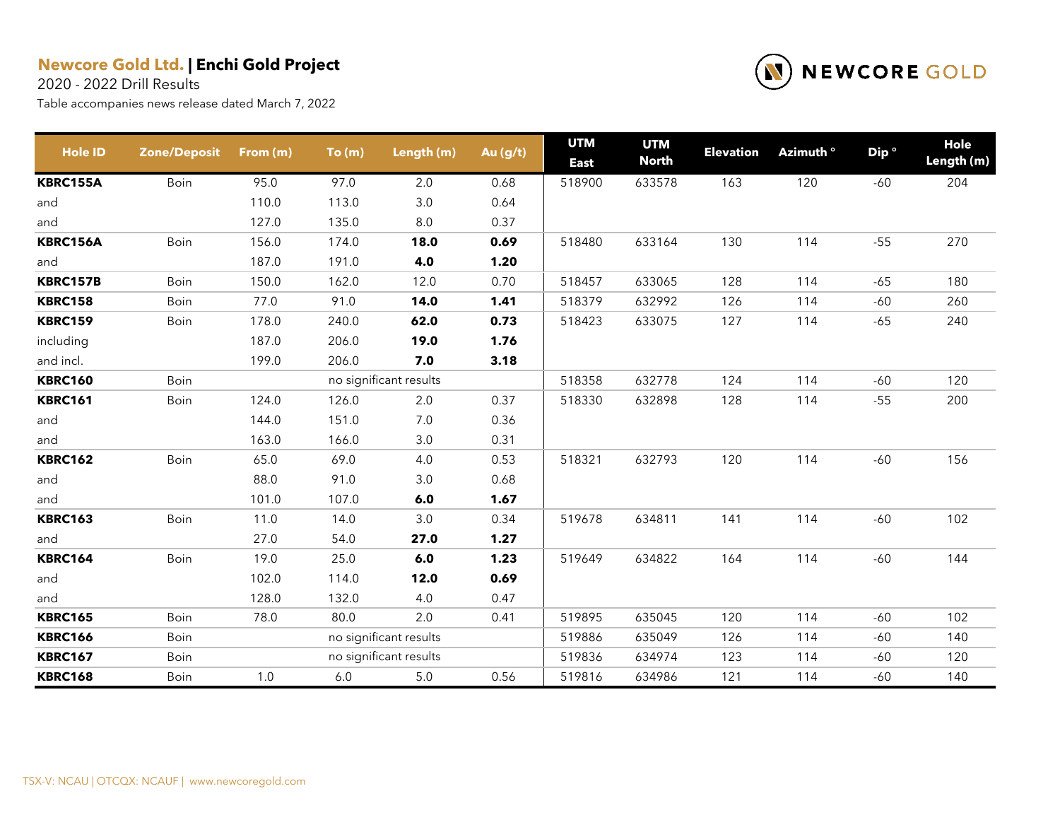**Newcore Gold Ltd.** | **Enchi Gold Project**

2020 - 2022 Drill Results

Table accompanies news release dated March 7, 2022

| Hole ID | Zone/Deposit | From (m) | To (m) | Length (m) | Au (g/t) | UTM East | UTM North | Elevation | Azimuth ° | Dip ° | Hole Length (m) |
|---|---|---|---|---|---|---|---|---|---|---|---|
| **KBRC155A** | Boin | 95.0 | 97.0 | 2.0 | 0.68 | 518900 | 633578 | 163 | 120 | -60 | 204 |
| and | | 110.0 | 113.0 | 3.0 | 0.64 | | | | | | |
| and | | 127.0 | 135.0 | 8.0 | 0.37 | | | | | | |
| **KBRC156A** | Boin | 156.0 | 174.0 | **18.0** | **0.69** | 518480 | 633164 | 130 | 114 | -55 | 270 |
| and | | 187.0 | 191.0 | **4.0** | **1.20** | | | | | | |
| **KBRC157B** | Boin | 150.0 | 162.0 | 12.0 | 0.70 | 518457 | 633065 | 128 | 114 | -65 | 180 |
| **KBRC158** | Boin | 77.0 | 91.0 | **14.0** | **1.41** | 518379 | 632992 | 126 | 114 | -60 | 260 |
| **KBRC159** | Boin | 178.0 | 240.0 | **62.0** | **0.73** | 518423 | 633075 | 127 | 114 | -65 | 240 |
| including | | 187.0 | 206.0 | **19.0** | **1.76** | | | | | | |
| and incl. | | 199.0 | 206.0 | **7.0** | **3.18** | | | | | | |
| **KBRC160** | Boin | | no significant results | | | 518358 | 632778 | 124 | 114 | -60 | 120 |
| **KBRC161** | Boin | 124.0 | 126.0 | 2.0 | 0.37 | 518330 | 632898 | 128 | 114 | -55 | 200 |
| and | | 144.0 | 151.0 | 7.0 | 0.36 | | | | | | |
| and | | 163.0 | 166.0 | 3.0 | 0.31 | | | | | | |
| **KBRC162** | Boin | 65.0 | 69.0 | 4.0 | 0.53 | 518321 | 632793 | 120 | 114 | -60 | 156 |
| and | | 88.0 | 91.0 | 3.0 | 0.68 | | | | | | |
| and | | 101.0 | 107.0 | **6.0** | **1.67** | | | | | | |
| **KBRC163** | Boin | 11.0 | 14.0 | 3.0 | 0.34 | 519678 | 634811 | 141 | 114 | -60 | 102 |
| and | | 27.0 | 54.0 | **27.0** | **1.27** | | | | | | |
| **KBRC164** | Boin | 19.0 | 25.0 | **6.0** | **1.23** | 519649 | 634822 | 164 | 114 | -60 | 144 |
| and | | 102.0 | 114.0 | **12.0** | **0.69** | | | | | | |
| and | | 128.0 | 132.0 | 4.0 | 0.47 | | | | | | |
| **KBRC165** | Boin | 78.0 | 80.0 | 2.0 | 0.41 | 519895 | 635045 | 120 | 114 | -60 | 102 |
| **KBRC166** | Boin | | no significant results | | | 519886 | 635049 | 126 | 114 | -60 | 140 |
| **KBRC167** | Boin | | no significant results | | | 519836 | 634974 | 123 | 114 | -60 | 120 |
| **KBRC168** | Boin | 1.0 | 6.0 | 5.0 | 0.56 | 519816 | 634986 | 121 | 114 | -60 | 140 |

TSX-V: NCAU | OTCQX: NCAUF | www.newcoregold.com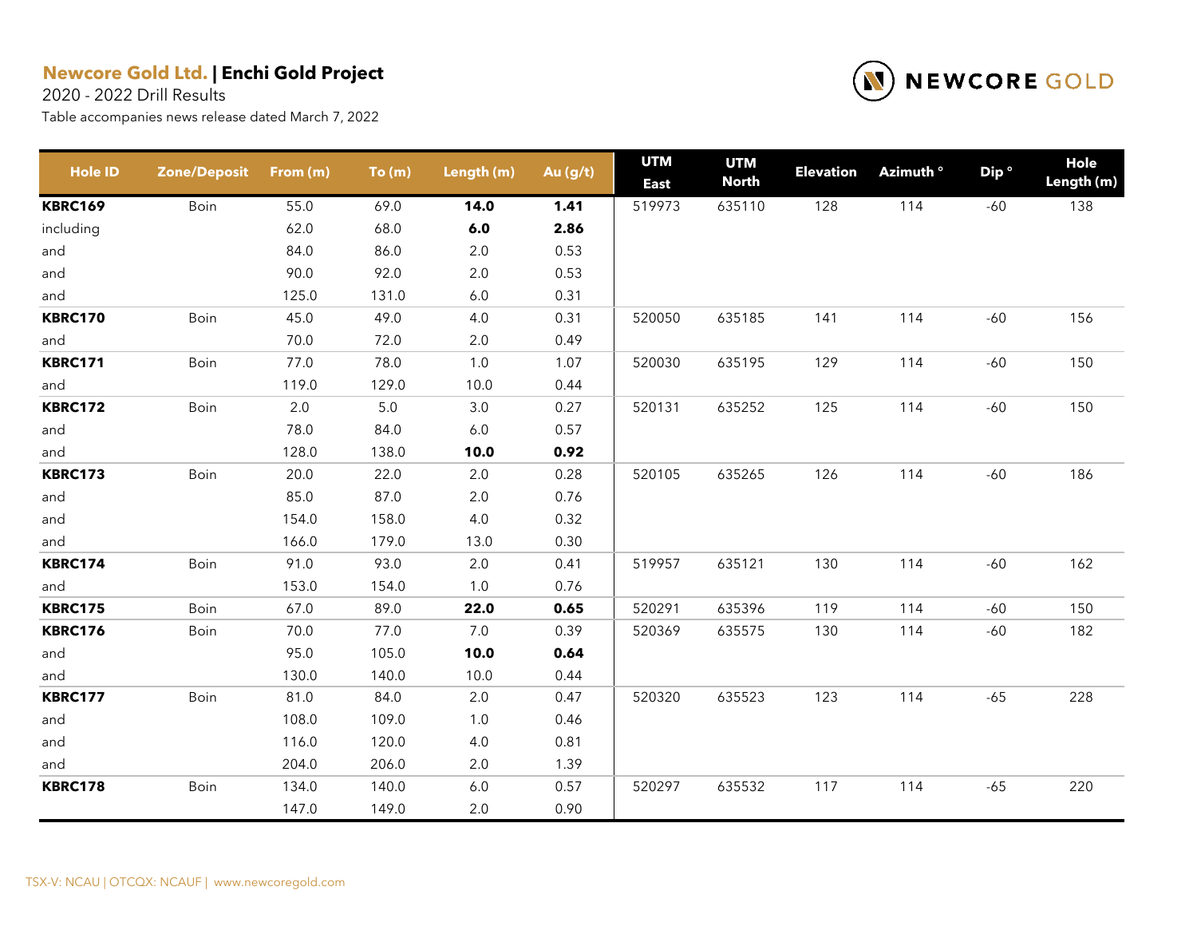**Newcore Gold Ltd.** | **Enchi Gold Project**

2020 - 2022 Drill Results

Table accompanies news release dated March 7, 2022

| Hole ID | Zone/Deposit | From (m) | To (m) | Length (m) | Au (g/t) | UTM East | UTM North | Elevation | Azimuth ° | Dip ° | Hole Length (m) |
|---|---|---|---|---|---|---|---|---|---|---|---|
| **KBRC169** | Boin | 55.0 | 69.0 | **14.0** | **1.41** | 519973 | 635110 | 128 | 114 | -60 | 138 |
| including | | 62.0 | 68.0 | **6.0** | **2.86** | | | | | | |
| and | | 84.0 | 86.0 | 2.0 | 0.53 | | | | | | |
| and | | 90.0 | 92.0 | 2.0 | 0.53 | | | | | | |
| and | | 125.0 | 131.0 | 6.0 | 0.31 | | | | | | |
| **KBRC170** | Boin | 45.0 | 49.0 | 4.0 | 0.31 | 520050 | 635185 | 141 | 114 | -60 | 156 |
| and | | 70.0 | 72.0 | 2.0 | 0.49 | | | | | | |
| **KBRC171** | Boin | 77.0 | 78.0 | 1.0 | 1.07 | 520030 | 635195 | 129 | 114 | -60 | 150 |
| and | | 119.0 | 129.0 | 10.0 | 0.44 | | | | | | |
| **KBRC172** | Boin | 2.0 | 5.0 | 3.0 | 0.27 | 520131 | 635252 | 125 | 114 | -60 | 150 |
| and | | 78.0 | 84.0 | 6.0 | 0.57 | | | | | | |
| and | | 128.0 | 138.0 | **10.0** | **0.92** | | | | | | |
| **KBRC173** | Boin | 20.0 | 22.0 | 2.0 | 0.28 | 520105 | 635265 | 126 | 114 | -60 | 186 |
| and | | 85.0 | 87.0 | 2.0 | 0.76 | | | | | | |
| and | | 154.0 | 158.0 | 4.0 | 0.32 | | | | | | |
| and | | 166.0 | 179.0 | 13.0 | 0.30 | | | | | | |
| **KBRC174** | Boin | 91.0 | 93.0 | 2.0 | 0.41 | 519957 | 635121 | 130 | 114 | -60 | 162 |
| and | | 153.0 | 154.0 | 1.0 | 0.76 | | | | | | |
| **KBRC175** | Boin | 67.0 | 89.0 | **22.0** | **0.65** | 520291 | 635396 | 119 | 114 | -60 | 150 |
| **KBRC176** | Boin | 70.0 | 77.0 | 7.0 | 0.39 | 520369 | 635575 | 130 | 114 | -60 | 182 |
| and | | 95.0 | 105.0 | **10.0** | **0.64** | | | | | | |
| and | | 130.0 | 140.0 | 10.0 | 0.44 | | | | | | |
| **KBRC177** | Boin | 81.0 | 84.0 | 2.0 | 0.47 | 520320 | 635523 | 123 | 114 | -65 | 228 |
| and | | 108.0 | 109.0 | 1.0 | 0.46 | | | | | | |
| and | | 116.0 | 120.0 | 4.0 | 0.81 | | | | | | |
| and | | 204.0 | 206.0 | 2.0 | 1.39 | | | | | | |
| **KBRC178** | Boin | 134.0 | 140.0 | 6.0 | 0.57 | 520297 | 635532 | 117 | 114 | -65 | 220 |
| | | 147.0 | 149.0 | 2.0 | 0.90 | | | | | | |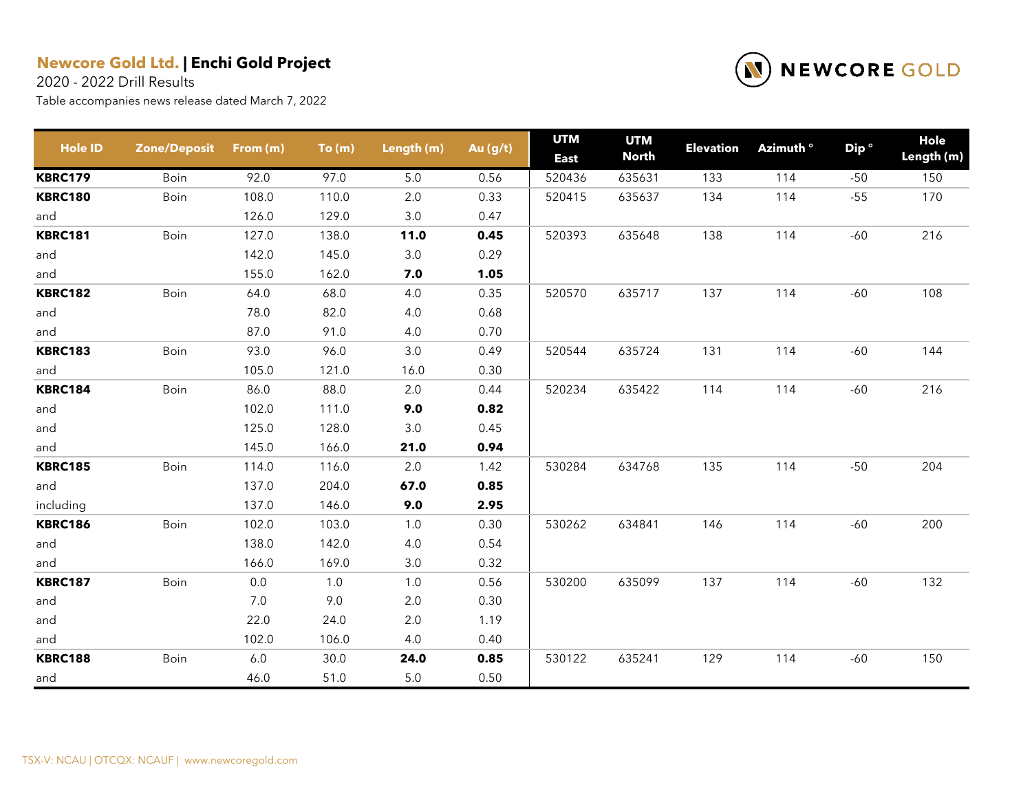**Newcore Gold Ltd.** | **Enchi Gold Project**

2020 - 2022 Drill Results

Table accompanies news release dated March 7, 2022

| Hole ID | Zone/Deposit | From (m) | To (m) | Length (m) | Au (g/t) | UTM East | UTM North | Elevation | Azimuth ° | Dip ° | Hole Length (m) |
|---|---|---|---|---|---|---|---|---|---|---|---|
| **KBRC179** | Boin | 92.0 | 97.0 | 5.0 | 0.56 | 520436 | 635631 | 133 | 114 | -50 | 150 |
| **KBRC180** | Boin | 108.0 | 110.0 | 2.0 | 0.33 | 520415 | 635637 | 134 | 114 | -55 | 170 |
| and | | 126.0 | 129.0 | 3.0 | 0.47 | | | | | | |
| **KBRC181** | Boin | 127.0 | 138.0 | **11.0** | **0.45** | 520393 | 635648 | 138 | 114 | -60 | 216 |
| and | | 142.0 | 145.0 | 3.0 | 0.29 | | | | | | |
| and | | 155.0 | 162.0 | **7.0** | **1.05** | | | | | | |
| **KBRC182** | Boin | 64.0 | 68.0 | 4.0 | 0.35 | 520570 | 635717 | 137 | 114 | -60 | 108 |
| and | | 78.0 | 82.0 | 4.0 | 0.68 | | | | | | |
| and | | 87.0 | 91.0 | 4.0 | 0.70 | | | | | | |
| **KBRC183** | Boin | 93.0 | 96.0 | 3.0 | 0.49 | 520544 | 635724 | 131 | 114 | -60 | 144 |
| and | | 105.0 | 121.0 | 16.0 | 0.30 | | | | | | |
| **KBRC184** | Boin | 86.0 | 88.0 | 2.0 | 0.44 | 520234 | 635422 | 114 | 114 | -60 | 216 |
| and | | 102.0 | 111.0 | **9.0** | **0.82** | | | | | | |
| and | | 125.0 | 128.0 | 3.0 | 0.45 | | | | | | |
| and | | 145.0 | 166.0 | **21.0** | **0.94** | | | | | | |
| **KBRC185** | Boin | 114.0 | 116.0 | 2.0 | 1.42 | 530284 | 634768 | 135 | 114 | -50 | 204 |
| and | | 137.0 | 204.0 | **67.0** | **0.85** | | | | | | |
| including | | 137.0 | 146.0 | **9.0** | **2.95** | | | | | | |
| **KBRC186** | Boin | 102.0 | 103.0 | 1.0 | 0.30 | 530262 | 634841 | 146 | 114 | -60 | 200 |
| and | | 138.0 | 142.0 | 4.0 | 0.54 | | | | | | |
| and | | 166.0 | 169.0 | 3.0 | 0.32 | | | | | | |
| **KBRC187** | Boin | 0.0 | 1.0 | 1.0 | 0.56 | 530200 | 635099 | 137 | 114 | -60 | 132 |
| and | | 7.0 | 9.0 | 2.0 | 0.30 | | | | | | |
| and | | 22.0 | 24.0 | 2.0 | 1.19 | | | | | | |
| and | | 102.0 | 106.0 | 4.0 | 0.40 | | | | | | |
| **KBRC188** | Boin | 6.0 | 30.0 | **24.0** | **0.85** | 530122 | 635241 | 129 | 114 | -60 | 150 |
| and | | 46.0 | 51.0 | 5.0 | 0.50 | | | | | | |

TSX-V: NCAU | OTCQX: NCAUF | www.newcoregold.com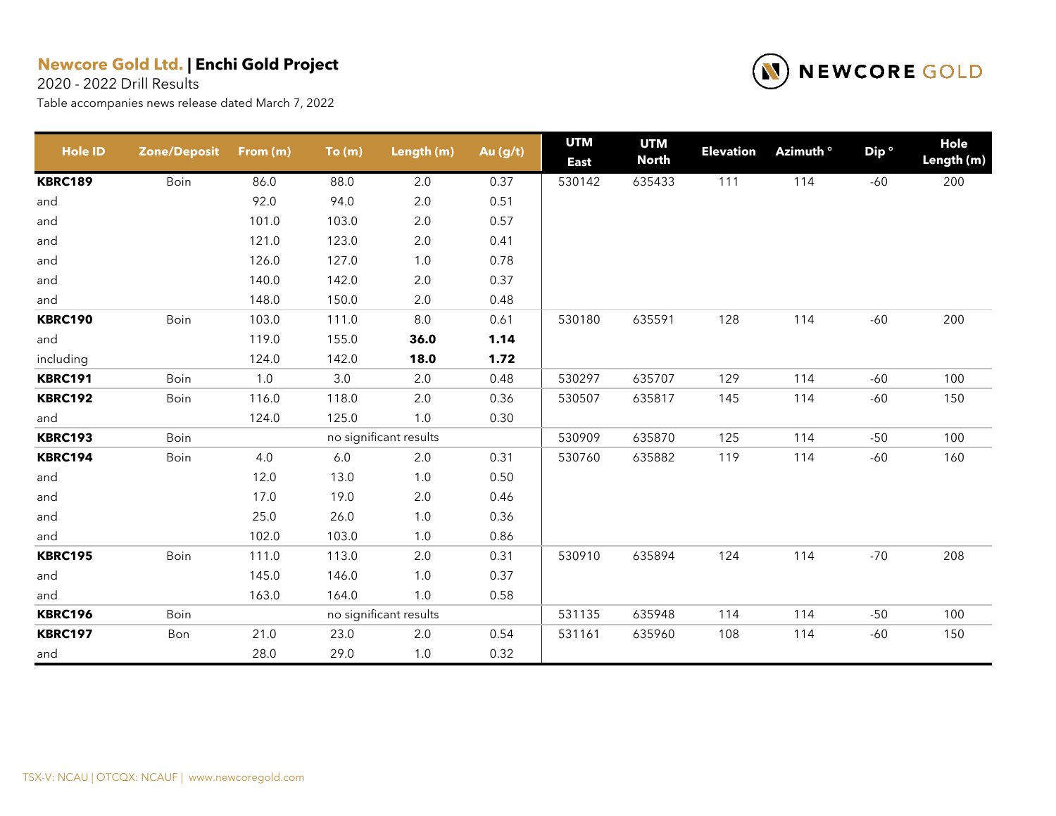**Newcore Gold Ltd.** | **Enchi Gold Project**

2020 - 2022 Drill Results

Table accompanies news release dated March 7, 2022

| Hole ID | Zone/Deposit | From (m) | To (m) | Length (m) | Au (g/t) | UTM East | UTM North | Elevation | Azimuth ° | Dip ° | Hole Length (m) |
|---|---|---|---|---|---|---|---|---|---|---|---|
| **KBRC189** | Boin | 86.0 | 88.0 | 2.0 | 0.37 | 530142 | 635433 | 111 | 114 | -60 | 200 |
| and | | 92.0 | 94.0 | 2.0 | 0.51 | | | | | | |
| and | | 101.0 | 103.0 | 2.0 | 0.57 | | | | | | |
| and | | 121.0 | 123.0 | 2.0 | 0.41 | | | | | | |
| and | | 126.0 | 127.0 | 1.0 | 0.78 | | | | | | |
| and | | 140.0 | 142.0 | 2.0 | 0.37 | | | | | | |
| and | | 148.0 | 150.0 | 2.0 | 0.48 | | | | | | |
| **KBRC190** | Boin | 103.0 | 111.0 | 8.0 | 0.61 | 530180 | 635591 | 128 | 114 | -60 | 200 |
| and | | 119.0 | 155.0 | **36.0** | **1.14** | | | | | | |
| including | | 124.0 | 142.0 | **18.0** | **1.72** | | | | | | |
| **KBRC191** | Boin | 1.0 | 3.0 | 2.0 | 0.48 | 530297 | 635707 | 129 | 114 | -60 | 100 |
| **KBRC192** | Boin | 116.0 | 118.0 | 2.0 | 0.36 | 530507 | 635817 | 145 | 114 | -60 | 150 |
| and | | 124.0 | 125.0 | 1.0 | 0.30 | | | | | | |
| **KBRC193** | Boin | | no significant results | | | 530909 | 635870 | 125 | 114 | -50 | 100 |
| **KBRC194** | Boin | 4.0 | 6.0 | 2.0 | 0.31 | 530760 | 635882 | 119 | 114 | -60 | 160 |
| and | | 12.0 | 13.0 | 1.0 | 0.50 | | | | | | |
| and | | 17.0 | 19.0 | 2.0 | 0.46 | | | | | | |
| and | | 25.0 | 26.0 | 1.0 | 0.36 | | | | | | |
| and | | 102.0 | 103.0 | 1.0 | 0.86 | | | | | | |
| **KBRC195** | Boin | 111.0 | 113.0 | 2.0 | 0.31 | 530910 | 635894 | 124 | 114 | -70 | 208 |
| and | | 145.0 | 146.0 | 1.0 | 0.37 | | | | | | |
| and | | 163.0 | 164.0 | 1.0 | 0.58 | | | | | | |
| **KBRC196** | Boin | | no significant results | | | 531135 | 635948 | 114 | 114 | -50 | 100 |
| **KBRC197** | Bon | 21.0 | 23.0 | 2.0 | 0.54 | 531161 | 635960 | 108 | 114 | -60 | 150 |
| and | | 28.0 | 29.0 | 1.0 | 0.32 | | | | | | |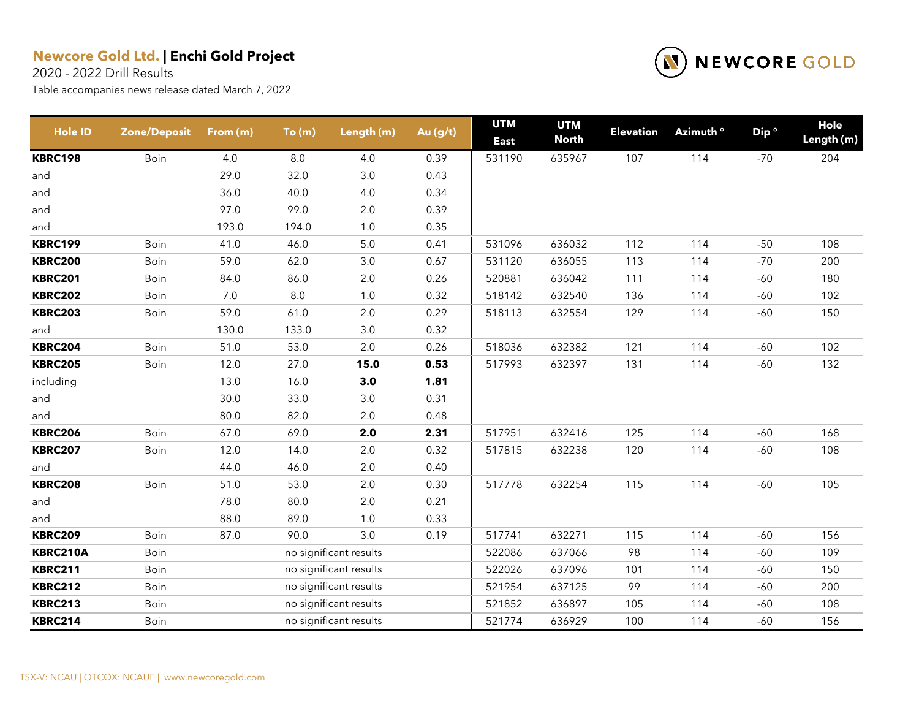**Newcore Gold Ltd.** | **Enchi Gold Project**

2020 - 2022 Drill Results

Table accompanies news release dated March 7, 2022

NEWCORE GOLD

| Hole ID | Zone/Deposit | From (m) | To (m) | Length (m) | Au (g/t) | UTM East | UTM North | Elevation | Azimuth ° | Dip ° | Hole Length (m) |
|---|---|---|---|---|---|---|---|---|---|---|---|
| **KBRC198** | Boin | 4.0 | 8.0 | 4.0 | 0.39 | 531190 | 635967 | 107 | 114 | -70 | 204 |
| and | | 29.0 | 32.0 | 3.0 | 0.43 | | | | | | |
| and | | 36.0 | 40.0 | 4.0 | 0.34 | | | | | | |
| and | | 97.0 | 99.0 | 2.0 | 0.39 | | | | | | |
| and | | 193.0 | 194.0 | 1.0 | 0.35 | | | | | | |
| **KBRC199** | Boin | 41.0 | 46.0 | 5.0 | 0.41 | 531096 | 636032 | 112 | 114 | -50 | 108 |
| **KBRC200** | Boin | 59.0 | 62.0 | 3.0 | 0.67 | 531120 | 636055 | 113 | 114 | -70 | 200 |
| **KBRC201** | Boin | 84.0 | 86.0 | 2.0 | 0.26 | 520881 | 636042 | 111 | 114 | -60 | 180 |
| **KBRC202** | Boin | 7.0 | 8.0 | 1.0 | 0.32 | 518142 | 632540 | 136 | 114 | -60 | 102 |
| **KBRC203** | Boin | 59.0 | 61.0 | 2.0 | 0.29 | 518113 | 632554 | 129 | 114 | -60 | 150 |
| and | | 130.0 | 133.0 | 3.0 | 0.32 | | | | | | |
| **KBRC204** | Boin | 51.0 | 53.0 | 2.0 | 0.26 | 518036 | 632382 | 121 | 114 | -60 | 102 |
| **KBRC205** | Boin | 12.0 | 27.0 | **15.0** | **0.53** | 517993 | 632397 | 131 | 114 | -60 | 132 |
| including | | 13.0 | 16.0 | **3.0** | **1.81** | | | | | | |
| and | | 30.0 | 33.0 | 3.0 | 0.31 | | | | | | |
| and | | 80.0 | 82.0 | 2.0 | 0.48 | | | | | | |
| **KBRC206** | Boin | 67.0 | 69.0 | **2.0** | **2.31** | 517951 | 632416 | 125 | 114 | -60 | 168 |
| **KBRC207** | Boin | 12.0 | 14.0 | 2.0 | 0.32 | 517815 | 632238 | 120 | 114 | -60 | 108 |
| and | | 44.0 | 46.0 | 2.0 | 0.40 | | | | | | |
| **KBRC208** | Boin | 51.0 | 53.0 | 2.0 | 0.30 | 517778 | 632254 | 115 | 114 | -60 | 105 |
| and | | 78.0 | 80.0 | 2.0 | 0.21 | | | | | | |
| and | | 88.0 | 89.0 | 1.0 | 0.33 | | | | | | |
| **KBRC209** | Boin | 87.0 | 90.0 | 3.0 | 0.19 | 517741 | 632271 | 115 | 114 | -60 | 156 |
| **KBRC210A** | Boin | | no significant results | | | 522086 | 637066 | 98 | 114 | -60 | 109 |
| **KBRC211** | Boin | | no significant results | | | 522026 | 637096 | 101 | 114 | -60 | 150 |
| **KBRC212** | Boin | | no significant results | | | 521954 | 637125 | 99 | 114 | -60 | 200 |
| **KBRC213** | Boin | | no significant results | | | 521852 | 636897 | 105 | 114 | -60 | 108 |
| **KBRC214** | Boin | | no significant results | | | 521774 | 636929 | 100 | 114 | -60 | 156 |

TSX-V: NCAU | OTCQX: NCAUF | www.newcoregold.com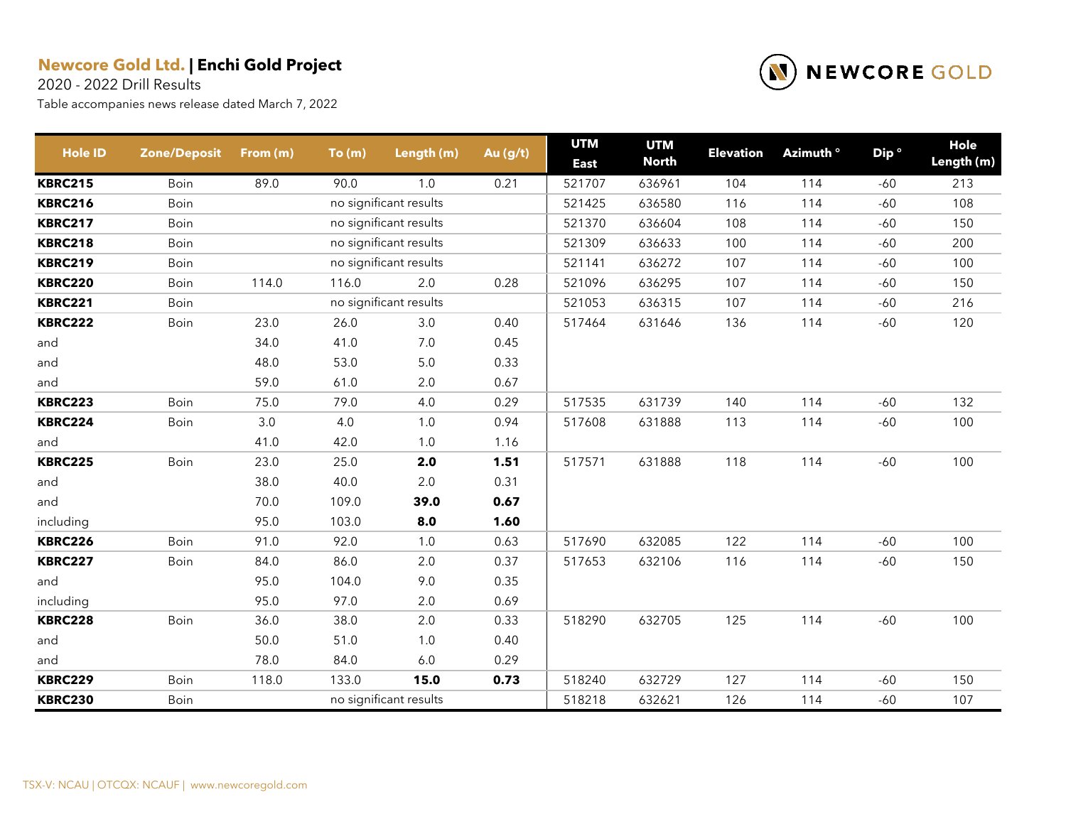**Newcore Gold Ltd. | Enchi Gold Project**

2020 - 2022 Drill Results

Table accompanies news release dated March 7, 2022

| Hole ID | Zone/Deposit | From (m) | To (m) | Length (m) | Au (g/t) | UTM East | UTM North | Elevation | Azimuth ° | Dip ° | Hole Length (m) |
|---|---|---|---|---|---|---|---|---|---|---|---|
| **KBRC215** | Boin | 89.0 | 90.0 | 1.0 | 0.21 | 521707 | 636961 | 104 | 114 | -60 | 213 |
| **KBRC216** | Boin | | no significant results | | | 521425 | 636580 | 116 | 114 | -60 | 108 |
| **KBRC217** | Boin | | no significant results | | | 521370 | 636604 | 108 | 114 | -60 | 150 |
| **KBRC218** | Boin | | no significant results | | | 521309 | 636633 | 100 | 114 | -60 | 200 |
| **KBRC219** | Boin | | no significant results | | | 521141 | 636272 | 107 | 114 | -60 | 100 |
| **KBRC220** | Boin | 114.0 | 116.0 | 2.0 | 0.28 | 521096 | 636295 | 107 | 114 | -60 | 150 |
| **KBRC221** | Boin | | no significant results | | | 521053 | 636315 | 107 | 114 | -60 | 216 |
| **KBRC222** | Boin | 23.0 | 26.0 | 3.0 | 0.40 | 517464 | 631646 | 136 | 114 | -60 | 120 |
| and | | 34.0 | 41.0 | 7.0 | 0.45 | | | | | | |
| and | | 48.0 | 53.0 | 5.0 | 0.33 | | | | | | |
| and | | 59.0 | 61.0 | 2.0 | 0.67 | | | | | | |
| **KBRC223** | Boin | 75.0 | 79.0 | 4.0 | 0.29 | 517535 | 631739 | 140 | 114 | -60 | 132 |
| **KBRC224** | Boin | 3.0 | 4.0 | 1.0 | 0.94 | 517608 | 631888 | 113 | 114 | -60 | 100 |
| and | | 41.0 | 42.0 | 1.0 | 1.16 | | | | | | |
| **KBRC225** | Boin | 23.0 | 25.0 | **2.0** | **1.51** | 517571 | 631888 | 118 | 114 | -60 | 100 |
| and | | 38.0 | 40.0 | 2.0 | 0.31 | | | | | | |
| and | | 70.0 | 109.0 | **39.0** | **0.67** | | | | | | |
| including | | 95.0 | 103.0 | **8.0** | **1.60** | | | | | | |
| **KBRC226** | Boin | 91.0 | 92.0 | 1.0 | 0.63 | 517690 | 632085 | 122 | 114 | -60 | 100 |
| **KBRC227** | Boin | 84.0 | 86.0 | 2.0 | 0.37 | 517653 | 632106 | 116 | 114 | -60 | 150 |
| and | | 95.0 | 104.0 | 9.0 | 0.35 | | | | | | |
| including | | 95.0 | 97.0 | 2.0 | 0.69 | | | | | | |
| **KBRC228** | Boin | 36.0 | 38.0 | 2.0 | 0.33 | 518290 | 632705 | 125 | 114 | -60 | 100 |
| and | | 50.0 | 51.0 | 1.0 | 0.40 | | | | | | |
| and | | 78.0 | 84.0 | 6.0 | 0.29 | | | | | | |
| **KBRC229** | Boin | 118.0 | 133.0 | **15.0** | **0.73** | 518240 | 632729 | 127 | 114 | -60 | 150 |
| **KBRC230** | Boin | | no significant results | | | 518218 | 632621 | 126 | 114 | -60 | 107 |

TSX-V: NCAU | OTCQX: NCAUF | www.newcoregold.com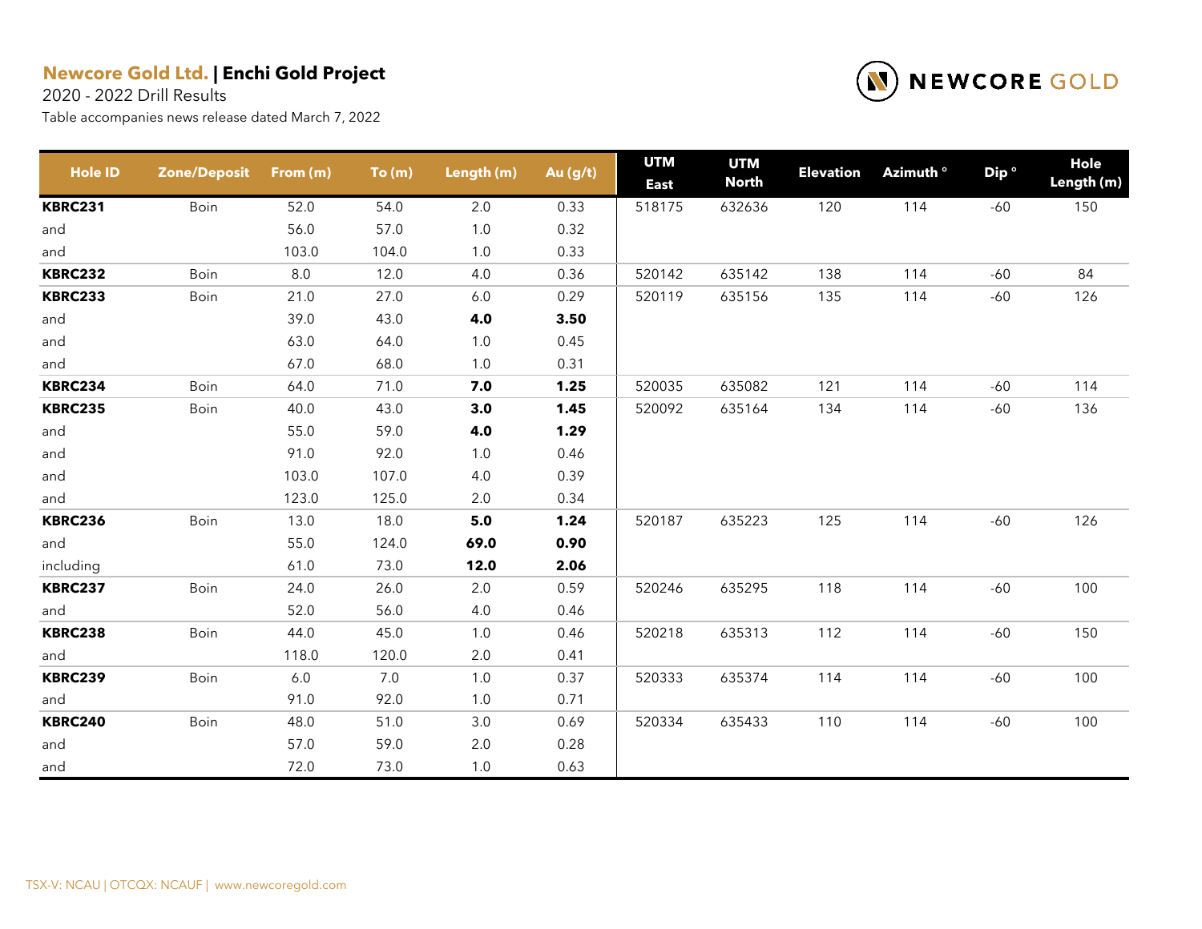**Newcore Gold Ltd. | Enchi Gold Project**

2020 - 2022 Drill Results

Table accompanies news release dated March 7, 2022

| Hole ID | Zone/Deposit | From (m) | To (m) | Length (m) | Au (g/t) | UTM East | UTM North | Elevation | Azimuth ° | Dip ° | Hole Length (m) |
|---|---|---|---|---|---|---|---|---|---|---|---|
| **KBRC231** | Boin | 52.0 | 54.0 | 2.0 | 0.33 | 518175 | 632636 | 120 | 114 | -60 | 150 |
| and | | 56.0 | 57.0 | 1.0 | 0.32 | | | | | | |
| and | | 103.0 | 104.0 | 1.0 | 0.33 | | | | | | |
| **KBRC232** | Boin | 8.0 | 12.0 | 4.0 | 0.36 | 520142 | 635142 | 138 | 114 | -60 | 84 |
| **KBRC233** | Boin | 21.0 | 27.0 | 6.0 | 0.29 | 520119 | 635156 | 135 | 114 | -60 | 126 |
| and | | 39.0 | 43.0 | **4.0** | **3.50** | | | | | | |
| and | | 63.0 | 64.0 | 1.0 | 0.45 | | | | | | |
| and | | 67.0 | 68.0 | 1.0 | 0.31 | | | | | | |
| **KBRC234** | Boin | 64.0 | 71.0 | **7.0** | **1.25** | 520035 | 635082 | 121 | 114 | -60 | 114 |
| **KBRC235** | Boin | 40.0 | 43.0 | **3.0** | **1.45** | 520092 | 635164 | 134 | 114 | -60 | 136 |
| and | | 55.0 | 59.0 | **4.0** | **1.29** | | | | | | |
| and | | 91.0 | 92.0 | 1.0 | 0.46 | | | | | | |
| and | | 103.0 | 107.0 | 4.0 | 0.39 | | | | | | |
| and | | 123.0 | 125.0 | 2.0 | 0.34 | | | | | | |
| **KBRC236** | Boin | 13.0 | 18.0 | **5.0** | **1.24** | 520187 | 635223 | 125 | 114 | -60 | 126 |
| and | | 55.0 | 124.0 | **69.0** | **0.90** | | | | | | |
| including | | 61.0 | 73.0 | **12.0** | **2.06** | | | | | | |
| **KBRC237** | Boin | 24.0 | 26.0 | 2.0 | 0.59 | 520246 | 635295 | 118 | 114 | -60 | 100 |
| and | | 52.0 | 56.0 | 4.0 | 0.46 | | | | | | |
| **KBRC238** | Boin | 44.0 | 45.0 | 1.0 | 0.46 | 520218 | 635313 | 112 | 114 | -60 | 150 |
| and | | 118.0 | 120.0 | 2.0 | 0.41 | | | | | | |
| **KBRC239** | Boin | 6.0 | 7.0 | 1.0 | 0.37 | 520333 | 635374 | 114 | 114 | -60 | 100 |
| and | | 91.0 | 92.0 | 1.0 | 0.71 | | | | | | |
| **KBRC240** | Boin | 48.0 | 51.0 | 3.0 | 0.69 | 520334 | 635433 | 110 | 114 | -60 | 100 |
| and | | 57.0 | 59.0 | 2.0 | 0.28 | | | | | | |
| and | | 72.0 | 73.0 | 1.0 | 0.63 | | | | | | |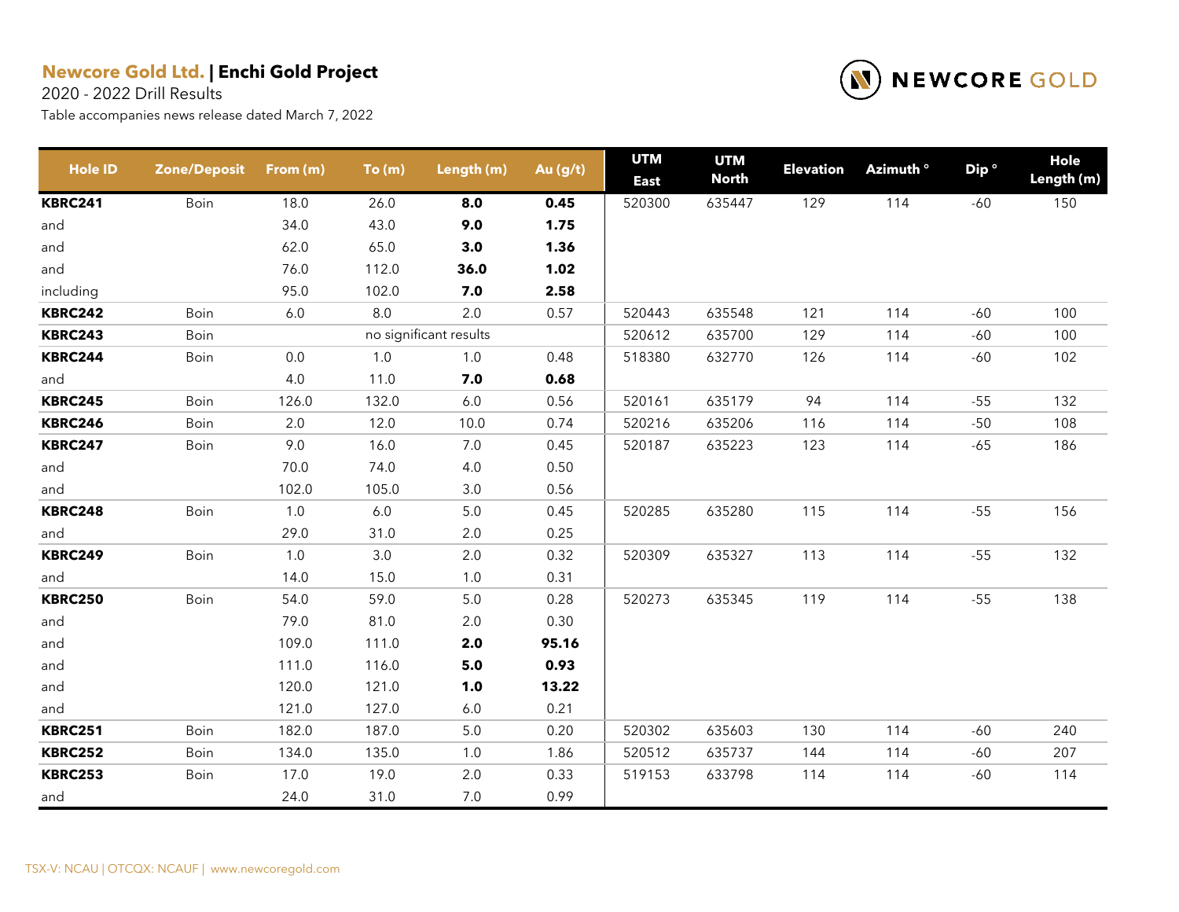**Newcore Gold Ltd. | Enchi Gold Project**

2020 - 2022 Drill Results

Table accompanies news release dated March 7, 2022

| Hole ID | Zone/Deposit | From (m) | To (m) | Length (m) | Au (g/t) | UTM East | UTM North | Elevation | Azimuth ° | Dip ° | Hole Length (m) |
|---|---|---|---|---|---|---|---|---|---|---|---|
| **KBRC241** | Boin | 18.0 | 26.0 | **8.0** | **0.45** | 520300 | 635447 | 129 | 114 | -60 | 150 |
| and | | 34.0 | 43.0 | **9.0** | **1.75** | | | | | | |
| and | | 62.0 | 65.0 | **3.0** | **1.36** | | | | | | |
| and | | 76.0 | 112.0 | **36.0** | **1.02** | | | | | | |
| including | | 95.0 | 102.0 | **7.0** | **2.58** | | | | | | |
| **KBRC242** | Boin | 6.0 | 8.0 | 2.0 | 0.57 | 520443 | 635548 | 121 | 114 | -60 | 100 |
| **KBRC243** | Boin | | no significant results | | | 520612 | 635700 | 129 | 114 | -60 | 100 |
| **KBRC244** | Boin | 0.0 | 1.0 | 1.0 | 0.48 | 518380 | 632770 | 126 | 114 | -60 | 102 |
| and | | 4.0 | 11.0 | **7.0** | **0.68** | | | | | | |
| **KBRC245** | Boin | 126.0 | 132.0 | 6.0 | 0.56 | 520161 | 635179 | 94 | 114 | -55 | 132 |
| **KBRC246** | Boin | 2.0 | 12.0 | 10.0 | 0.74 | 520216 | 635206 | 116 | 114 | -50 | 108 |
| **KBRC247** | Boin | 9.0 | 16.0 | 7.0 | 0.45 | 520187 | 635223 | 123 | 114 | -65 | 186 |
| and | | 70.0 | 74.0 | 4.0 | 0.50 | | | | | | |
| and | | 102.0 | 105.0 | 3.0 | 0.56 | | | | | | |
| **KBRC248** | Boin | 1.0 | 6.0 | 5.0 | 0.45 | 520285 | 635280 | 115 | 114 | -55 | 156 |
| and | | 29.0 | 31.0 | 2.0 | 0.25 | | | | | | |
| **KBRC249** | Boin | 1.0 | 3.0 | 2.0 | 0.32 | 520309 | 635327 | 113 | 114 | -55 | 132 |
| and | | 14.0 | 15.0 | 1.0 | 0.31 | | | | | | |
| **KBRC250** | Boin | 54.0 | 59.0 | 5.0 | 0.28 | 520273 | 635345 | 119 | 114 | -55 | 138 |
| and | | 79.0 | 81.0 | 2.0 | 0.30 | | | | | | |
| and | | 109.0 | 111.0 | **2.0** | **95.16** | | | | | | |
| and | | 111.0 | 116.0 | **5.0** | **0.93** | | | | | | |
| and | | 120.0 | 121.0 | **1.0** | **13.22** | | | | | | |
| and | | 121.0 | 127.0 | 6.0 | 0.21 | | | | | | |
| **KBRC251** | Boin | 182.0 | 187.0 | 5.0 | 0.20 | 520302 | 635603 | 130 | 114 | -60 | 240 |
| **KBRC252** | Boin | 134.0 | 135.0 | 1.0 | 1.86 | 520512 | 635737 | 144 | 114 | -60 | 207 |
| **KBRC253** | Boin | 17.0 | 19.0 | 2.0 | 0.33 | 519153 | 633798 | 114 | 114 | -60 | 114 |
| and | | 24.0 | 31.0 | 7.0 | 0.99 | | | | | | |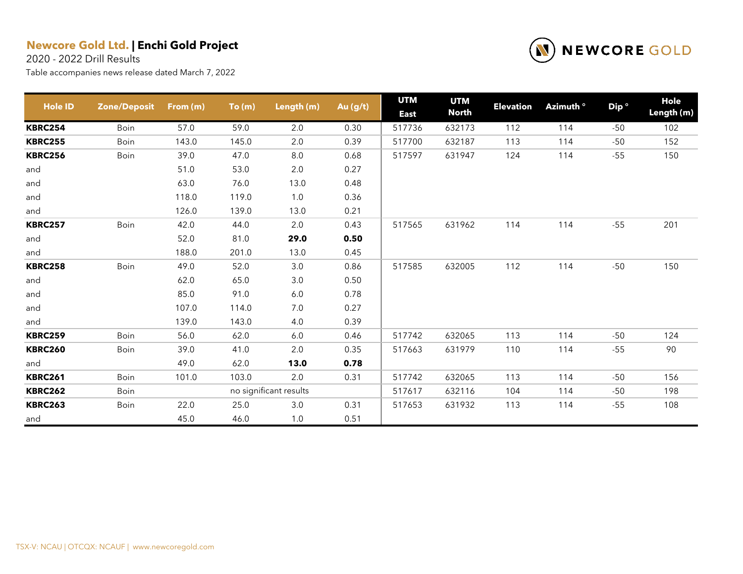**Newcore Gold Ltd. | Enchi Gold Project**

2020 - 2022 Drill Results

Table accompanies news release dated March 7, 2022

| Hole ID | Zone/Deposit | From (m) | To (m) | Length (m) | Au (g/t) | UTM East | UTM North | Elevation | Azimuth ° | Dip ° | Hole Length (m) |
|---|---|---|---|---|---|---|---|---|---|---|---|
| **KBRC254** | Boin | 57.0 | 59.0 | 2.0 | 0.30 | 517736 | 632173 | 112 | 114 | -50 | 102 |
| **KBRC255** | Boin | 143.0 | 145.0 | 2.0 | 0.39 | 517700 | 632187 | 113 | 114 | -50 | 152 |
| **KBRC256** | Boin | 39.0 | 47.0 | 8.0 | 0.68 | 517597 | 631947 | 124 | 114 | -55 | 150 |
| and | | 51.0 | 53.0 | 2.0 | 0.27 | | | | | | |
| and | | 63.0 | 76.0 | 13.0 | 0.48 | | | | | | |
| and | | 118.0 | 119.0 | 1.0 | 0.36 | | | | | | |
| and | | 126.0 | 139.0 | 13.0 | 0.21 | | | | | | |
| **KBRC257** | Boin | 42.0 | 44.0 | 2.0 | 0.43 | 517565 | 631962 | 114 | 114 | -55 | 201 |
| and | | 52.0 | 81.0 | **29.0** | **0.50** | | | | | | |
| and | | 188.0 | 201.0 | 13.0 | 0.45 | | | | | | |
| **KBRC258** | Boin | 49.0 | 52.0 | 3.0 | 0.86 | 517585 | 632005 | 112 | 114 | -50 | 150 |
| and | | 62.0 | 65.0 | 3.0 | 0.50 | | | | | | |
| and | | 85.0 | 91.0 | 6.0 | 0.78 | | | | | | |
| and | | 107.0 | 114.0 | 7.0 | 0.27 | | | | | | |
| and | | 139.0 | 143.0 | 4.0 | 0.39 | | | | | | |
| **KBRC259** | Boin | 56.0 | 62.0 | 6.0 | 0.46 | 517742 | 632065 | 113 | 114 | -50 | 124 |
| **KBRC260** | Boin | 39.0 | 41.0 | 2.0 | 0.35 | 517663 | 631979 | 110 | 114 | -55 | 90 |
| and | | 49.0 | 62.0 | **13.0** | **0.78** | | | | | | |
| **KBRC261** | Boin | 101.0 | 103.0 | 2.0 | 0.31 | 517742 | 632065 | 113 | 114 | -50 | 156 |
| **KBRC262** | Boin | | no significant results | | | 517617 | 632116 | 104 | 114 | -50 | 198 |
| **KBRC263** | Boin | 22.0 | 25.0 | 3.0 | 0.31 | 517653 | 631932 | 113 | 114 | -55 | 108 |
| and | | 45.0 | 46.0 | 1.0 | 0.51 | | | | | | |

TSX-V: NCAU | OTCQX: NCAUF | www.newcoregold.com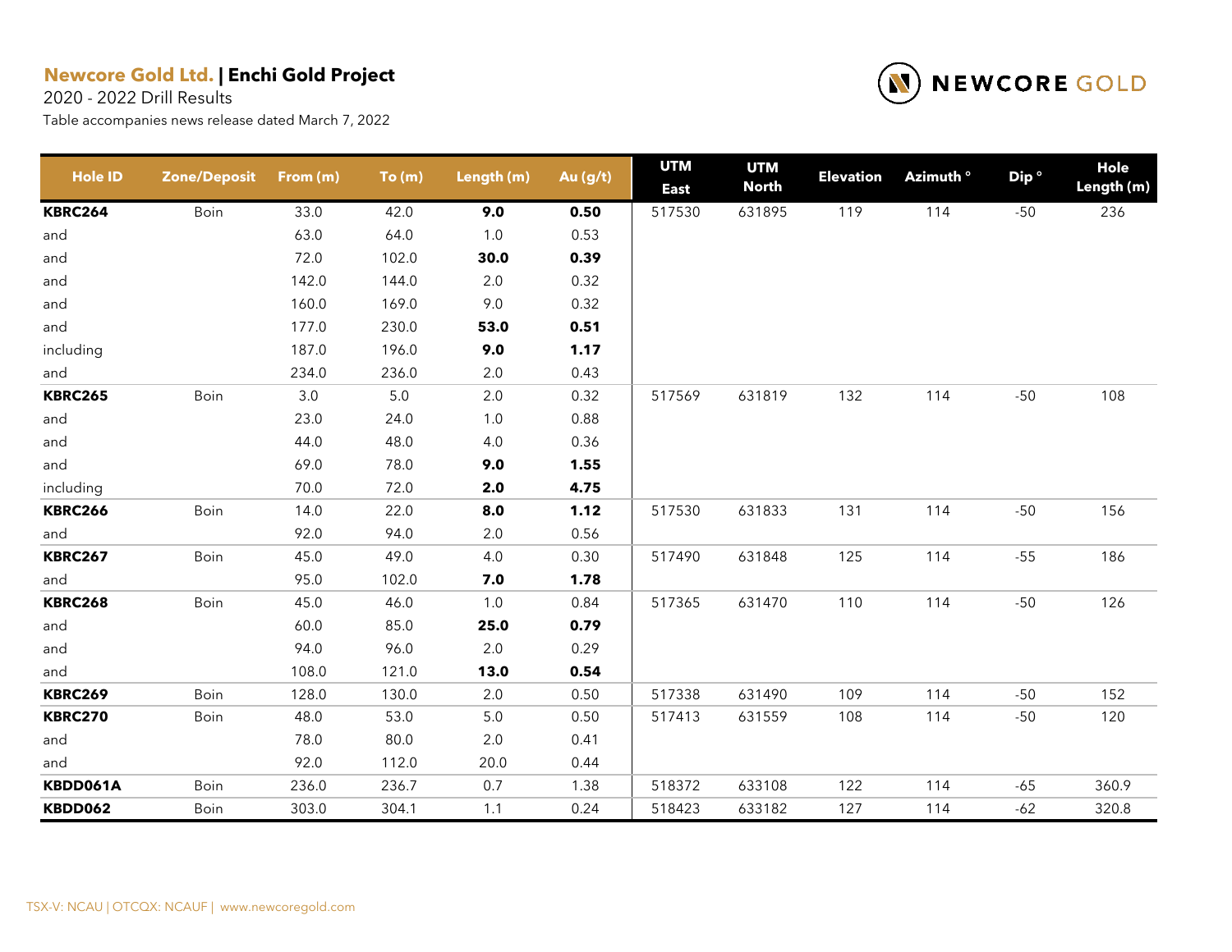**Newcore Gold Ltd. | Enchi Gold Project**

2020 - 2022 Drill Results

Table accompanies news release dated March 7, 2022

| Hole ID | Zone/Deposit | From (m) | To (m) | Length (m) | Au (g/t) | UTM East | UTM North | Elevation | Azimuth ° | Dip ° | Hole Length (m) |
|---|---|---|---|---|---|---|---|---|---|---|---|
| **KBRC264** | Boin | 33.0 | 42.0 | **9.0** | **0.50** | 517530 | 631895 | 119 | 114 | -50 | 236 |
| and | | 63.0 | 64.0 | 1.0 | 0.53 | | | | | | |
| and | | 72.0 | 102.0 | **30.0** | **0.39** | | | | | | |
| and | | 142.0 | 144.0 | 2.0 | 0.32 | | | | | | |
| and | | 160.0 | 169.0 | 9.0 | 0.32 | | | | | | |
| and | | 177.0 | 230.0 | **53.0** | **0.51** | | | | | | |
| including | | 187.0 | 196.0 | **9.0** | **1.17** | | | | | | |
| and | | 234.0 | 236.0 | 2.0 | 0.43 | | | | | | |
| **KBRC265** | Boin | 3.0 | 5.0 | 2.0 | 0.32 | 517569 | 631819 | 132 | 114 | -50 | 108 |
| and | | 23.0 | 24.0 | 1.0 | 0.88 | | | | | | |
| and | | 44.0 | 48.0 | 4.0 | 0.36 | | | | | | |
| and | | 69.0 | 78.0 | **9.0** | **1.55** | | | | | | |
| including | | 70.0 | 72.0 | **2.0** | **4.75** | | | | | | |
| **KBRC266** | Boin | 14.0 | 22.0 | **8.0** | **1.12** | 517530 | 631833 | 131 | 114 | -50 | 156 |
| and | | 92.0 | 94.0 | 2.0 | 0.56 | | | | | | |
| **KBRC267** | Boin | 45.0 | 49.0 | 4.0 | 0.30 | 517490 | 631848 | 125 | 114 | -55 | 186 |
| and | | 95.0 | 102.0 | **7.0** | **1.78** | | | | | | |
| **KBRC268** | Boin | 45.0 | 46.0 | 1.0 | 0.84 | 517365 | 631470 | 110 | 114 | -50 | 126 |
| and | | 60.0 | 85.0 | **25.0** | **0.79** | | | | | | |
| and | | 94.0 | 96.0 | 2.0 | 0.29 | | | | | | |
| and | | 108.0 | 121.0 | **13.0** | **0.54** | | | | | | |
| **KBRC269** | Boin | 128.0 | 130.0 | 2.0 | 0.50 | 517338 | 631490 | 109 | 114 | -50 | 152 |
| **KBRC270** | Boin | 48.0 | 53.0 | 5.0 | 0.50 | 517413 | 631559 | 108 | 114 | -50 | 120 |
| and | | 78.0 | 80.0 | 2.0 | 0.41 | | | | | | |
| and | | 92.0 | 112.0 | 20.0 | 0.44 | | | | | | |
| **KBDD061A** | Boin | 236.0 | 236.7 | 0.7 | 1.38 | 518372 | 633108 | 122 | 114 | -65 | 360.9 |
| **KBDD062** | Boin | 303.0 | 304.1 | 1.1 | 0.24 | 518423 | 633182 | 127 | 114 | -62 | 320.8 |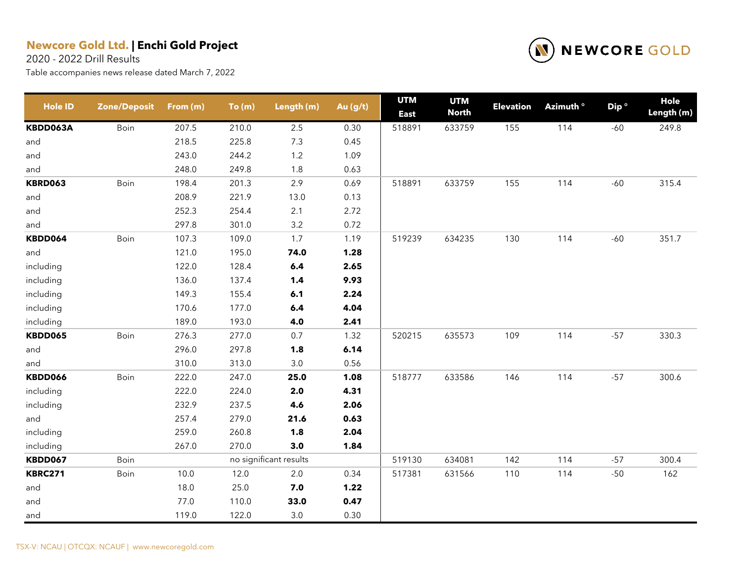**Newcore Gold Ltd.** | **Enchi Gold Project**

2020 - 2022 Drill Results

Table accompanies news release dated March 7, 2022

| Hole ID | Zone/Deposit | From (m) | To (m) | Length (m) | Au (g/t) | UTM East | UTM North | Elevation | Azimuth ° | Dip ° | Hole Length (m) |
|---|---|---|---|---|---|---|---|---|---|---|---|
| **KBDD063A** | Boin | 207.5 | 210.0 | 2.5 | 0.30 | 518891 | 633759 | 155 | 114 | -60 | 249.8 |
| and | | 218.5 | 225.8 | 7.3 | 0.45 | | | | | | |
| and | | 243.0 | 244.2 | 1.2 | 1.09 | | | | | | |
| and | | 248.0 | 249.8 | 1.8 | 0.63 | | | | | | |
| **KBRD063** | Boin | 198.4 | 201.3 | 2.9 | 0.69 | 518891 | 633759 | 155 | 114 | -60 | 315.4 |
| and | | 208.9 | 221.9 | 13.0 | 0.13 | | | | | | |
| and | | 252.3 | 254.4 | 2.1 | 2.72 | | | | | | |
| and | | 297.8 | 301.0 | 3.2 | 0.72 | | | | | | |
| **KBDD064** | Boin | 107.3 | 109.0 | 1.7 | 1.19 | 519239 | 634235 | 130 | 114 | -60 | 351.7 |
| and | | 121.0 | 195.0 | **74.0** | **1.28** | | | | | | |
| including | | 122.0 | 128.4 | **6.4** | **2.65** | | | | | | |
| including | | 136.0 | 137.4 | **1.4** | **9.93** | | | | | | |
| including | | 149.3 | 155.4 | **6.1** | **2.24** | | | | | | |
| including | | 170.6 | 177.0 | **6.4** | **4.04** | | | | | | |
| including | | 189.0 | 193.0 | **4.0** | **2.41** | | | | | | |
| **KBDD065** | Boin | 276.3 | 277.0 | 0.7 | 1.32 | 520215 | 635573 | 109 | 114 | -57 | 330.3 |
| and | | 296.0 | 297.8 | **1.8** | **6.14** | | | | | | |
| and | | 310.0 | 313.0 | 3.0 | 0.56 | | | | | | |
| **KBDD066** | Boin | 222.0 | 247.0 | **25.0** | **1.08** | 518777 | 633586 | 146 | 114 | -57 | 300.6 |
| including | | 222.0 | 224.0 | **2.0** | **4.31** | | | | | | |
| including | | 232.9 | 237.5 | **4.6** | **2.06** | | | | | | |
| and | | 257.4 | 279.0 | **21.6** | **0.63** | | | | | | |
| including | | 259.0 | 260.8 | **1.8** | **2.04** | | | | | | |
| including | | 267.0 | 270.0 | **3.0** | **1.84** | | | | | | |
| **KBDD067** | Boin | | no significant results | | | 519130 | 634081 | 142 | 114 | -57 | 300.4 |
| **KBRC271** | Boin | 10.0 | 12.0 | 2.0 | 0.34 | 517381 | 631566 | 110 | 114 | -50 | 162 |
| and | | 18.0 | 25.0 | **7.0** | **1.22** | | | | | | |
| and | | 77.0 | 110.0 | **33.0** | **0.47** | | | | | | |
| and | | 119.0 | 122.0 | 3.0 | 0.30 | | | | | | |

TSX-V: NCAU | OTCQX: NCAUF | www.newcoregold.com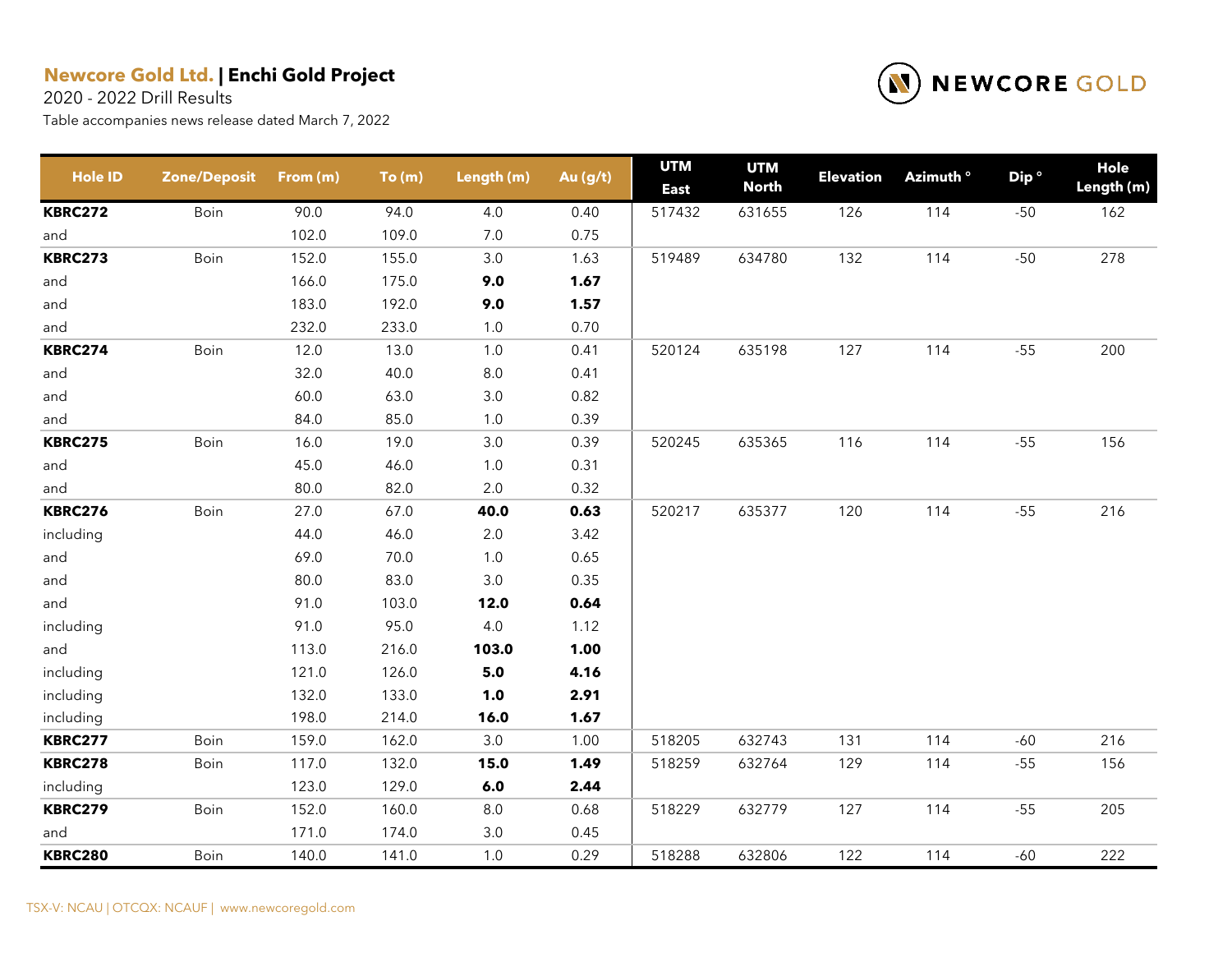**Newcore Gold Ltd. | Enchi Gold Project**

2020 - 2022 Drill Results

Table accompanies news release dated March 7, 2022

| Hole ID | Zone/Deposit | From (m) | To (m) | Length (m) | Au (g/t) | UTM East | UTM North | Elevation | Azimuth ° | Dip ° | Hole Length (m) |
|---|---|---|---|---|---|---|---|---|---|---|---|
| **KBRC272** | Boin | 90.0 | 94.0 | 4.0 | 0.40 | 517432 | 631655 | 126 | 114 | -50 | 162 |
| and | | 102.0 | 109.0 | 7.0 | 0.75 | | | | | | |
| **KBRC273** | Boin | 152.0 | 155.0 | 3.0 | 1.63 | 519489 | 634780 | 132 | 114 | -50 | 278 |
| and | | 166.0 | 175.0 | **9.0** | **1.67** | | | | | | |
| and | | 183.0 | 192.0 | **9.0** | **1.57** | | | | | | |
| and | | 232.0 | 233.0 | 1.0 | 0.70 | | | | | | |
| **KBRC274** | Boin | 12.0 | 13.0 | 1.0 | 0.41 | 520124 | 635198 | 127 | 114 | -55 | 200 |
| and | | 32.0 | 40.0 | 8.0 | 0.41 | | | | | | |
| and | | 60.0 | 63.0 | 3.0 | 0.82 | | | | | | |
| and | | 84.0 | 85.0 | 1.0 | 0.39 | | | | | | |
| **KBRC275** | Boin | 16.0 | 19.0 | 3.0 | 0.39 | 520245 | 635365 | 116 | 114 | -55 | 156 |
| and | | 45.0 | 46.0 | 1.0 | 0.31 | | | | | | |
| and | | 80.0 | 82.0 | 2.0 | 0.32 | | | | | | |
| **KBRC276** | Boin | 27.0 | 67.0 | **40.0** | **0.63** | 520217 | 635377 | 120 | 114 | -55 | 216 |
| including | | 44.0 | 46.0 | 2.0 | 3.42 | | | | | | |
| and | | 69.0 | 70.0 | 1.0 | 0.65 | | | | | | |
| and | | 80.0 | 83.0 | 3.0 | 0.35 | | | | | | |
| and | | 91.0 | 103.0 | **12.0** | **0.64** | | | | | | |
| including | | 91.0 | 95.0 | 4.0 | 1.12 | | | | | | |
| and | | 113.0 | 216.0 | **103.0** | **1.00** | | | | | | |
| including | | 121.0 | 126.0 | **5.0** | **4.16** | | | | | | |
| including | | 132.0 | 133.0 | **1.0** | **2.91** | | | | | | |
| including | | 198.0 | 214.0 | **16.0** | **1.67** | | | | | | |
| **KBRC277** | Boin | 159.0 | 162.0 | 3.0 | 1.00 | 518205 | 632743 | 131 | 114 | -60 | 216 |
| **KBRC278** | Boin | 117.0 | 132.0 | **15.0** | **1.49** | 518259 | 632764 | 129 | 114 | -55 | 156 |
| including | | 123.0 | 129.0 | **6.0** | **2.44** | | | | | | |
| **KBRC279** | Boin | 152.0 | 160.0 | 8.0 | 0.68 | 518229 | 632779 | 127 | 114 | -55 | 205 |
| and | | 171.0 | 174.0 | 3.0 | 0.45 | | | | | | |
| **KBRC280** | Boin | 140.0 | 141.0 | 1.0 | 0.29 | 518288 | 632806 | 122 | 114 | -60 | 222 |

TSX-V: NCAU | OTCQX: NCAUF | www.newcoregold.com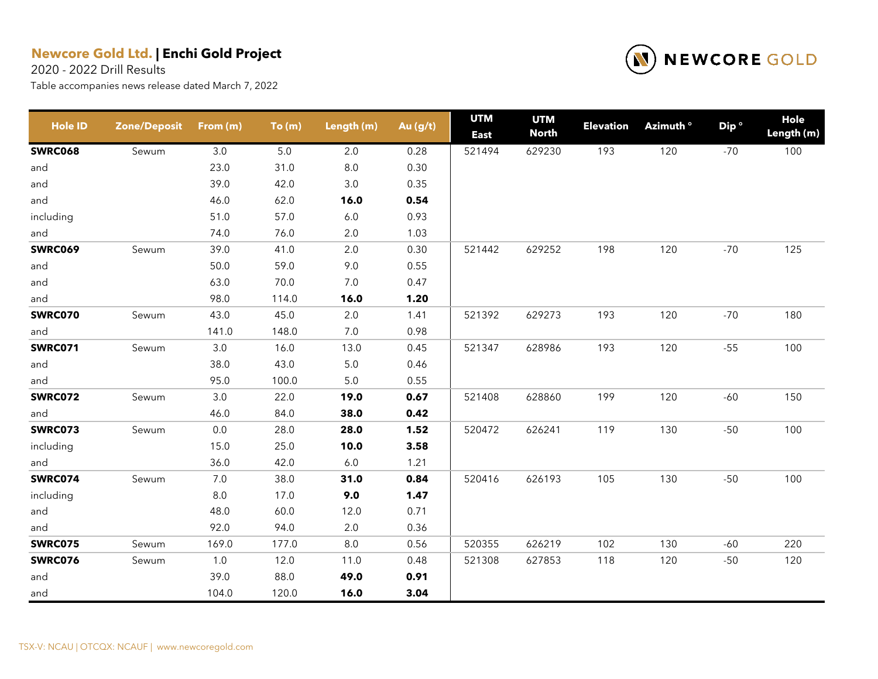**Newcore Gold Ltd.** | **Enchi Gold Project**

2020 - 2022 Drill Results

Table accompanies news release dated March 7, 2022

| Hole ID | Zone/Deposit | From (m) | To (m) | Length (m) | Au (g/t) | UTM East | UTM North | Elevation | Azimuth ° | Dip ° | Hole Length (m) |
|---|---|---|---|---|---|---|---|---|---|---|---|
| **SWRC068** | Sewum | 3.0 | 5.0 | 2.0 | 0.28 | 521494 | 629230 | 193 | 120 | -70 | 100 |
| and | | 23.0 | 31.0 | 8.0 | 0.30 | | | | | | |
| and | | 39.0 | 42.0 | 3.0 | 0.35 | | | | | | |
| and | | 46.0 | 62.0 | **16.0** | **0.54** | | | | | | |
| including | | 51.0 | 57.0 | 6.0 | 0.93 | | | | | | |
| and | | 74.0 | 76.0 | 2.0 | 1.03 | | | | | | |
| **SWRC069** | Sewum | 39.0 | 41.0 | 2.0 | 0.30 | 521442 | 629252 | 198 | 120 | -70 | 125 |
| and | | 50.0 | 59.0 | 9.0 | 0.55 | | | | | | |
| and | | 63.0 | 70.0 | 7.0 | 0.47 | | | | | | |
| and | | 98.0 | 114.0 | **16.0** | **1.20** | | | | | | |
| **SWRC070** | Sewum | 43.0 | 45.0 | 2.0 | 1.41 | 521392 | 629273 | 193 | 120 | -70 | 180 |
| and | | 141.0 | 148.0 | 7.0 | 0.98 | | | | | | |
| **SWRC071** | Sewum | 3.0 | 16.0 | 13.0 | 0.45 | 521347 | 628986 | 193 | 120 | -55 | 100 |
| and | | 38.0 | 43.0 | 5.0 | 0.46 | | | | | | |
| and | | 95.0 | 100.0 | 5.0 | 0.55 | | | | | | |
| **SWRC072** | Sewum | 3.0 | 22.0 | **19.0** | **0.67** | 521408 | 628860 | 199 | 120 | -60 | 150 |
| and | | 46.0 | 84.0 | **38.0** | **0.42** | | | | | | |
| **SWRC073** | Sewum | 0.0 | 28.0 | **28.0** | **1.52** | 520472 | 626241 | 119 | 130 | -50 | 100 |
| including | | 15.0 | 25.0 | **10.0** | **3.58** | | | | | | |
| and | | 36.0 | 42.0 | 6.0 | 1.21 | | | | | | |
| **SWRC074** | Sewum | 7.0 | 38.0 | **31.0** | **0.84** | 520416 | 626193 | 105 | 130 | -50 | 100 |
| including | | 8.0 | 17.0 | **9.0** | **1.47** | | | | | | |
| and | | 48.0 | 60.0 | 12.0 | 0.71 | | | | | | |
| and | | 92.0 | 94.0 | 2.0 | 0.36 | | | | | | |
| **SWRC075** | Sewum | 169.0 | 177.0 | 8.0 | 0.56 | 520355 | 626219 | 102 | 130 | -60 | 220 |
| **SWRC076** | Sewum | 1.0 | 12.0 | 11.0 | 0.48 | 521308 | 627853 | 118 | 120 | -50 | 120 |
| and | | 39.0 | 88.0 | **49.0** | **0.91** | | | | | | |
| and | | 104.0 | 120.0 | **16.0** | **3.04** | | | | | | |

TSX-V: NCAU | OTCQX: NCAUF | www.newcoregold.com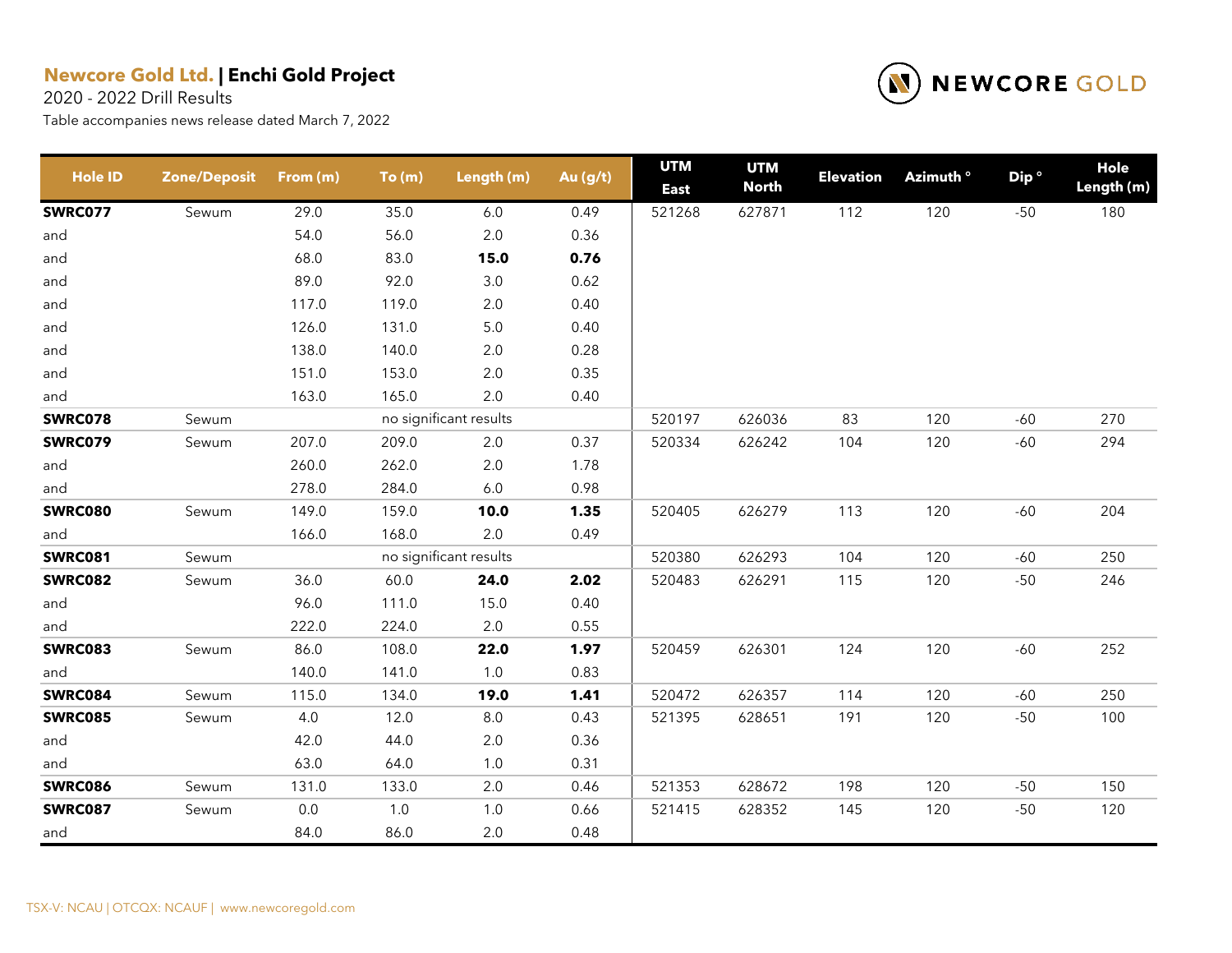**Newcore Gold Ltd.** | **Enchi Gold Project**

2020 - 2022 Drill Results

Table accompanies news release dated March 7, 2022

| Hole ID | Zone/Deposit | From (m) | To (m) | Length (m) | Au (g/t) | UTM East | UTM North | Elevation | Azimuth ° | Dip ° | Hole Length (m) |
|---|---|---|---|---|---|---|---|---|---|---|---|
| **SWRC077** | Sewum | 29.0 | 35.0 | 6.0 | 0.49 | 521268 | 627871 | 112 | 120 | -50 | 180 |
| and | | 54.0 | 56.0 | 2.0 | 0.36 | | | | | | |
| and | | 68.0 | 83.0 | **15.0** | **0.76** | | | | | | |
| and | | 89.0 | 92.0 | 3.0 | 0.62 | | | | | | |
| and | | 117.0 | 119.0 | 2.0 | 0.40 | | | | | | |
| and | | 126.0 | 131.0 | 5.0 | 0.40 | | | | | | |
| and | | 138.0 | 140.0 | 2.0 | 0.28 | | | | | | |
| and | | 151.0 | 153.0 | 2.0 | 0.35 | | | | | | |
| and | | 163.0 | 165.0 | 2.0 | 0.40 | | | | | | |
| **SWRC078** | Sewum | | no significant results | | | 520197 | 626036 | 83 | 120 | -60 | 270 |
| **SWRC079** | Sewum | 207.0 | 209.0 | 2.0 | 0.37 | 520334 | 626242 | 104 | 120 | -60 | 294 |
| and | | 260.0 | 262.0 | 2.0 | 1.78 | | | | | | |
| and | | 278.0 | 284.0 | 6.0 | 0.98 | | | | | | |
| **SWRC080** | Sewum | 149.0 | 159.0 | **10.0** | **1.35** | 520405 | 626279 | 113 | 120 | -60 | 204 |
| and | | 166.0 | 168.0 | 2.0 | 0.49 | | | | | | |
| **SWRC081** | Sewum | | no significant results | | | 520380 | 626293 | 104 | 120 | -60 | 250 |
| **SWRC082** | Sewum | 36.0 | 60.0 | **24.0** | **2.02** | 520483 | 626291 | 115 | 120 | -50 | 246 |
| and | | 96.0 | 111.0 | 15.0 | 0.40 | | | | | | |
| and | | 222.0 | 224.0 | 2.0 | 0.55 | | | | | | |
| **SWRC083** | Sewum | 86.0 | 108.0 | **22.0** | **1.97** | 520459 | 626301 | 124 | 120 | -60 | 252 |
| and | | 140.0 | 141.0 | 1.0 | 0.83 | | | | | | |
| **SWRC084** | Sewum | 115.0 | 134.0 | **19.0** | **1.41** | 520472 | 626357 | 114 | 120 | -60 | 250 |
| **SWRC085** | Sewum | 4.0 | 12.0 | 8.0 | 0.43 | 521395 | 628651 | 191 | 120 | -50 | 100 |
| and | | 42.0 | 44.0 | 2.0 | 0.36 | | | | | | |
| and | | 63.0 | 64.0 | 1.0 | 0.31 | | | | | | |
| **SWRC086** | Sewum | 131.0 | 133.0 | 2.0 | 0.46 | 521353 | 628672 | 198 | 120 | -50 | 150 |
| **SWRC087** | Sewum | 0.0 | 1.0 | 1.0 | 0.66 | 521415 | 628352 | 145 | 120 | -50 | 120 |
| and | | 84.0 | 86.0 | 2.0 | 0.48 | | | | | | |

TSX-V: NCAU | OTCQX: NCAUF | www.newcoregold.com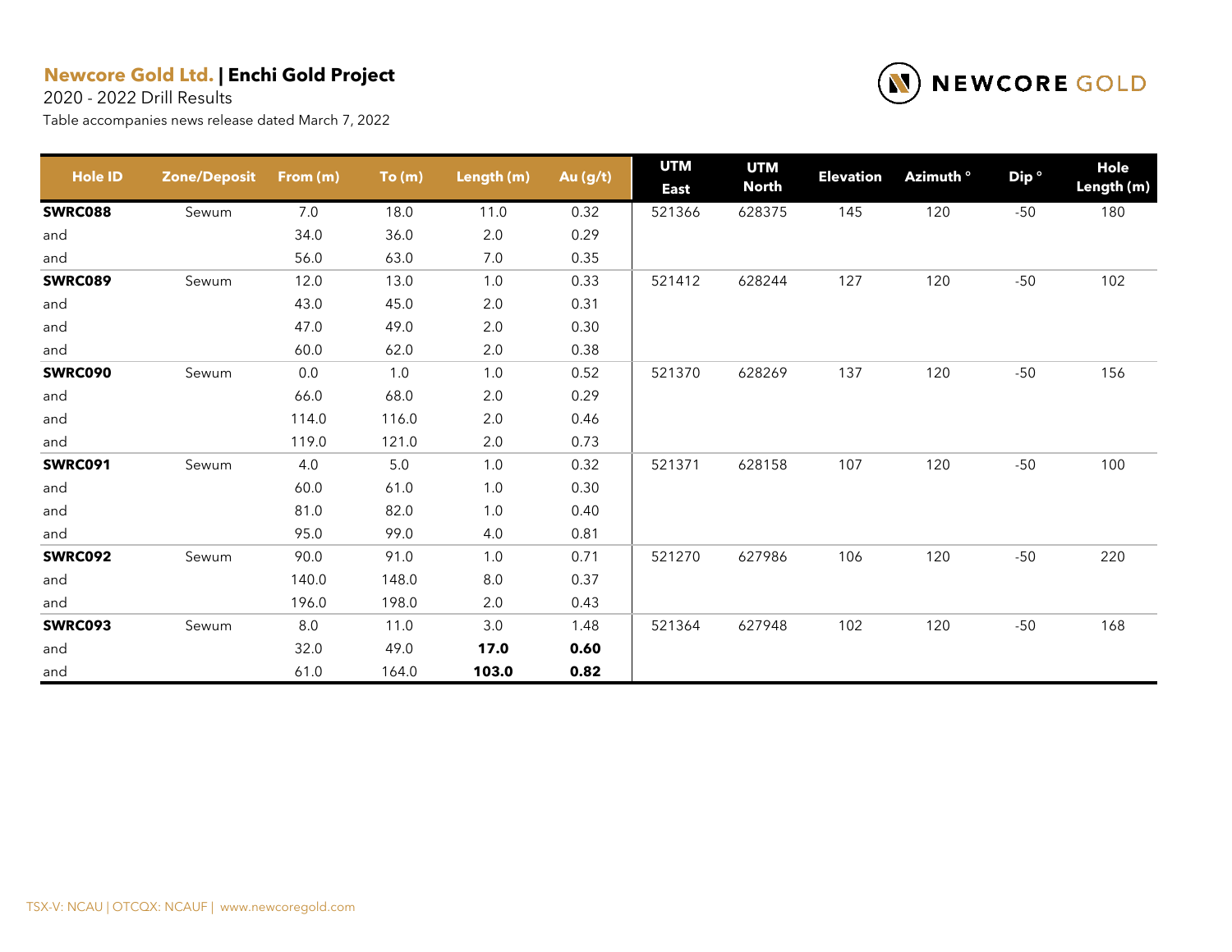**Newcore Gold Ltd. | Enchi Gold Project**

2020 - 2022 Drill Results

Table accompanies news release dated March 7, 2022

| Hole ID | Zone/Deposit | From (m) | To (m) | Length (m) | Au (g/t) | UTM East | UTM North | Elevation | Azimuth ° | Dip ° | Hole Length (m) |
|---|---|---|---|---|---|---|---|---|---|---|---|
| **SWRC088** | Sewum | 7.0 | 18.0 | 11.0 | 0.32 | 521366 | 628375 | 145 | 120 | -50 | 180 |
| and | | 34.0 | 36.0 | 2.0 | 0.29 | | | | | | |
| and | | 56.0 | 63.0 | 7.0 | 0.35 | | | | | | |
| **SWRC089** | Sewum | 12.0 | 13.0 | 1.0 | 0.33 | 521412 | 628244 | 127 | 120 | -50 | 102 |
| and | | 43.0 | 45.0 | 2.0 | 0.31 | | | | | | |
| and | | 47.0 | 49.0 | 2.0 | 0.30 | | | | | | |
| and | | 60.0 | 62.0 | 2.0 | 0.38 | | | | | | |
| **SWRC090** | Sewum | 0.0 | 1.0 | 1.0 | 0.52 | 521370 | 628269 | 137 | 120 | -50 | 156 |
| and | | 66.0 | 68.0 | 2.0 | 0.29 | | | | | | |
| and | | 114.0 | 116.0 | 2.0 | 0.46 | | | | | | |
| and | | 119.0 | 121.0 | 2.0 | 0.73 | | | | | | |
| **SWRC091** | Sewum | 4.0 | 5.0 | 1.0 | 0.32 | 521371 | 628158 | 107 | 120 | -50 | 100 |
| and | | 60.0 | 61.0 | 1.0 | 0.30 | | | | | | |
| and | | 81.0 | 82.0 | 1.0 | 0.40 | | | | | | |
| and | | 95.0 | 99.0 | 4.0 | 0.81 | | | | | | |
| **SWRC092** | Sewum | 90.0 | 91.0 | 1.0 | 0.71 | 521270 | 627986 | 106 | 120 | -50 | 220 |
| and | | 140.0 | 148.0 | 8.0 | 0.37 | | | | | | |
| and | | 196.0 | 198.0 | 2.0 | 0.43 | | | | | | |
| **SWRC093** | Sewum | 8.0 | 11.0 | 3.0 | 1.48 | 521364 | 627948 | 102 | 120 | -50 | 168 |
| and | | 32.0 | 49.0 | **17.0** | **0.60** | | | | | | |
| and | | 61.0 | 164.0 | **103.0** | **0.82** | | | | | | |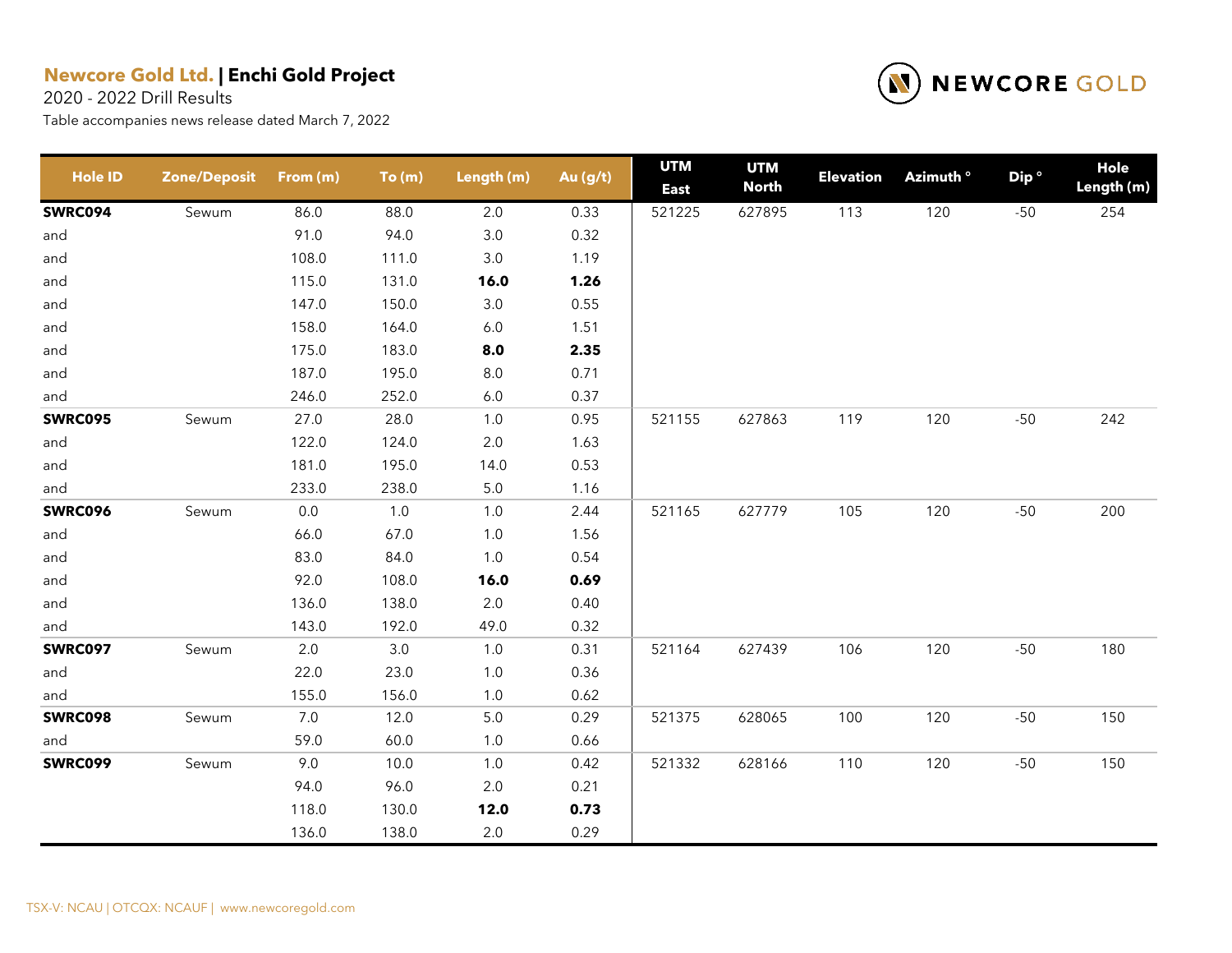**Newcore Gold Ltd.** | **Enchi Gold Project**

2020 - 2022 Drill Results

Table accompanies news release dated March 7, 2022

| Hole ID | Zone/Deposit | From (m) | To (m) | Length (m) | Au (g/t) | UTM East | UTM North | Elevation | Azimuth ° | Dip ° | Hole Length (m) |
|---|---|---|---|---|---|---|---|---|---|---|---|
| **SWRC094** | Sewum | 86.0 | 88.0 | 2.0 | 0.33 | 521225 | 627895 | 113 | 120 | -50 | 254 |
| and | | 91.0 | 94.0 | 3.0 | 0.32 | | | | | | |
| and | | 108.0 | 111.0 | 3.0 | 1.19 | | | | | | |
| and | | 115.0 | 131.0 | **16.0** | **1.26** | | | | | | |
| and | | 147.0 | 150.0 | 3.0 | 0.55 | | | | | | |
| and | | 158.0 | 164.0 | 6.0 | 1.51 | | | | | | |
| and | | 175.0 | 183.0 | **8.0** | **2.35** | | | | | | |
| and | | 187.0 | 195.0 | 8.0 | 0.71 | | | | | | |
| and | | 246.0 | 252.0 | 6.0 | 0.37 | | | | | | |
| **SWRC095** | Sewum | 27.0 | 28.0 | 1.0 | 0.95 | 521155 | 627863 | 119 | 120 | -50 | 242 |
| and | | 122.0 | 124.0 | 2.0 | 1.63 | | | | | | |
| and | | 181.0 | 195.0 | 14.0 | 0.53 | | | | | | |
| and | | 233.0 | 238.0 | 5.0 | 1.16 | | | | | | |
| **SWRC096** | Sewum | 0.0 | 1.0 | 1.0 | 2.44 | 521165 | 627779 | 105 | 120 | -50 | 200 |
| and | | 66.0 | 67.0 | 1.0 | 1.56 | | | | | | |
| and | | 83.0 | 84.0 | 1.0 | 0.54 | | | | | | |
| and | | 92.0 | 108.0 | **16.0** | **0.69** | | | | | | |
| and | | 136.0 | 138.0 | 2.0 | 0.40 | | | | | | |
| and | | 143.0 | 192.0 | 49.0 | 0.32 | | | | | | |
| **SWRC097** | Sewum | 2.0 | 3.0 | 1.0 | 0.31 | 521164 | 627439 | 106 | 120 | -50 | 180 |
| and | | 22.0 | 23.0 | 1.0 | 0.36 | | | | | | |
| and | | 155.0 | 156.0 | 1.0 | 0.62 | | | | | | |
| **SWRC098** | Sewum | 7.0 | 12.0 | 5.0 | 0.29 | 521375 | 628065 | 100 | 120 | -50 | 150 |
| and | | 59.0 | 60.0 | 1.0 | 0.66 | | | | | | |
| **SWRC099** | Sewum | 9.0 | 10.0 | 1.0 | 0.42 | 521332 | 628166 | 110 | 120 | -50 | 150 |
| | | 94.0 | 96.0 | 2.0 | 0.21 | | | | | | |
| | | 118.0 | 130.0 | **12.0** | **0.73** | | | | | | |
| | | 136.0 | 138.0 | 2.0 | 0.29 | | | | | | |

TSX-V: NCAU | OTCQX: NCAUF | www.newcoregold.com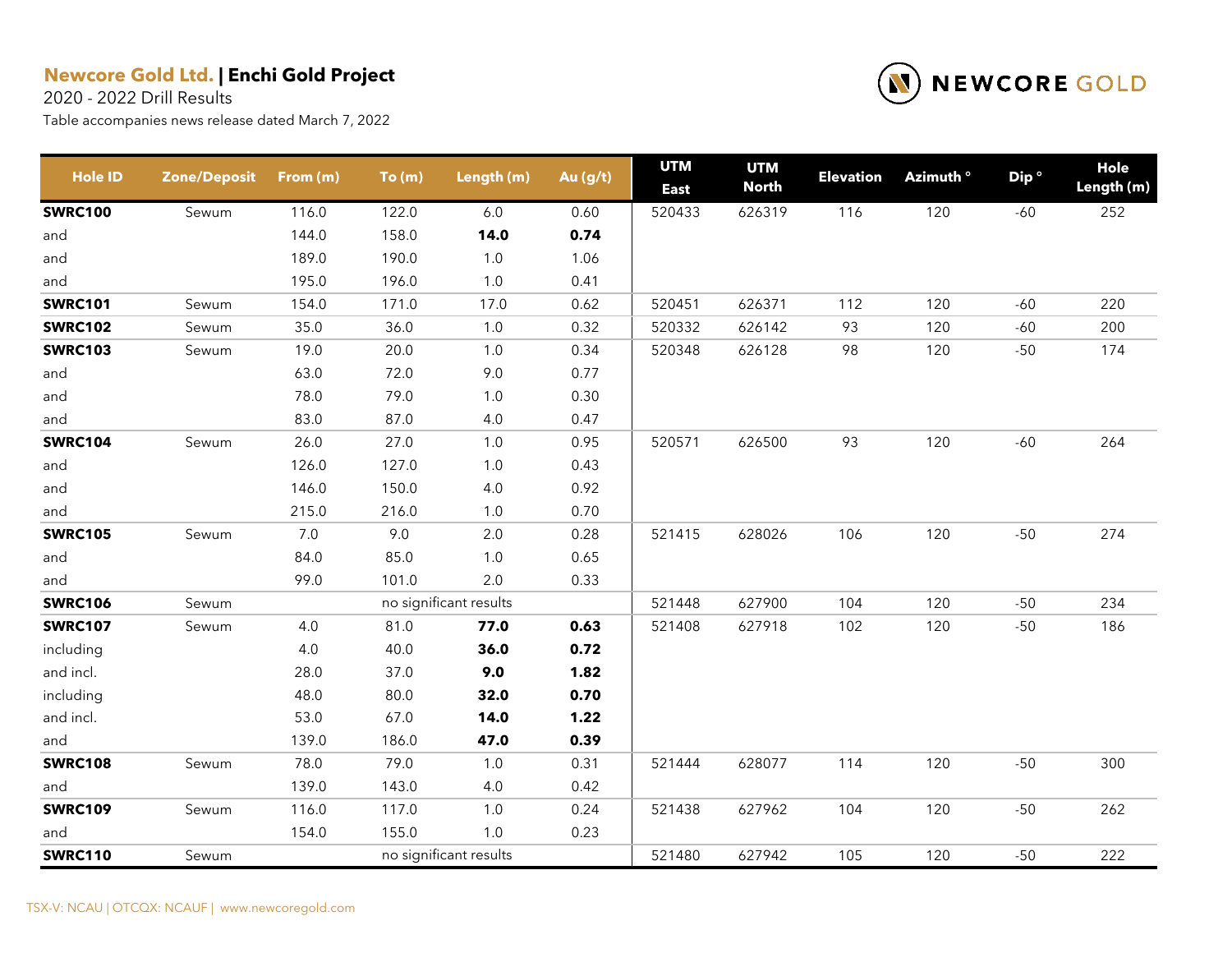**Newcore Gold Ltd.** | **Enchi Gold Project**

2020 - 2022 Drill Results

Table accompanies news release dated March 7, 2022

| Hole ID | Zone/Deposit | From (m) | To (m) | Length (m) | Au (g/t) | UTM East | UTM North | Elevation | Azimuth ° | Dip ° | Hole Length (m) |
|---|---|---|---|---|---|---|---|---|---|---|---|
| **SWRC100** | Sewum | 116.0 | 122.0 | 6.0 | 0.60 | 520433 | 626319 | 116 | 120 | -60 | 252 |
| and | | 144.0 | 158.0 | **14.0** | **0.74** | | | | | | |
| and | | 189.0 | 190.0 | 1.0 | 1.06 | | | | | | |
| and | | 195.0 | 196.0 | 1.0 | 0.41 | | | | | | |
| **SWRC101** | Sewum | 154.0 | 171.0 | 17.0 | 0.62 | 520451 | 626371 | 112 | 120 | -60 | 220 |
| **SWRC102** | Sewum | 35.0 | 36.0 | 1.0 | 0.32 | 520332 | 626142 | 93 | 120 | -60 | 200 |
| **SWRC103** | Sewum | 19.0 | 20.0 | 1.0 | 0.34 | 520348 | 626128 | 98 | 120 | -50 | 174 |
| and | | 63.0 | 72.0 | 9.0 | 0.77 | | | | | | |
| and | | 78.0 | 79.0 | 1.0 | 0.30 | | | | | | |
| and | | 83.0 | 87.0 | 4.0 | 0.47 | | | | | | |
| **SWRC104** | Sewum | 26.0 | 27.0 | 1.0 | 0.95 | 520571 | 626500 | 93 | 120 | -60 | 264 |
| and | | 126.0 | 127.0 | 1.0 | 0.43 | | | | | | |
| and | | 146.0 | 150.0 | 4.0 | 0.92 | | | | | | |
| and | | 215.0 | 216.0 | 1.0 | 0.70 | | | | | | |
| **SWRC105** | Sewum | 7.0 | 9.0 | 2.0 | 0.28 | 521415 | 628026 | 106 | 120 | -50 | 274 |
| and | | 84.0 | 85.0 | 1.0 | 0.65 | | | | | | |
| and | | 99.0 | 101.0 | 2.0 | 0.33 | | | | | | |
| **SWRC106** | Sewum | | no significant results | | | 521448 | 627900 | 104 | 120 | -50 | 234 |
| **SWRC107** | Sewum | 4.0 | 81.0 | **77.0** | **0.63** | 521408 | 627918 | 102 | 120 | -50 | 186 |
| including | | 4.0 | 40.0 | **36.0** | **0.72** | | | | | | |
| and incl. | | 28.0 | 37.0 | **9.0** | **1.82** | | | | | | |
| including | | 48.0 | 80.0 | **32.0** | **0.70** | | | | | | |
| and incl. | | 53.0 | 67.0 | **14.0** | **1.22** | | | | | | |
| and | | 139.0 | 186.0 | **47.0** | **0.39** | | | | | | |
| **SWRC108** | Sewum | 78.0 | 79.0 | 1.0 | 0.31 | 521444 | 628077 | 114 | 120 | -50 | 300 |
| and | | 139.0 | 143.0 | 4.0 | 0.42 | | | | | | |
| **SWRC109** | Sewum | 116.0 | 117.0 | 1.0 | 0.24 | 521438 | 627962 | 104 | 120 | -50 | 262 |
| and | | 154.0 | 155.0 | 1.0 | 0.23 | | | | | | |
| **SWRC110** | Sewum | | no significant results | | | 521480 | 627942 | 105 | 120 | -50 | 222 |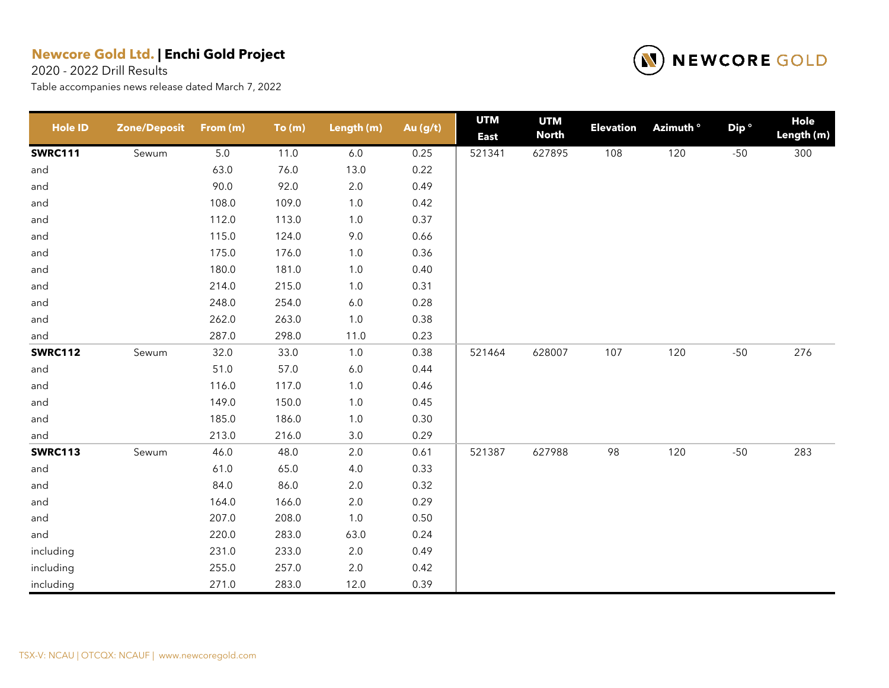**Newcore Gold Ltd. | Enchi Gold Project**

2020 - 2022 Drill Results

Table accompanies news release dated March 7, 2022

| Hole ID | Zone/Deposit | From (m) | To (m) | Length (m) | Au (g/t) | UTM East | UTM North | Elevation | Azimuth ° | Dip ° | Hole Length (m) |
|---|---|---|---|---|---|---|---|---|---|---|---|
| **SWRC111** | Sewum | 5.0 | 11.0 | 6.0 | 0.25 | 521341 | 627895 | 108 | 120 | -50 | 300 |
| and | | 63.0 | 76.0 | 13.0 | 0.22 | | | | | | |
| and | | 90.0 | 92.0 | 2.0 | 0.49 | | | | | | |
| and | | 108.0 | 109.0 | 1.0 | 0.42 | | | | | | |
| and | | 112.0 | 113.0 | 1.0 | 0.37 | | | | | | |
| and | | 115.0 | 124.0 | 9.0 | 0.66 | | | | | | |
| and | | 175.0 | 176.0 | 1.0 | 0.36 | | | | | | |
| and | | 180.0 | 181.0 | 1.0 | 0.40 | | | | | | |
| and | | 214.0 | 215.0 | 1.0 | 0.31 | | | | | | |
| and | | 248.0 | 254.0 | 6.0 | 0.28 | | | | | | |
| and | | 262.0 | 263.0 | 1.0 | 0.38 | | | | | | |
| and | | 287.0 | 298.0 | 11.0 | 0.23 | | | | | | |
| **SWRC112** | Sewum | 32.0 | 33.0 | 1.0 | 0.38 | 521464 | 628007 | 107 | 120 | -50 | 276 |
| and | | 51.0 | 57.0 | 6.0 | 0.44 | | | | | | |
| and | | 116.0 | 117.0 | 1.0 | 0.46 | | | | | | |
| and | | 149.0 | 150.0 | 1.0 | 0.45 | | | | | | |
| and | | 185.0 | 186.0 | 1.0 | 0.30 | | | | | | |
| and | | 213.0 | 216.0 | 3.0 | 0.29 | | | | | | |
| **SWRC113** | Sewum | 46.0 | 48.0 | 2.0 | 0.61 | 521387 | 627988 | 98 | 120 | -50 | 283 |
| and | | 61.0 | 65.0 | 4.0 | 0.33 | | | | | | |
| and | | 84.0 | 86.0 | 2.0 | 0.32 | | | | | | |
| and | | 164.0 | 166.0 | 2.0 | 0.29 | | | | | | |
| and | | 207.0 | 208.0 | 1.0 | 0.50 | | | | | | |
| and | | 220.0 | 283.0 | 63.0 | 0.24 | | | | | | |
| including | | 231.0 | 233.0 | 2.0 | 0.49 | | | | | | |
| including | | 255.0 | 257.0 | 2.0 | 0.42 | | | | | | |
| including | | 271.0 | 283.0 | 12.0 | 0.39 | | | | | | |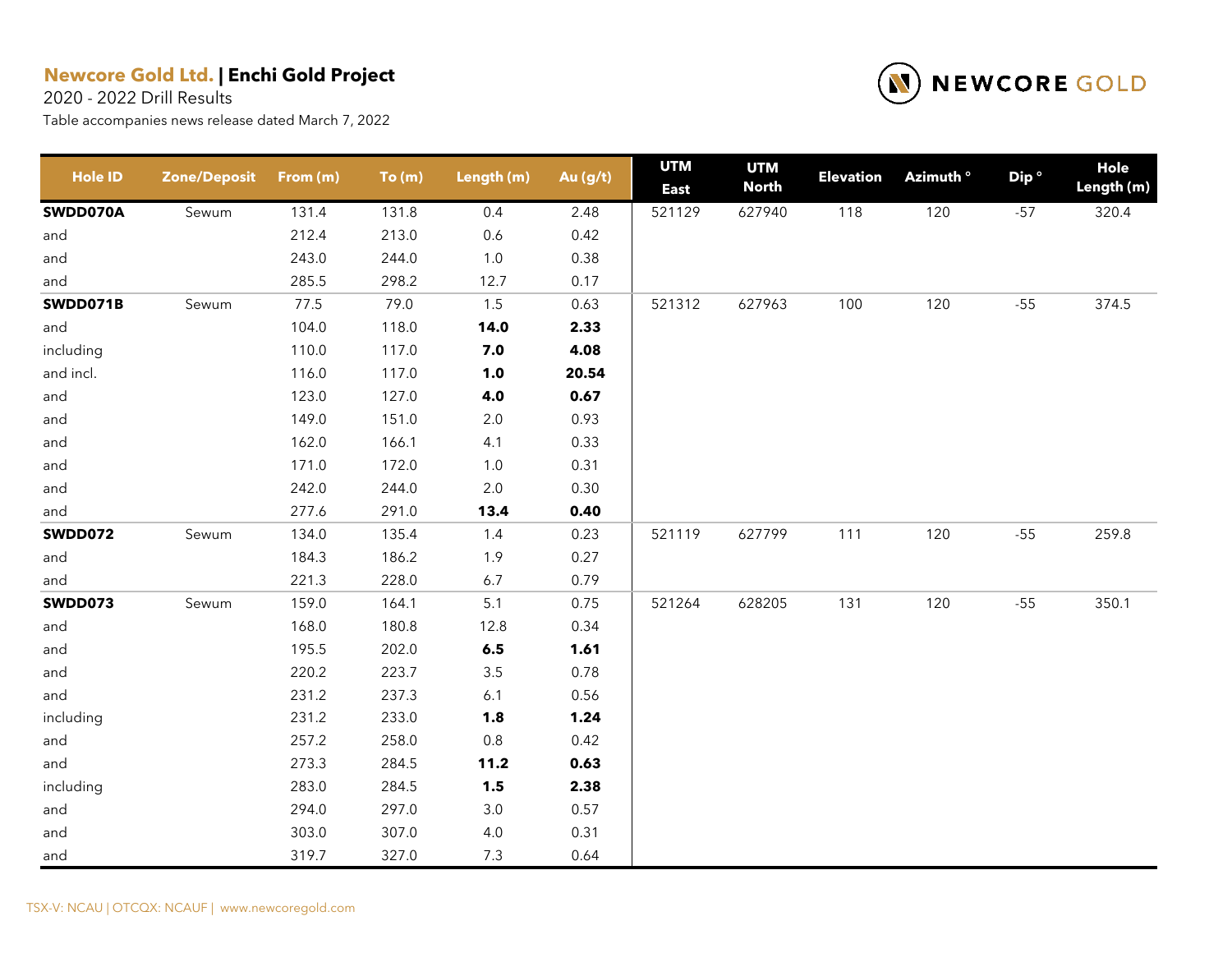**Newcore Gold Ltd.** | **Enchi Gold Project**

2020 - 2022 Drill Results

Table accompanies news release dated March 7, 2022

| Hole ID | Zone/Deposit | From (m) | To (m) | Length (m) | Au (g/t) | UTM East | UTM North | Elevation | Azimuth ° | Dip ° | Hole Length (m) |
|---|---|---|---|---|---|---|---|---|---|---|---|
| **SWDD070A** | Sewum | 131.4 | 131.8 | 0.4 | 2.48 | 521129 | 627940 | 118 | 120 | -57 | 320.4 |
| and | | 212.4 | 213.0 | 0.6 | 0.42 | | | | | | |
| and | | 243.0 | 244.0 | 1.0 | 0.38 | | | | | | |
| and | | 285.5 | 298.2 | 12.7 | 0.17 | | | | | | |
| **SWDD071B** | Sewum | 77.5 | 79.0 | 1.5 | 0.63 | 521312 | 627963 | 100 | 120 | -55 | 374.5 |
| and | | 104.0 | 118.0 | **14.0** | **2.33** | | | | | | |
| including | | 110.0 | 117.0 | **7.0** | **4.08** | | | | | | |
| and incl. | | 116.0 | 117.0 | **1.0** | **20.54** | | | | | | |
| and | | 123.0 | 127.0 | **4.0** | **0.67** | | | | | | |
| and | | 149.0 | 151.0 | 2.0 | 0.93 | | | | | | |
| and | | 162.0 | 166.1 | 4.1 | 0.33 | | | | | | |
| and | | 171.0 | 172.0 | 1.0 | 0.31 | | | | | | |
| and | | 242.0 | 244.0 | 2.0 | 0.30 | | | | | | |
| and | | 277.6 | 291.0 | **13.4** | **0.40** | | | | | | |
| **SWDD072** | Sewum | 134.0 | 135.4 | 1.4 | 0.23 | 521119 | 627799 | 111 | 120 | -55 | 259.8 |
| and | | 184.3 | 186.2 | 1.9 | 0.27 | | | | | | |
| and | | 221.3 | 228.0 | 6.7 | 0.79 | | | | | | |
| **SWDD073** | Sewum | 159.0 | 164.1 | 5.1 | 0.75 | 521264 | 628205 | 131 | 120 | -55 | 350.1 |
| and | | 168.0 | 180.8 | 12.8 | 0.34 | | | | | | |
| and | | 195.5 | 202.0 | **6.5** | **1.61** | | | | | | |
| and | | 220.2 | 223.7 | 3.5 | 0.78 | | | | | | |
| and | | 231.2 | 237.3 | 6.1 | 0.56 | | | | | | |
| including | | 231.2 | 233.0 | **1.8** | **1.24** | | | | | | |
| and | | 257.2 | 258.0 | 0.8 | 0.42 | | | | | | |
| and | | 273.3 | 284.5 | **11.2** | **0.63** | | | | | | |
| including | | 283.0 | 284.5 | **1.5** | **2.38** | | | | | | |
| and | | 294.0 | 297.0 | 3.0 | 0.57 | | | | | | |
| and | | 303.0 | 307.0 | 4.0 | 0.31 | | | | | | |
| and | | 319.7 | 327.0 | 7.3 | 0.64 | | | | | | |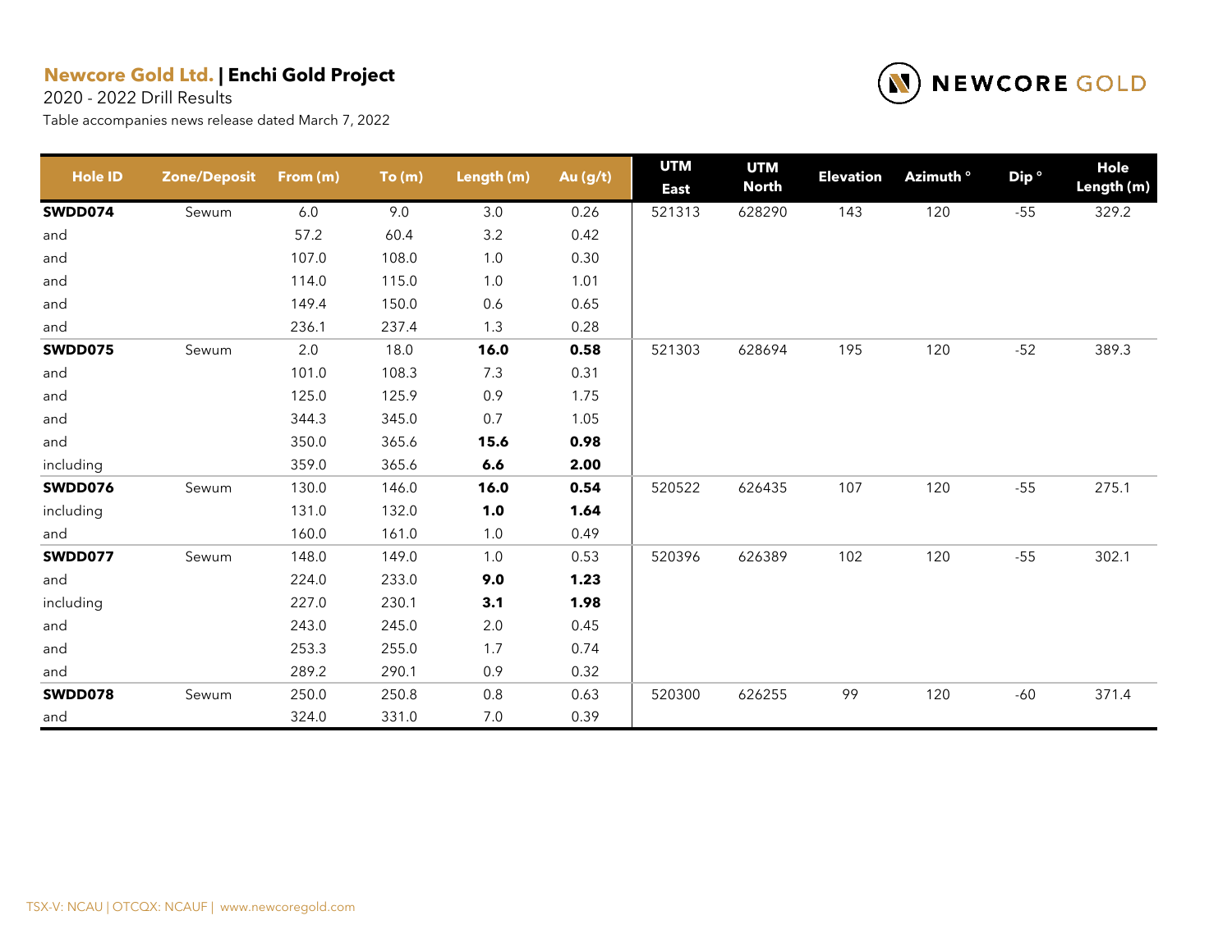**Newcore Gold Ltd. | Enchi Gold Project**

2020 - 2022 Drill Results

Table accompanies news release dated March 7, 2022

| Hole ID | Zone/Deposit | From (m) | To (m) | Length (m) | Au (g/t) | UTM East | UTM North | Elevation | Azimuth ° | Dip ° | Hole Length (m) |
|---|---|---|---|---|---|---|---|---|---|---|---|
| **SWDD074** | Sewum | 6.0 | 9.0 | 3.0 | 0.26 | 521313 | 628290 | 143 | 120 | -55 | 329.2 |
| and | | 57.2 | 60.4 | 3.2 | 0.42 | | | | | | |
| and | | 107.0 | 108.0 | 1.0 | 0.30 | | | | | | |
| and | | 114.0 | 115.0 | 1.0 | 1.01 | | | | | | |
| and | | 149.4 | 150.0 | 0.6 | 0.65 | | | | | | |
| and | | 236.1 | 237.4 | 1.3 | 0.28 | | | | | | |
| **SWDD075** | Sewum | 2.0 | 18.0 | **16.0** | **0.58** | 521303 | 628694 | 195 | 120 | -52 | 389.3 |
| and | | 101.0 | 108.3 | 7.3 | 0.31 | | | | | | |
| and | | 125.0 | 125.9 | 0.9 | 1.75 | | | | | | |
| and | | 344.3 | 345.0 | 0.7 | 1.05 | | | | | | |
| and | | 350.0 | 365.6 | **15.6** | **0.98** | | | | | | |
| including | | 359.0 | 365.6 | **6.6** | **2.00** | | | | | | |
| **SWDD076** | Sewum | 130.0 | 146.0 | **16.0** | **0.54** | 520522 | 626435 | 107 | 120 | -55 | 275.1 |
| including | | 131.0 | 132.0 | **1.0** | **1.64** | | | | | | |
| and | | 160.0 | 161.0 | 1.0 | 0.49 | | | | | | |
| **SWDD077** | Sewum | 148.0 | 149.0 | 1.0 | 0.53 | 520396 | 626389 | 102 | 120 | -55 | 302.1 |
| and | | 224.0 | 233.0 | **9.0** | **1.23** | | | | | | |
| including | | 227.0 | 230.1 | **3.1** | **1.98** | | | | | | |
| and | | 243.0 | 245.0 | 2.0 | 0.45 | | | | | | |
| and | | 253.3 | 255.0 | 1.7 | 0.74 | | | | | | |
| and | | 289.2 | 290.1 | 0.9 | 0.32 | | | | | | |
| **SWDD078** | Sewum | 250.0 | 250.8 | 0.8 | 0.63 | 520300 | 626255 | 99 | 120 | -60 | 371.4 |
| and | | 324.0 | 331.0 | 7.0 | 0.39 | | | | | | |

TSX-V: NCAU | OTCQX: NCAUF | www.newcoregold.com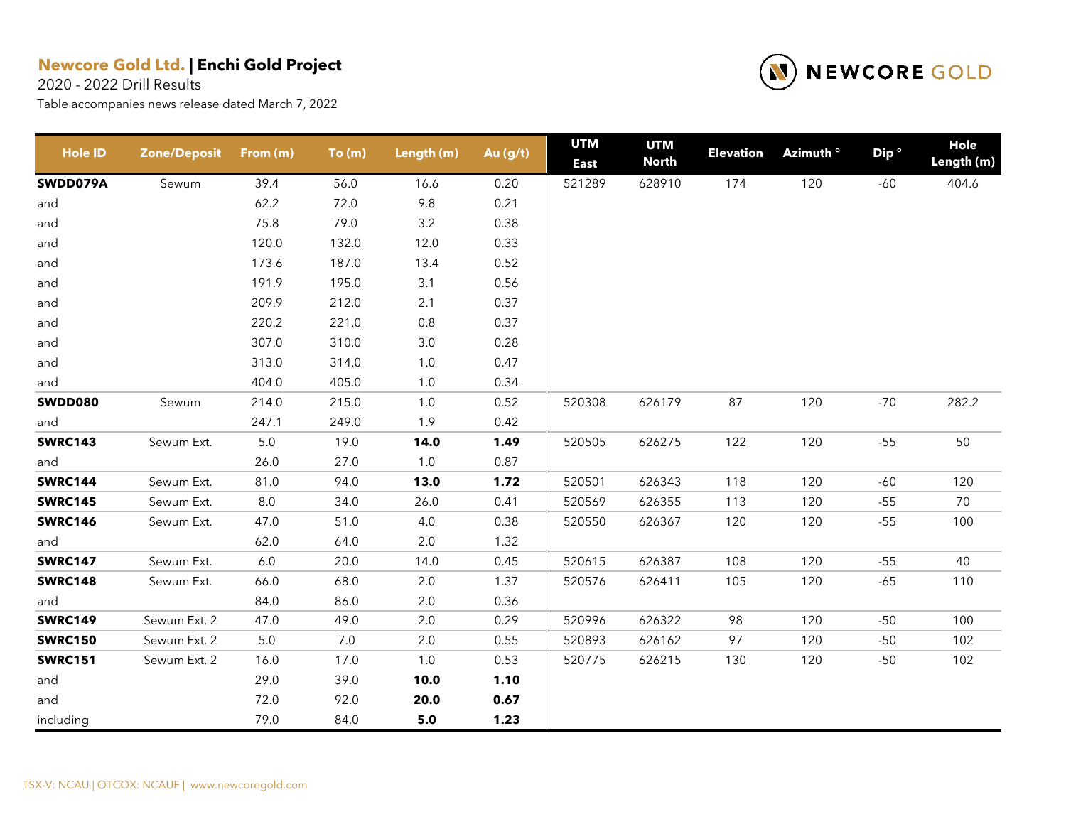**Newcore Gold Ltd.** | **Enchi Gold Project**

2020 - 2022 Drill Results

Table accompanies news release dated March 7, 2022

| Hole ID | Zone/Deposit | From (m) | To (m) | Length (m) | Au (g/t) | UTM East | UTM North | Elevation | Azimuth ° | Dip ° | Hole Length (m) |
|---|---|---|---|---|---|---|---|---|---|---|---|
| **SWDD079A** | Sewum | 39.4 | 56.0 | 16.6 | 0.20 | 521289 | 628910 | 174 | 120 | -60 | 404.6 |
| and | | 62.2 | 72.0 | 9.8 | 0.21 | | | | | | |
| and | | 75.8 | 79.0 | 3.2 | 0.38 | | | | | | |
| and | | 120.0 | 132.0 | 12.0 | 0.33 | | | | | | |
| and | | 173.6 | 187.0 | 13.4 | 0.52 | | | | | | |
| and | | 191.9 | 195.0 | 3.1 | 0.56 | | | | | | |
| and | | 209.9 | 212.0 | 2.1 | 0.37 | | | | | | |
| and | | 220.2 | 221.0 | 0.8 | 0.37 | | | | | | |
| and | | 307.0 | 310.0 | 3.0 | 0.28 | | | | | | |
| and | | 313.0 | 314.0 | 1.0 | 0.47 | | | | | | |
| and | | 404.0 | 405.0 | 1.0 | 0.34 | | | | | | |
| **SWDD080** | Sewum | 214.0 | 215.0 | 1.0 | 0.52 | 520308 | 626179 | 87 | 120 | -70 | 282.2 |
| and | | 247.1 | 249.0 | 1.9 | 0.42 | | | | | | |
| **SWRC143** | Sewum Ext. | 5.0 | 19.0 | **14.0** | **1.49** | 520505 | 626275 | 122 | 120 | -55 | 50 |
| and | | 26.0 | 27.0 | 1.0 | 0.87 | | | | | | |
| **SWRC144** | Sewum Ext. | 81.0 | 94.0 | **13.0** | **1.72** | 520501 | 626343 | 118 | 120 | -60 | 120 |
| **SWRC145** | Sewum Ext. | 8.0 | 34.0 | 26.0 | 0.41 | 520569 | 626355 | 113 | 120 | -55 | 70 |
| **SWRC146** | Sewum Ext. | 47.0 | 51.0 | 4.0 | 0.38 | 520550 | 626367 | 120 | 120 | -55 | 100 |
| and | | 62.0 | 64.0 | 2.0 | 1.32 | | | | | | |
| **SWRC147** | Sewum Ext. | 6.0 | 20.0 | 14.0 | 0.45 | 520615 | 626387 | 108 | 120 | -55 | 40 |
| **SWRC148** | Sewum Ext. | 66.0 | 68.0 | 2.0 | 1.37 | 520576 | 626411 | 105 | 120 | -65 | 110 |
| and | | 84.0 | 86.0 | 2.0 | 0.36 | | | | | | |
| **SWRC149** | Sewum Ext. 2 | 47.0 | 49.0 | 2.0 | 0.29 | 520996 | 626322 | 98 | 120 | -50 | 100 |
| **SWRC150** | Sewum Ext. 2 | 5.0 | 7.0 | 2.0 | 0.55 | 520893 | 626162 | 97 | 120 | -50 | 102 |
| **SWRC151** | Sewum Ext. 2 | 16.0 | 17.0 | 1.0 | 0.53 | 520775 | 626215 | 130 | 120 | -50 | 102 |
| and | | 29.0 | 39.0 | **10.0** | **1.10** | | | | | | |
| and | | 72.0 | 92.0 | **20.0** | **0.67** | | | | | | |
| including | | 79.0 | 84.0 | **5.0** | **1.23** | | | | | | |

TSX-V: NCAU | OTCQX: NCAUF | www.newcoregold.com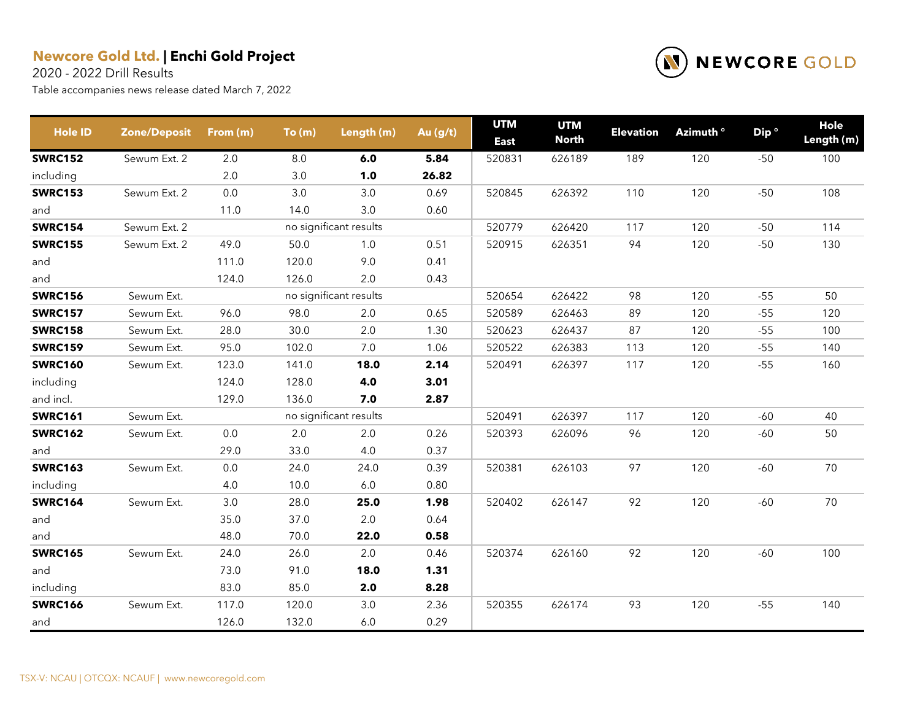**Newcore Gold Ltd.** | **Enchi Gold Project**

2020 - 2022 Drill Results

Table accompanies news release dated March 7, 2022

| Hole ID | Zone/Deposit | From (m) | To (m) | Length (m) | Au (g/t) | UTM East | UTM North | Elevation | Azimuth ° | Dip ° | Hole Length (m) |
|---|---|---|---|---|---|---|---|---|---|---|---|
| **SWRC152** | Sewum Ext. 2 | 2.0 | 8.0 | **6.0** | **5.84** | 520831 | 626189 | 189 | 120 | -50 | 100 |
| including | | 2.0 | 3.0 | **1.0** | **26.82** | | | | | | |
| **SWRC153** | Sewum Ext. 2 | 0.0 | 3.0 | 3.0 | 0.69 | 520845 | 626392 | 110 | 120 | -50 | 108 |
| and | | 11.0 | 14.0 | 3.0 | 0.60 | | | | | | |
| **SWRC154** | Sewum Ext. 2 | | no significant results | | | 520779 | 626420 | 117 | 120 | -50 | 114 |
| **SWRC155** | Sewum Ext. 2 | 49.0 | 50.0 | 1.0 | 0.51 | 520915 | 626351 | 94 | 120 | -50 | 130 |
| and | | 111.0 | 120.0 | 9.0 | 0.41 | | | | | | |
| and | | 124.0 | 126.0 | 2.0 | 0.43 | | | | | | |
| **SWRC156** | Sewum Ext. | | no significant results | | | 520654 | 626422 | 98 | 120 | -55 | 50 |
| **SWRC157** | Sewum Ext. | 96.0 | 98.0 | 2.0 | 0.65 | 520589 | 626463 | 89 | 120 | -55 | 120 |
| **SWRC158** | Sewum Ext. | 28.0 | 30.0 | 2.0 | 1.30 | 520623 | 626437 | 87 | 120 | -55 | 100 |
| **SWRC159** | Sewum Ext. | 95.0 | 102.0 | 7.0 | 1.06 | 520522 | 626383 | 113 | 120 | -55 | 140 |
| **SWRC160** | Sewum Ext. | 123.0 | 141.0 | **18.0** | **2.14** | 520491 | 626397 | 117 | 120 | -55 | 160 |
| including | | 124.0 | 128.0 | **4.0** | **3.01** | | | | | | |
| and incl. | | 129.0 | 136.0 | **7.0** | **2.87** | | | | | | |
| **SWRC161** | Sewum Ext. | | no significant results | | | 520491 | 626397 | 117 | 120 | -60 | 40 |
| **SWRC162** | Sewum Ext. | 0.0 | 2.0 | 2.0 | 0.26 | 520393 | 626096 | 96 | 120 | -60 | 50 |
| and | | 29.0 | 33.0 | 4.0 | 0.37 | | | | | | |
| **SWRC163** | Sewum Ext. | 0.0 | 24.0 | 24.0 | 0.39 | 520381 | 626103 | 97 | 120 | -60 | 70 |
| including | | 4.0 | 10.0 | 6.0 | 0.80 | | | | | | |
| **SWRC164** | Sewum Ext. | 3.0 | 28.0 | **25.0** | **1.98** | 520402 | 626147 | 92 | 120 | -60 | 70 |
| and | | 35.0 | 37.0 | 2.0 | 0.64 | | | | | | |
| and | | 48.0 | 70.0 | **22.0** | **0.58** | | | | | | |
| **SWRC165** | Sewum Ext. | 24.0 | 26.0 | 2.0 | 0.46 | 520374 | 626160 | 92 | 120 | -60 | 100 |
| and | | 73.0 | 91.0 | **18.0** | **1.31** | | | | | | |
| including | | 83.0 | 85.0 | **2.0** | **8.28** | | | | | | |
| **SWRC166** | Sewum Ext. | 117.0 | 120.0 | 3.0 | 2.36 | 520355 | 626174 | 93 | 120 | -55 | 140 |
| and | | 126.0 | 132.0 | 6.0 | 0.29 | | | | | | |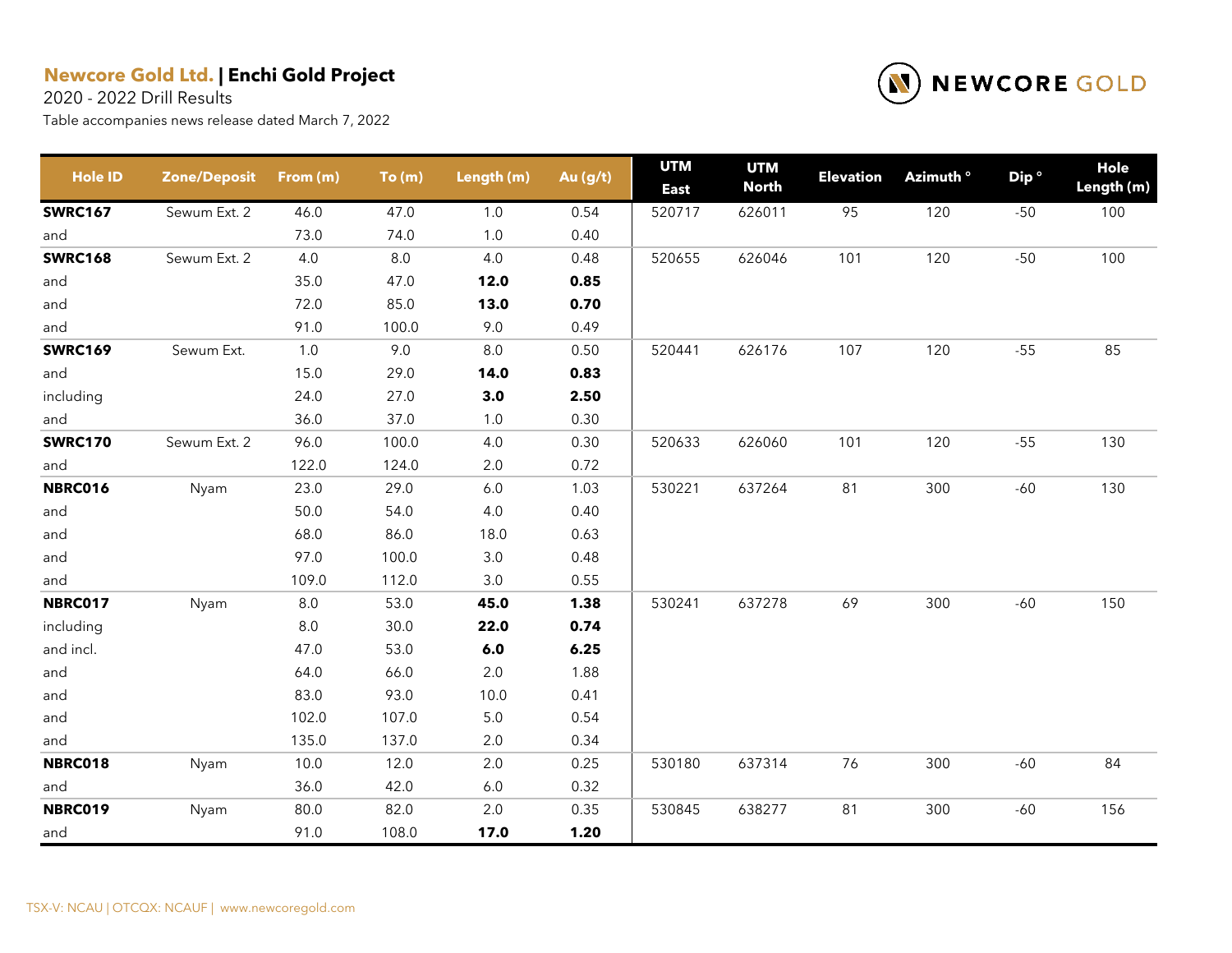**Newcore Gold Ltd.** | **Enchi Gold Project**

2020 - 2022 Drill Results

Table accompanies news release dated March 7, 2022

| Hole ID | Zone/Deposit | From (m) | To (m) | Length (m) | Au (g/t) | UTM East | UTM North | Elevation | Azimuth ° | Dip ° | Hole Length (m) |
|---|---|---|---|---|---|---|---|---|---|---|---|
| **SWRC167** | Sewum Ext. 2 | 46.0 | 47.0 | 1.0 | 0.54 | 520717 | 626011 | 95 | 120 | -50 | 100 |
| and | | 73.0 | 74.0 | 1.0 | 0.40 | | | | | | |
| **SWRC168** | Sewum Ext. 2 | 4.0 | 8.0 | 4.0 | 0.48 | 520655 | 626046 | 101 | 120 | -50 | 100 |
| and | | 35.0 | 47.0 | **12.0** | **0.85** | | | | | | |
| and | | 72.0 | 85.0 | **13.0** | **0.70** | | | | | | |
| and | | 91.0 | 100.0 | 9.0 | 0.49 | | | | | | |
| **SWRC169** | Sewum Ext. | 1.0 | 9.0 | 8.0 | 0.50 | 520441 | 626176 | 107 | 120 | -55 | 85 |
| and | | 15.0 | 29.0 | **14.0** | **0.83** | | | | | | |
| including | | 24.0 | 27.0 | **3.0** | **2.50** | | | | | | |
| and | | 36.0 | 37.0 | 1.0 | 0.30 | | | | | | |
| **SWRC170** | Sewum Ext. 2 | 96.0 | 100.0 | 4.0 | 0.30 | 520633 | 626060 | 101 | 120 | -55 | 130 |
| and | | 122.0 | 124.0 | 2.0 | 0.72 | | | | | | |
| **NBRC016** | Nyam | 23.0 | 29.0 | 6.0 | 1.03 | 530221 | 637264 | 81 | 300 | -60 | 130 |
| and | | 50.0 | 54.0 | 4.0 | 0.40 | | | | | | |
| and | | 68.0 | 86.0 | 18.0 | 0.63 | | | | | | |
| and | | 97.0 | 100.0 | 3.0 | 0.48 | | | | | | |
| and | | 109.0 | 112.0 | 3.0 | 0.55 | | | | | | |
| **NBRC017** | Nyam | 8.0 | 53.0 | **45.0** | **1.38** | 530241 | 637278 | 69 | 300 | -60 | 150 |
| including | | 8.0 | 30.0 | **22.0** | **0.74** | | | | | | |
| and incl. | | 47.0 | 53.0 | **6.0** | **6.25** | | | | | | |
| and | | 64.0 | 66.0 | 2.0 | 1.88 | | | | | | |
| and | | 83.0 | 93.0 | 10.0 | 0.41 | | | | | | |
| and | | 102.0 | 107.0 | 5.0 | 0.54 | | | | | | |
| and | | 135.0 | 137.0 | 2.0 | 0.34 | | | | | | |
| **NBRC018** | Nyam | 10.0 | 12.0 | 2.0 | 0.25 | 530180 | 637314 | 76 | 300 | -60 | 84 |
| and | | 36.0 | 42.0 | 6.0 | 0.32 | | | | | | |
| **NBRC019** | Nyam | 80.0 | 82.0 | 2.0 | 0.35 | 530845 | 638277 | 81 | 300 | -60 | 156 |
| and | | 91.0 | 108.0 | **17.0** | **1.20** | | | | | | |

TSX-V: NCAU | OTCQX: NCAUF | www.newcoregold.com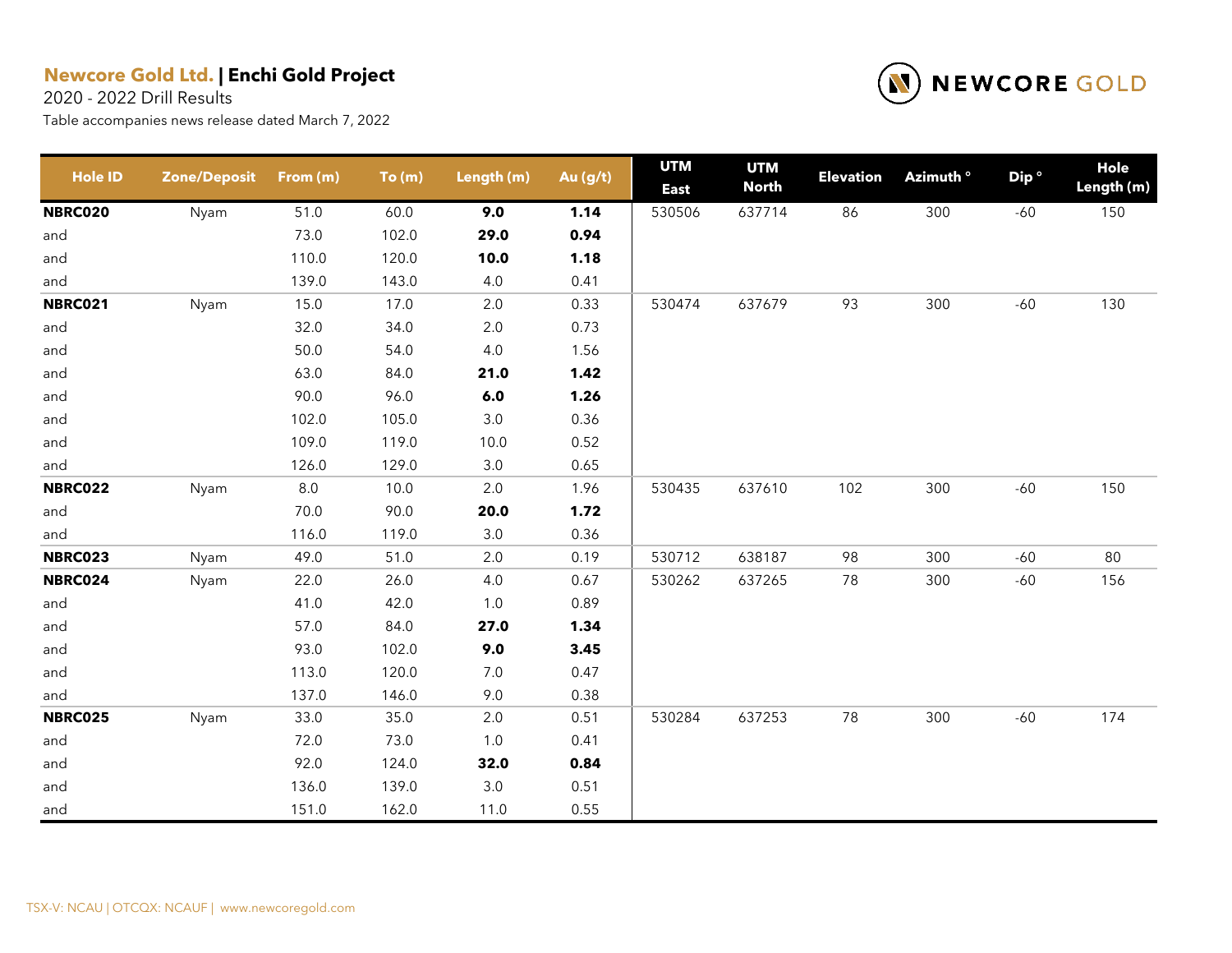**Newcore Gold Ltd.** | **Enchi Gold Project**

2020 - 2022 Drill Results

Table accompanies news release dated March 7, 2022

NEWCORE GOLD

| Hole ID | Zone/Deposit | From (m) | To (m) | Length (m) | Au (g/t) | UTM East | UTM North | Elevation | Azimuth ° | Dip ° | Hole Length (m) |
|---|---|---|---|---|---|---|---|---|---|---|---|
| **NBRC020** | Nyam | 51.0 | 60.0 | **9.0** | **1.14** | 530506 | 637714 | 86 | 300 | -60 | 150 |
| and | | 73.0 | 102.0 | **29.0** | **0.94** | | | | | | |
| and | | 110.0 | 120.0 | **10.0** | **1.18** | | | | | | |
| and | | 139.0 | 143.0 | 4.0 | 0.41 | | | | | | |
| **NBRC021** | Nyam | 15.0 | 17.0 | 2.0 | 0.33 | 530474 | 637679 | 93 | 300 | -60 | 130 |
| and | | 32.0 | 34.0 | 2.0 | 0.73 | | | | | | |
| and | | 50.0 | 54.0 | 4.0 | 1.56 | | | | | | |
| and | | 63.0 | 84.0 | **21.0** | **1.42** | | | | | | |
| and | | 90.0 | 96.0 | **6.0** | **1.26** | | | | | | |
| and | | 102.0 | 105.0 | 3.0 | 0.36 | | | | | | |
| and | | 109.0 | 119.0 | 10.0 | 0.52 | | | | | | |
| and | | 126.0 | 129.0 | 3.0 | 0.65 | | | | | | |
| **NBRC022** | Nyam | 8.0 | 10.0 | 2.0 | 1.96 | 530435 | 637610 | 102 | 300 | -60 | 150 |
| and | | 70.0 | 90.0 | **20.0** | **1.72** | | | | | | |
| and | | 116.0 | 119.0 | 3.0 | 0.36 | | | | | | |
| **NBRC023** | Nyam | 49.0 | 51.0 | 2.0 | 0.19 | 530712 | 638187 | 98 | 300 | -60 | 80 |
| **NBRC024** | Nyam | 22.0 | 26.0 | 4.0 | 0.67 | 530262 | 637265 | 78 | 300 | -60 | 156 |
| and | | 41.0 | 42.0 | 1.0 | 0.89 | | | | | | |
| and | | 57.0 | 84.0 | **27.0** | **1.34** | | | | | | |
| and | | 93.0 | 102.0 | **9.0** | **3.45** | | | | | | |
| and | | 113.0 | 120.0 | 7.0 | 0.47 | | | | | | |
| and | | 137.0 | 146.0 | 9.0 | 0.38 | | | | | | |
| **NBRC025** | Nyam | 33.0 | 35.0 | 2.0 | 0.51 | 530284 | 637253 | 78 | 300 | -60 | 174 |
| and | | 72.0 | 73.0 | 1.0 | 0.41 | | | | | | |
| and | | 92.0 | 124.0 | **32.0** | **0.84** | | | | | | |
| and | | 136.0 | 139.0 | 3.0 | 0.51 | | | | | | |
| and | | 151.0 | 162.0 | 11.0 | 0.55 | | | | | | |

TSX-V: NCAU | OTCQX: NCAUF | www.newcoregold.com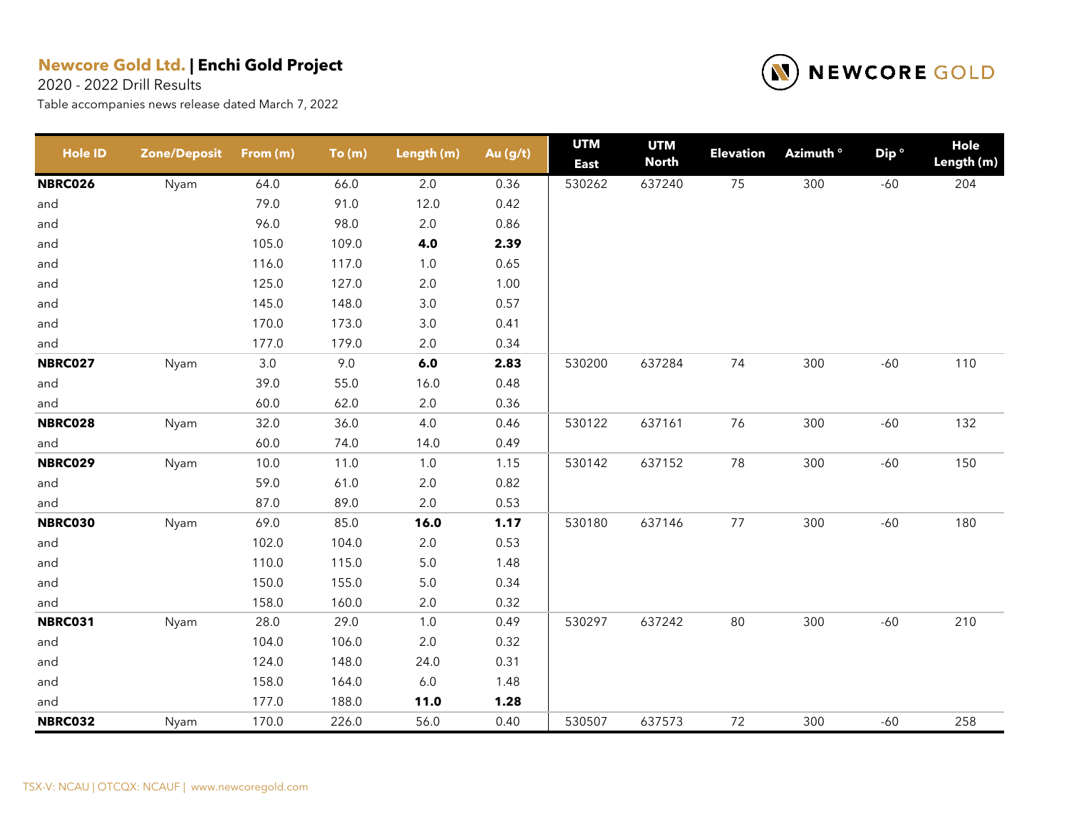**Newcore Gold Ltd. | Enchi Gold Project**

2020 - 2022 Drill Results

Table accompanies news release dated March 7, 2022

| Hole ID | Zone/Deposit | From (m) | To (m) | Length (m) | Au (g/t) | UTM East | UTM North | Elevation | Azimuth ° | Dip ° | Hole Length (m) |
|---|---|---|---|---|---|---|---|---|---|---|---|
| **NBRC026** | Nyam | 64.0 | 66.0 | 2.0 | 0.36 | 530262 | 637240 | 75 | 300 | -60 | 204 |
| and | | 79.0 | 91.0 | 12.0 | 0.42 | | | | | | |
| and | | 96.0 | 98.0 | 2.0 | 0.86 | | | | | | |
| and | | 105.0 | 109.0 | **4.0** | **2.39** | | | | | | |
| and | | 116.0 | 117.0 | 1.0 | 0.65 | | | | | | |
| and | | 125.0 | 127.0 | 2.0 | 1.00 | | | | | | |
| and | | 145.0 | 148.0 | 3.0 | 0.57 | | | | | | |
| and | | 170.0 | 173.0 | 3.0 | 0.41 | | | | | | |
| and | | 177.0 | 179.0 | 2.0 | 0.34 | | | | | | |
| **NBRC027** | Nyam | 3.0 | 9.0 | **6.0** | **2.83** | 530200 | 637284 | 74 | 300 | -60 | 110 |
| and | | 39.0 | 55.0 | 16.0 | 0.48 | | | | | | |
| and | | 60.0 | 62.0 | 2.0 | 0.36 | | | | | | |
| **NBRC028** | Nyam | 32.0 | 36.0 | 4.0 | 0.46 | 530122 | 637161 | 76 | 300 | -60 | 132 |
| and | | 60.0 | 74.0 | 14.0 | 0.49 | | | | | | |
| **NBRC029** | Nyam | 10.0 | 11.0 | 1.0 | 1.15 | 530142 | 637152 | 78 | 300 | -60 | 150 |
| and | | 59.0 | 61.0 | 2.0 | 0.82 | | | | | | |
| and | | 87.0 | 89.0 | 2.0 | 0.53 | | | | | | |
| **NBRC030** | Nyam | 69.0 | 85.0 | **16.0** | **1.17** | 530180 | 637146 | 77 | 300 | -60 | 180 |
| and | | 102.0 | 104.0 | 2.0 | 0.53 | | | | | | |
| and | | 110.0 | 115.0 | 5.0 | 1.48 | | | | | | |
| and | | 150.0 | 155.0 | 5.0 | 0.34 | | | | | | |
| and | | 158.0 | 160.0 | 2.0 | 0.32 | | | | | | |
| **NBRC031** | Nyam | 28.0 | 29.0 | 1.0 | 0.49 | 530297 | 637242 | 80 | 300 | -60 | 210 |
| and | | 104.0 | 106.0 | 2.0 | 0.32 | | | | | | |
| and | | 124.0 | 148.0 | 24.0 | 0.31 | | | | | | |
| and | | 158.0 | 164.0 | 6.0 | 1.48 | | | | | | |
| and | | 177.0 | 188.0 | **11.0** | **1.28** | | | | | | |
| **NBRC032** | Nyam | 170.0 | 226.0 | 56.0 | 0.40 | 530507 | 637573 | 72 | 300 | -60 | 258 |

TSX-V: NCAU | OTCQX: NCAUF | www.newcoregold.com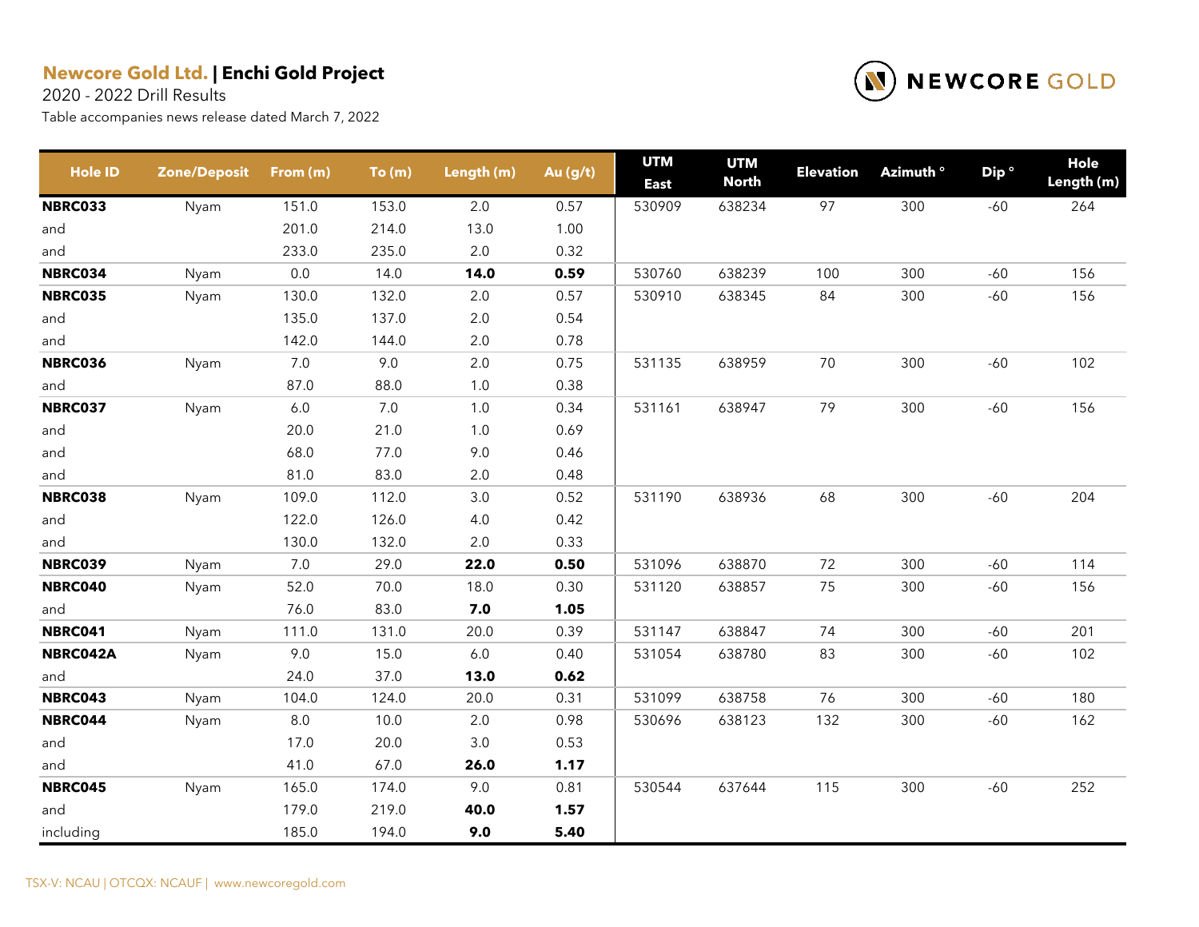**Newcore Gold Ltd. | Enchi Gold Project**

2020 - 2022 Drill Results

Table accompanies news release dated March 7, 2022

| Hole ID | Zone/Deposit | From (m) | To (m) | Length (m) | Au (g/t) | UTM East | UTM North | Elevation | Azimuth ° | Dip ° | Hole Length (m) |
|---|---|---|---|---|---|---|---|---|---|---|---|
| **NBRC033** | Nyam | 151.0 | 153.0 | 2.0 | 0.57 | 530909 | 638234 | 97 | 300 | -60 | 264 |
| and | | 201.0 | 214.0 | 13.0 | 1.00 | | | | | | |
| and | | 233.0 | 235.0 | 2.0 | 0.32 | | | | | | |
| **NBRC034** | Nyam | 0.0 | 14.0 | **14.0** | **0.59** | 530760 | 638239 | 100 | 300 | -60 | 156 |
| **NBRC035** | Nyam | 130.0 | 132.0 | 2.0 | 0.57 | 530910 | 638345 | 84 | 300 | -60 | 156 |
| and | | 135.0 | 137.0 | 2.0 | 0.54 | | | | | | |
| and | | 142.0 | 144.0 | 2.0 | 0.78 | | | | | | |
| **NBRC036** | Nyam | 7.0 | 9.0 | 2.0 | 0.75 | 531135 | 638959 | 70 | 300 | -60 | 102 |
| and | | 87.0 | 88.0 | 1.0 | 0.38 | | | | | | |
| **NBRC037** | Nyam | 6.0 | 7.0 | 1.0 | 0.34 | 531161 | 638947 | 79 | 300 | -60 | 156 |
| and | | 20.0 | 21.0 | 1.0 | 0.69 | | | | | | |
| and | | 68.0 | 77.0 | 9.0 | 0.46 | | | | | | |
| and | | 81.0 | 83.0 | 2.0 | 0.48 | | | | | | |
| **NBRC038** | Nyam | 109.0 | 112.0 | 3.0 | 0.52 | 531190 | 638936 | 68 | 300 | -60 | 204 |
| and | | 122.0 | 126.0 | 4.0 | 0.42 | | | | | | |
| and | | 130.0 | 132.0 | 2.0 | 0.33 | | | | | | |
| **NBRC039** | Nyam | 7.0 | 29.0 | **22.0** | **0.50** | 531096 | 638870 | 72 | 300 | -60 | 114 |
| **NBRC040** | Nyam | 52.0 | 70.0 | 18.0 | 0.30 | 531120 | 638857 | 75 | 300 | -60 | 156 |
| and | | 76.0 | 83.0 | **7.0** | **1.05** | | | | | | |
| **NBRC041** | Nyam | 111.0 | 131.0 | 20.0 | 0.39 | 531147 | 638847 | 74 | 300 | -60 | 201 |
| **NBRC042A** | Nyam | 9.0 | 15.0 | 6.0 | 0.40 | 531054 | 638780 | 83 | 300 | -60 | 102 |
| and | | 24.0 | 37.0 | **13.0** | **0.62** | | | | | | |
| **NBRC043** | Nyam | 104.0 | 124.0 | 20.0 | 0.31 | 531099 | 638758 | 76 | 300 | -60 | 180 |
| **NBRC044** | Nyam | 8.0 | 10.0 | 2.0 | 0.98 | 530696 | 638123 | 132 | 300 | -60 | 162 |
| and | | 17.0 | 20.0 | 3.0 | 0.53 | | | | | | |
| and | | 41.0 | 67.0 | **26.0** | **1.17** | | | | | | |
| **NBRC045** | Nyam | 165.0 | 174.0 | 9.0 | 0.81 | 530544 | 637644 | 115 | 300 | -60 | 252 |
| and | | 179.0 | 219.0 | **40.0** | **1.57** | | | | | | |
| including | | 185.0 | 194.0 | **9.0** | **5.40** | | | | | | |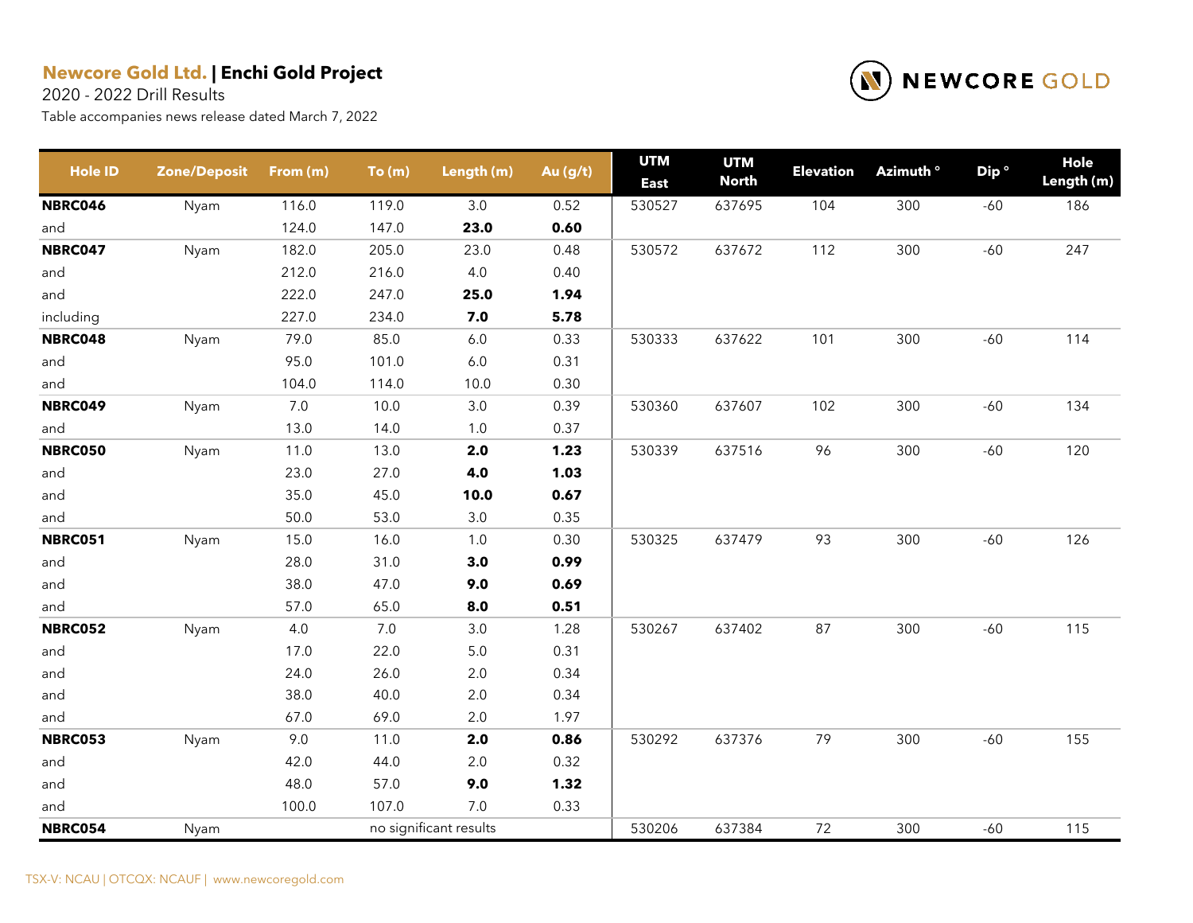**Newcore Gold Ltd. | Enchi Gold Project**

2020 - 2022 Drill Results

Table accompanies news release dated March 7, 2022

| Hole ID | Zone/Deposit | From (m) | To (m) | Length (m) | Au (g/t) | UTM East | UTM North | Elevation | Azimuth ° | Dip ° | Hole Length (m) |
|---|---|---|---|---|---|---|---|---|---|---|---|
| **NBRC046** | Nyam | 116.0 | 119.0 | 3.0 | 0.52 | 530527 | 637695 | 104 | 300 | -60 | 186 |
| and | | 124.0 | 147.0 | **23.0** | **0.60** | | | | | | |
| **NBRC047** | Nyam | 182.0 | 205.0 | 23.0 | 0.48 | 530572 | 637672 | 112 | 300 | -60 | 247 |
| and | | 212.0 | 216.0 | 4.0 | 0.40 | | | | | | |
| and | | 222.0 | 247.0 | **25.0** | **1.94** | | | | | | |
| including | | 227.0 | 234.0 | **7.0** | **5.78** | | | | | | |
| **NBRC048** | Nyam | 79.0 | 85.0 | 6.0 | 0.33 | 530333 | 637622 | 101 | 300 | -60 | 114 |
| and | | 95.0 | 101.0 | 6.0 | 0.31 | | | | | | |
| and | | 104.0 | 114.0 | 10.0 | 0.30 | | | | | | |
| **NBRC049** | Nyam | 7.0 | 10.0 | 3.0 | 0.39 | 530360 | 637607 | 102 | 300 | -60 | 134 |
| and | | 13.0 | 14.0 | 1.0 | 0.37 | | | | | | |
| **NBRC050** | Nyam | 11.0 | 13.0 | **2.0** | **1.23** | 530339 | 637516 | 96 | 300 | -60 | 120 |
| and | | 23.0 | 27.0 | **4.0** | **1.03** | | | | | | |
| and | | 35.0 | 45.0 | **10.0** | **0.67** | | | | | | |
| and | | 50.0 | 53.0 | 3.0 | 0.35 | | | | | | |
| **NBRC051** | Nyam | 15.0 | 16.0 | 1.0 | 0.30 | 530325 | 637479 | 93 | 300 | -60 | 126 |
| and | | 28.0 | 31.0 | **3.0** | **0.99** | | | | | | |
| and | | 38.0 | 47.0 | **9.0** | **0.69** | | | | | | |
| and | | 57.0 | 65.0 | **8.0** | **0.51** | | | | | | |
| **NBRC052** | Nyam | 4.0 | 7.0 | 3.0 | 1.28 | 530267 | 637402 | 87 | 300 | -60 | 115 |
| and | | 17.0 | 22.0 | 5.0 | 0.31 | | | | | | |
| and | | 24.0 | 26.0 | 2.0 | 0.34 | | | | | | |
| and | | 38.0 | 40.0 | 2.0 | 0.34 | | | | | | |
| and | | 67.0 | 69.0 | 2.0 | 1.97 | | | | | | |
| **NBRC053** | Nyam | 9.0 | 11.0 | **2.0** | **0.86** | 530292 | 637376 | 79 | 300 | -60 | 155 |
| and | | 42.0 | 44.0 | 2.0 | 0.32 | | | | | | |
| and | | 48.0 | 57.0 | **9.0** | **1.32** | | | | | | |
| and | | 100.0 | 107.0 | 7.0 | 0.33 | | | | | | |
| **NBRC054** | Nyam | | no significant results | | | 530206 | 637384 | 72 | 300 | -60 | 115 |

TSX-V: NCAU | OTCQX: NCAUF | www.newcoregold.com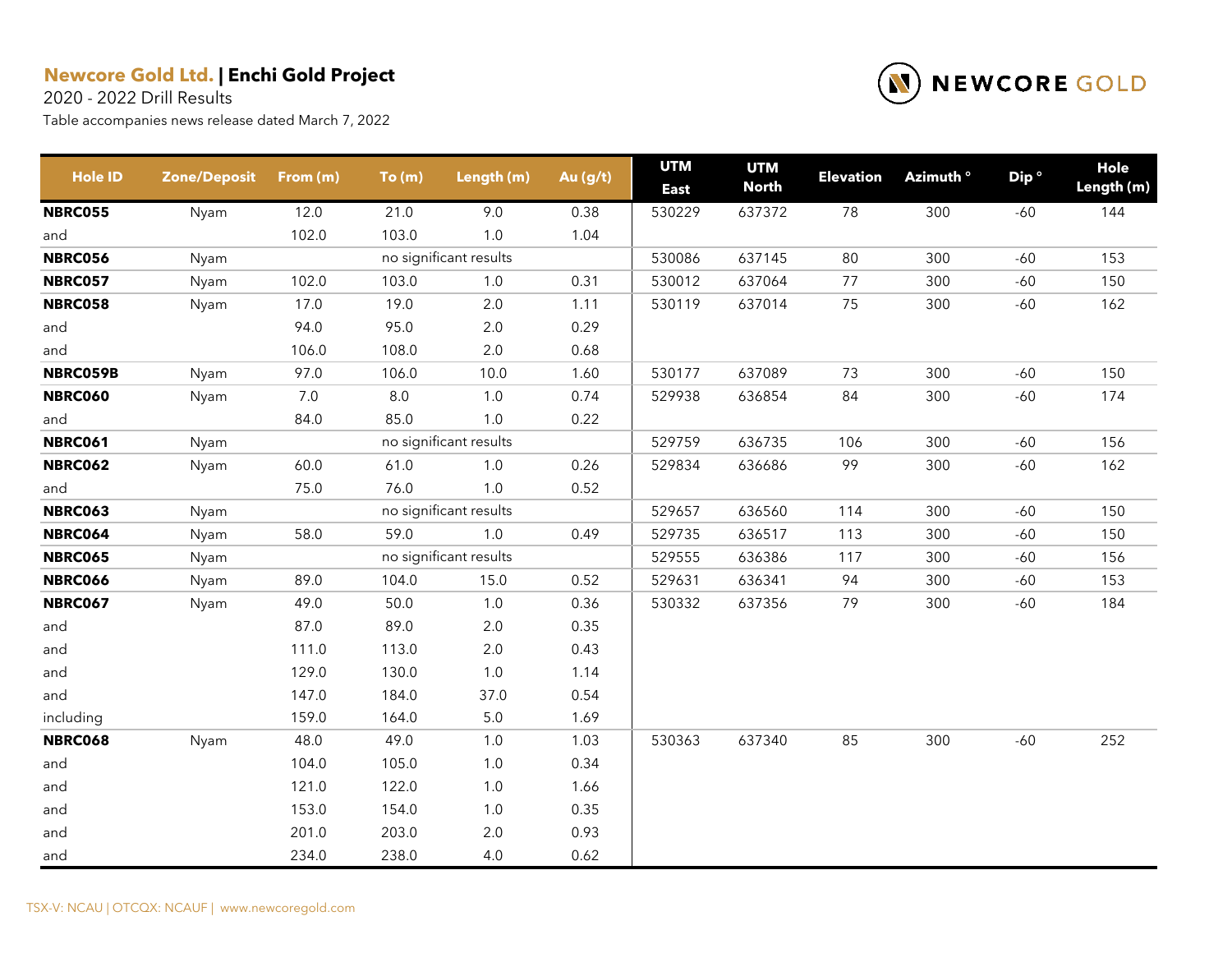**Newcore Gold Ltd.** | **Enchi Gold Project**

2020 - 2022 Drill Results

Table accompanies news release dated March 7, 2022

| Hole ID | Zone/Deposit | From (m) | To (m) | Length (m) | Au (g/t) | UTM East | UTM North | Elevation | Azimuth ° | Dip ° | Hole Length (m) |
|---|---|---|---|---|---|---|---|---|---|---|---|
| **NBRC055** | Nyam | 12.0 | 21.0 | 9.0 | 0.38 | 530229 | 637372 | 78 | 300 | -60 | 144 |
| and | | 102.0 | 103.0 | 1.0 | 1.04 | | | | | | |
| **NBRC056** | Nyam | | no significant results | | | 530086 | 637145 | 80 | 300 | -60 | 153 |
| **NBRC057** | Nyam | 102.0 | 103.0 | 1.0 | 0.31 | 530012 | 637064 | 77 | 300 | -60 | 150 |
| **NBRC058** | Nyam | 17.0 | 19.0 | 2.0 | 1.11 | 530119 | 637014 | 75 | 300 | -60 | 162 |
| and | | 94.0 | 95.0 | 2.0 | 0.29 | | | | | | |
| and | | 106.0 | 108.0 | 2.0 | 0.68 | | | | | | |
| **NBRC059B** | Nyam | 97.0 | 106.0 | 10.0 | 1.60 | 530177 | 637089 | 73 | 300 | -60 | 150 |
| **NBRC060** | Nyam | 7.0 | 8.0 | 1.0 | 0.74 | 529938 | 636854 | 84 | 300 | -60 | 174 |
| and | | 84.0 | 85.0 | 1.0 | 0.22 | | | | | | |
| **NBRC061** | Nyam | | no significant results | | | 529759 | 636735 | 106 | 300 | -60 | 156 |
| **NBRC062** | Nyam | 60.0 | 61.0 | 1.0 | 0.26 | 529834 | 636686 | 99 | 300 | -60 | 162 |
| and | | 75.0 | 76.0 | 1.0 | 0.52 | | | | | | |
| **NBRC063** | Nyam | | no significant results | | | 529657 | 636560 | 114 | 300 | -60 | 150 |
| **NBRC064** | Nyam | 58.0 | 59.0 | 1.0 | 0.49 | 529735 | 636517 | 113 | 300 | -60 | 150 |
| **NBRC065** | Nyam | | no significant results | | | 529555 | 636386 | 117 | 300 | -60 | 156 |
| **NBRC066** | Nyam | 89.0 | 104.0 | 15.0 | 0.52 | 529631 | 636341 | 94 | 300 | -60 | 153 |
| **NBRC067** | Nyam | 49.0 | 50.0 | 1.0 | 0.36 | 530332 | 637356 | 79 | 300 | -60 | 184 |
| and | | 87.0 | 89.0 | 2.0 | 0.35 | | | | | | |
| and | | 111.0 | 113.0 | 2.0 | 0.43 | | | | | | |
| and | | 129.0 | 130.0 | 1.0 | 1.14 | | | | | | |
| and | | 147.0 | 184.0 | 37.0 | 0.54 | | | | | | |
| including | | 159.0 | 164.0 | 5.0 | 1.69 | | | | | | |
| **NBRC068** | Nyam | 48.0 | 49.0 | 1.0 | 1.03 | 530363 | 637340 | 85 | 300 | -60 | 252 |
| and | | 104.0 | 105.0 | 1.0 | 0.34 | | | | | | |
| and | | 121.0 | 122.0 | 1.0 | 1.66 | | | | | | |
| and | | 153.0 | 154.0 | 1.0 | 0.35 | | | | | | |
| and | | 201.0 | 203.0 | 2.0 | 0.93 | | | | | | |
| and | | 234.0 | 238.0 | 4.0 | 0.62 | | | | | | |

TSX-V: NCAU | OTCQX: NCAUF | www.newcoregold.com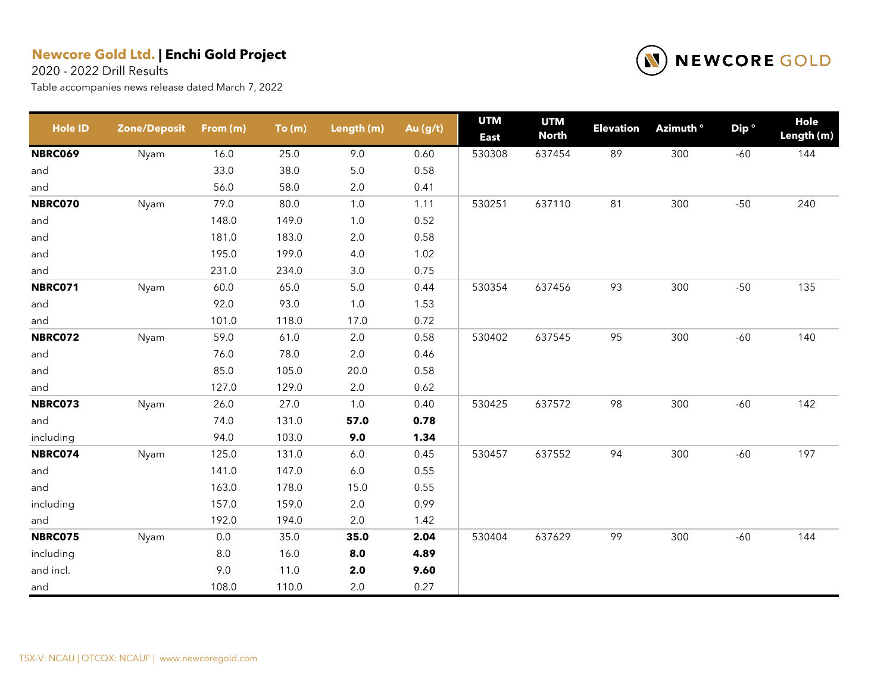**Newcore Gold Ltd. | Enchi Gold Project**

2020 - 2022 Drill Results

Table accompanies news release dated March 7, 2022

| Hole ID | Zone/Deposit | From (m) | To (m) | Length (m) | Au (g/t) | UTM East | UTM North | Elevation | Azimuth ° | Dip ° | Hole Length (m) |
|---|---|---|---|---|---|---|---|---|---|---|---|
| **NBRC069** | Nyam | 16.0 | 25.0 | 9.0 | 0.60 | 530308 | 637454 | 89 | 300 | -60 | 144 |
| and | | 33.0 | 38.0 | 5.0 | 0.58 | | | | | | |
| and | | 56.0 | 58.0 | 2.0 | 0.41 | | | | | | |
| **NBRC070** | Nyam | 79.0 | 80.0 | 1.0 | 1.11 | 530251 | 637110 | 81 | 300 | -50 | 240 |
| and | | 148.0 | 149.0 | 1.0 | 0.52 | | | | | | |
| and | | 181.0 | 183.0 | 2.0 | 0.58 | | | | | | |
| and | | 195.0 | 199.0 | 4.0 | 1.02 | | | | | | |
| and | | 231.0 | 234.0 | 3.0 | 0.75 | | | | | | |
| **NBRC071** | Nyam | 60.0 | 65.0 | 5.0 | 0.44 | 530354 | 637456 | 93 | 300 | -50 | 135 |
| and | | 92.0 | 93.0 | 1.0 | 1.53 | | | | | | |
| and | | 101.0 | 118.0 | 17.0 | 0.72 | | | | | | |
| **NBRC072** | Nyam | 59.0 | 61.0 | 2.0 | 0.58 | 530402 | 637545 | 95 | 300 | -60 | 140 |
| and | | 76.0 | 78.0 | 2.0 | 0.46 | | | | | | |
| and | | 85.0 | 105.0 | 20.0 | 0.58 | | | | | | |
| and | | 127.0 | 129.0 | 2.0 | 0.62 | | | | | | |
| **NBRC073** | Nyam | 26.0 | 27.0 | 1.0 | 0.40 | 530425 | 637572 | 98 | 300 | -60 | 142 |
| and | | 74.0 | 131.0 | **57.0** | **0.78** | | | | | | |
| including | | 94.0 | 103.0 | **9.0** | **1.34** | | | | | | |
| **NBRC074** | Nyam | 125.0 | 131.0 | 6.0 | 0.45 | 530457 | 637552 | 94 | 300 | -60 | 197 |
| and | | 141.0 | 147.0 | 6.0 | 0.55 | | | | | | |
| and | | 163.0 | 178.0 | 15.0 | 0.55 | | | | | | |
| including | | 157.0 | 159.0 | 2.0 | 0.99 | | | | | | |
| and | | 192.0 | 194.0 | 2.0 | 1.42 | | | | | | |
| **NBRC075** | Nyam | 0.0 | 35.0 | **35.0** | **2.04** | 530404 | 637629 | 99 | 300 | -60 | 144 |
| including | | 8.0 | 16.0 | **8.0** | **4.89** | | | | | | |
| and incl. | | 9.0 | 11.0 | **2.0** | **9.60** | | | | | | |
| and | | 108.0 | 110.0 | 2.0 | 0.27 | | | | | | |

TSX-V: NCAU | OTCQX: NCAUF | www.newcoregold.com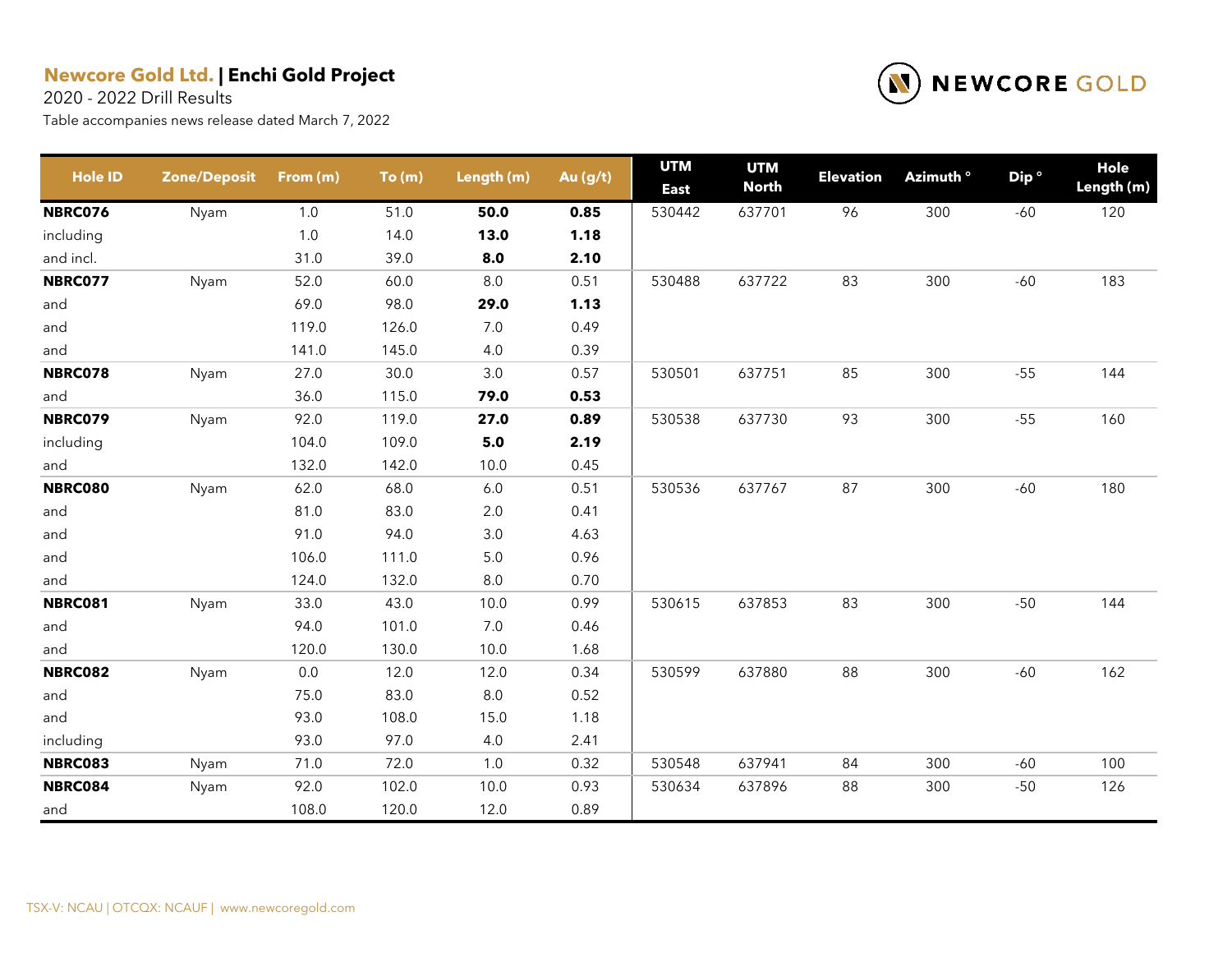**Newcore Gold Ltd. | Enchi Gold Project**

2020 - 2022 Drill Results

Table accompanies news release dated March 7, 2022

| Hole ID | Zone/Deposit | From (m) | To (m) | Length (m) | Au (g/t) | UTM East | UTM North | Elevation | Azimuth ° | Dip ° | Hole Length (m) |
|---|---|---|---|---|---|---|---|---|---|---|---|
| **NBRC076** | Nyam | 1.0 | 51.0 | **50.0** | **0.85** | 530442 | 637701 | 96 | 300 | -60 | 120 |
| including | | 1.0 | 14.0 | **13.0** | **1.18** | | | | | | |
| and incl. | | 31.0 | 39.0 | **8.0** | **2.10** | | | | | | |
| **NBRC077** | Nyam | 52.0 | 60.0 | 8.0 | 0.51 | 530488 | 637722 | 83 | 300 | -60 | 183 |
| and | | 69.0 | 98.0 | **29.0** | **1.13** | | | | | | |
| and | | 119.0 | 126.0 | 7.0 | 0.49 | | | | | | |
| and | | 141.0 | 145.0 | 4.0 | 0.39 | | | | | | |
| **NBRC078** | Nyam | 27.0 | 30.0 | 3.0 | 0.57 | 530501 | 637751 | 85 | 300 | -55 | 144 |
| and | | 36.0 | 115.0 | **79.0** | **0.53** | | | | | | |
| **NBRC079** | Nyam | 92.0 | 119.0 | **27.0** | **0.89** | 530538 | 637730 | 93 | 300 | -55 | 160 |
| including | | 104.0 | 109.0 | **5.0** | **2.19** | | | | | | |
| and | | 132.0 | 142.0 | 10.0 | 0.45 | | | | | | |
| **NBRC080** | Nyam | 62.0 | 68.0 | 6.0 | 0.51 | 530536 | 637767 | 87 | 300 | -60 | 180 |
| and | | 81.0 | 83.0 | 2.0 | 0.41 | | | | | | |
| and | | 91.0 | 94.0 | 3.0 | 4.63 | | | | | | |
| and | | 106.0 | 111.0 | 5.0 | 0.96 | | | | | | |
| and | | 124.0 | 132.0 | 8.0 | 0.70 | | | | | | |
| **NBRC081** | Nyam | 33.0 | 43.0 | 10.0 | 0.99 | 530615 | 637853 | 83 | 300 | -50 | 144 |
| and | | 94.0 | 101.0 | 7.0 | 0.46 | | | | | | |
| and | | 120.0 | 130.0 | 10.0 | 1.68 | | | | | | |
| **NBRC082** | Nyam | 0.0 | 12.0 | 12.0 | 0.34 | 530599 | 637880 | 88 | 300 | -60 | 162 |
| and | | 75.0 | 83.0 | 8.0 | 0.52 | | | | | | |
| and | | 93.0 | 108.0 | 15.0 | 1.18 | | | | | | |
| including | | 93.0 | 97.0 | 4.0 | 2.41 | | | | | | |
| **NBRC083** | Nyam | 71.0 | 72.0 | 1.0 | 0.32 | 530548 | 637941 | 84 | 300 | -60 | 100 |
| **NBRC084** | Nyam | 92.0 | 102.0 | 10.0 | 0.93 | 530634 | 637896 | 88 | 300 | -50 | 126 |
| and | | 108.0 | 120.0 | 12.0 | 0.89 | | | | | | |

TSX-V: NCAU | OTCQX: NCAUF | www.newcoregold.com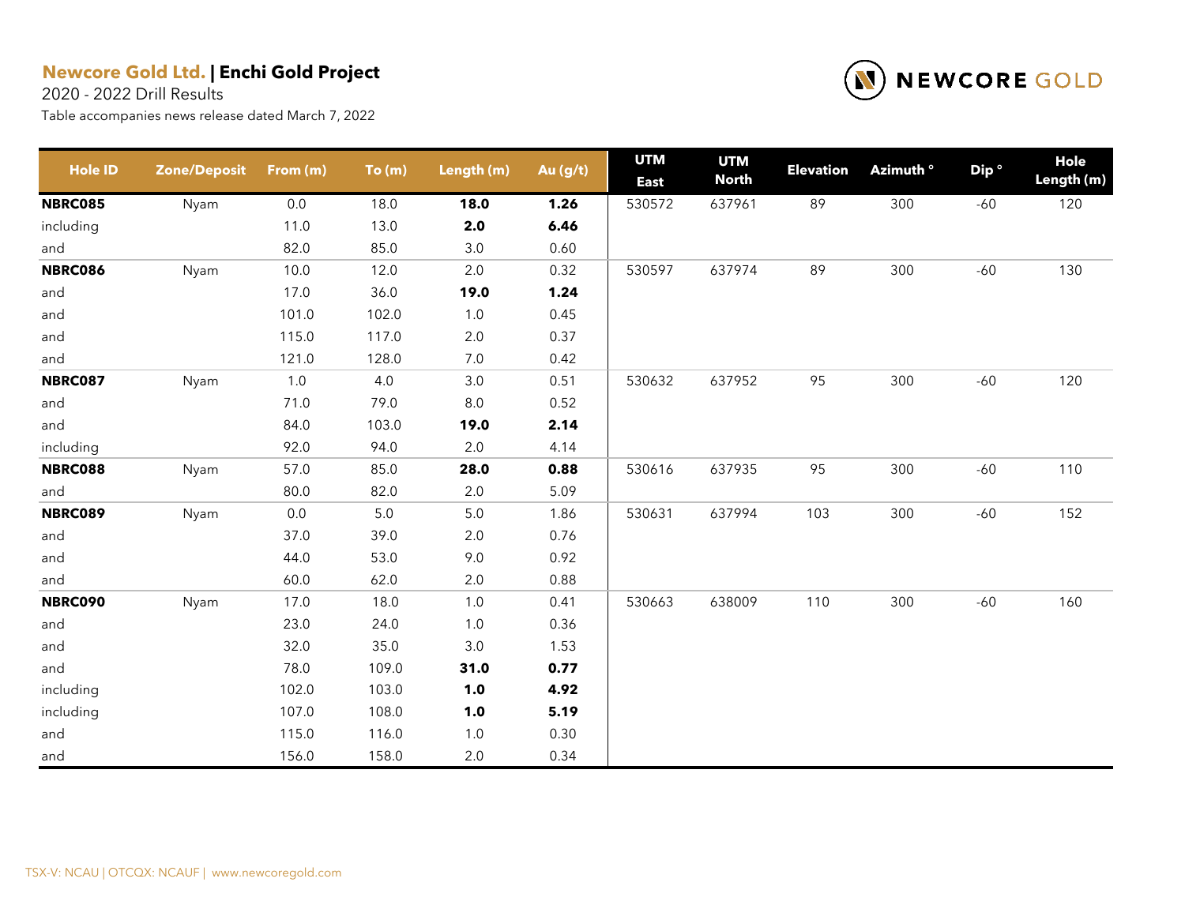**Newcore Gold Ltd.** | **Enchi Gold Project**

2020 - 2022 Drill Results

Table accompanies news release dated March 7, 2022

| Hole ID | Zone/Deposit | From (m) | To (m) | Length (m) | Au (g/t) | UTM East | UTM North | Elevation | Azimuth ° | Dip ° | Hole Length (m) |
|---|---|---|---|---|---|---|---|---|---|---|---|
| **NBRC085** | Nyam | 0.0 | 18.0 | **18.0** | **1.26** | 530572 | 637961 | 89 | 300 | -60 | 120 |
| including | | 11.0 | 13.0 | **2.0** | **6.46** | | | | | | |
| and | | 82.0 | 85.0 | 3.0 | 0.60 | | | | | | |
| **NBRC086** | Nyam | 10.0 | 12.0 | 2.0 | 0.32 | 530597 | 637974 | 89 | 300 | -60 | 130 |
| and | | 17.0 | 36.0 | **19.0** | **1.24** | | | | | | |
| and | | 101.0 | 102.0 | 1.0 | 0.45 | | | | | | |
| and | | 115.0 | 117.0 | 2.0 | 0.37 | | | | | | |
| and | | 121.0 | 128.0 | 7.0 | 0.42 | | | | | | |
| **NBRC087** | Nyam | 1.0 | 4.0 | 3.0 | 0.51 | 530632 | 637952 | 95 | 300 | -60 | 120 |
| and | | 71.0 | 79.0 | 8.0 | 0.52 | | | | | | |
| and | | 84.0 | 103.0 | **19.0** | **2.14** | | | | | | |
| including | | 92.0 | 94.0 | 2.0 | 4.14 | | | | | | |
| **NBRC088** | Nyam | 57.0 | 85.0 | **28.0** | **0.88** | 530616 | 637935 | 95 | 300 | -60 | 110 |
| and | | 80.0 | 82.0 | 2.0 | 5.09 | | | | | | |
| **NBRC089** | Nyam | 0.0 | 5.0 | 5.0 | 1.86 | 530631 | 637994 | 103 | 300 | -60 | 152 |
| and | | 37.0 | 39.0 | 2.0 | 0.76 | | | | | | |
| and | | 44.0 | 53.0 | 9.0 | 0.92 | | | | | | |
| and | | 60.0 | 62.0 | 2.0 | 0.88 | | | | | | |
| **NBRC090** | Nyam | 17.0 | 18.0 | 1.0 | 0.41 | 530663 | 638009 | 110 | 300 | -60 | 160 |
| and | | 23.0 | 24.0 | 1.0 | 0.36 | | | | | | |
| and | | 32.0 | 35.0 | 3.0 | 1.53 | | | | | | |
| and | | 78.0 | 109.0 | **31.0** | **0.77** | | | | | | |
| including | | 102.0 | 103.0 | **1.0** | **4.92** | | | | | | |
| including | | 107.0 | 108.0 | **1.0** | **5.19** | | | | | | |
| and | | 115.0 | 116.0 | 1.0 | 0.30 | | | | | | |
| and | | 156.0 | 158.0 | 2.0 | 0.34 | | | | | | |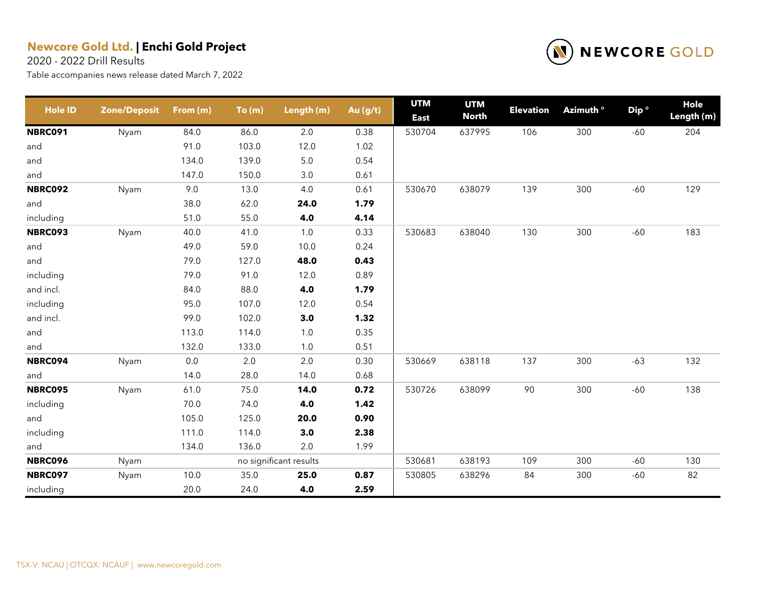**Newcore Gold Ltd. | Enchi Gold Project**

2020 - 2022 Drill Results

Table accompanies news release dated March 7, 2022

| Hole ID | Zone/Deposit | From (m) | To (m) | Length (m) | Au (g/t) | UTM East | UTM North | Elevation | Azimuth ° | Dip ° | Hole Length (m) |
|---|---|---|---|---|---|---|---|---|---|---|---|
| **NBRC091** | Nyam | 84.0 | 86.0 | 2.0 | 0.38 | 530704 | 637995 | 106 | 300 | -60 | 204 |
| and | | 91.0 | 103.0 | 12.0 | 1.02 | | | | | | |
| and | | 134.0 | 139.0 | 5.0 | 0.54 | | | | | | |
| and | | 147.0 | 150.0 | 3.0 | 0.61 | | | | | | |
| **NBRC092** | Nyam | 9.0 | 13.0 | 4.0 | 0.61 | 530670 | 638079 | 139 | 300 | -60 | 129 |
| and | | 38.0 | 62.0 | **24.0** | **1.79** | | | | | | |
| including | | 51.0 | 55.0 | **4.0** | **4.14** | | | | | | |
| **NBRC093** | Nyam | 40.0 | 41.0 | 1.0 | 0.33 | 530683 | 638040 | 130 | 300 | -60 | 183 |
| and | | 49.0 | 59.0 | 10.0 | 0.24 | | | | | | |
| and | | 79.0 | 127.0 | **48.0** | **0.43** | | | | | | |
| including | | 79.0 | 91.0 | 12.0 | 0.89 | | | | | | |
| and incl. | | 84.0 | 88.0 | **4.0** | **1.79** | | | | | | |
| including | | 95.0 | 107.0 | 12.0 | 0.54 | | | | | | |
| and incl. | | 99.0 | 102.0 | **3.0** | **1.32** | | | | | | |
| and | | 113.0 | 114.0 | 1.0 | 0.35 | | | | | | |
| and | | 132.0 | 133.0 | 1.0 | 0.51 | | | | | | |
| **NBRC094** | Nyam | 0.0 | 2.0 | 2.0 | 0.30 | 530669 | 638118 | 137 | 300 | -63 | 132 |
| and | | 14.0 | 28.0 | 14.0 | 0.68 | | | | | | |
| **NBRC095** | Nyam | 61.0 | 75.0 | **14.0** | **0.72** | 530726 | 638099 | 90 | 300 | -60 | 138 |
| including | | 70.0 | 74.0 | **4.0** | **1.42** | | | | | | |
| and | | 105.0 | 125.0 | **20.0** | **0.90** | | | | | | |
| including | | 111.0 | 114.0 | **3.0** | **2.38** | | | | | | |
| and | | 134.0 | 136.0 | 2.0 | 1.99 | | | | | | |
| **NBRC096** | Nyam | | no significant results | | | 530681 | 638193 | 109 | 300 | -60 | 130 |
| **NBRC097** | Nyam | 10.0 | 35.0 | **25.0** | **0.87** | 530805 | 638296 | 84 | 300 | -60 | 82 |
| including | | 20.0 | 24.0 | **4.0** | **2.59** | | | | | | |

TSX-V: NCAU | OTCQX: NCAUF | www.newcoregold.com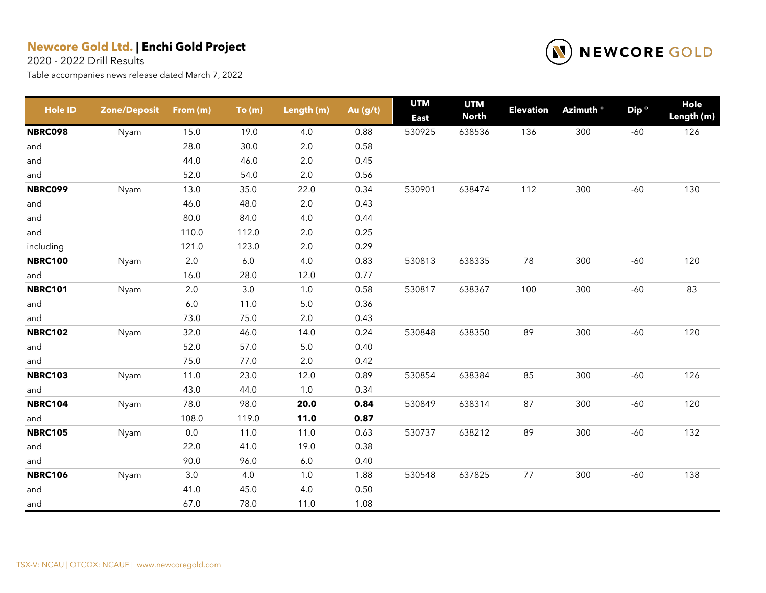**Newcore Gold Ltd.** | **Enchi Gold Project**

2020 - 2022 Drill Results

Table accompanies news release dated March 7, 2022

| Hole ID | Zone/Deposit | From (m) | To (m) | Length (m) | Au (g/t) | UTM East | UTM North | Elevation | Azimuth ° | Dip ° | Hole Length (m) |
|---|---|---|---|---|---|---|---|---|---|---|---|
| **NBRC098** | Nyam | 15.0 | 19.0 | 4.0 | 0.88 | 530925 | 638536 | 136 | 300 | -60 | 126 |
| and | | 28.0 | 30.0 | 2.0 | 0.58 | | | | | | |
| and | | 44.0 | 46.0 | 2.0 | 0.45 | | | | | | |
| and | | 52.0 | 54.0 | 2.0 | 0.56 | | | | | | |
| **NBRC099** | Nyam | 13.0 | 35.0 | 22.0 | 0.34 | 530901 | 638474 | 112 | 300 | -60 | 130 |
| and | | 46.0 | 48.0 | 2.0 | 0.43 | | | | | | |
| and | | 80.0 | 84.0 | 4.0 | 0.44 | | | | | | |
| and | | 110.0 | 112.0 | 2.0 | 0.25 | | | | | | |
| including | | 121.0 | 123.0 | 2.0 | 0.29 | | | | | | |
| **NBRC100** | Nyam | 2.0 | 6.0 | 4.0 | 0.83 | 530813 | 638335 | 78 | 300 | -60 | 120 |
| and | | 16.0 | 28.0 | 12.0 | 0.77 | | | | | | |
| **NBRC101** | Nyam | 2.0 | 3.0 | 1.0 | 0.58 | 530817 | 638367 | 100 | 300 | -60 | 83 |
| and | | 6.0 | 11.0 | 5.0 | 0.36 | | | | | | |
| and | | 73.0 | 75.0 | 2.0 | 0.43 | | | | | | |
| **NBRC102** | Nyam | 32.0 | 46.0 | 14.0 | 0.24 | 530848 | 638350 | 89 | 300 | -60 | 120 |
| and | | 52.0 | 57.0 | 5.0 | 0.40 | | | | | | |
| and | | 75.0 | 77.0 | 2.0 | 0.42 | | | | | | |
| **NBRC103** | Nyam | 11.0 | 23.0 | 12.0 | 0.89 | 530854 | 638384 | 85 | 300 | -60 | 126 |
| and | | 43.0 | 44.0 | 1.0 | 0.34 | | | | | | |
| **NBRC104** | Nyam | 78.0 | 98.0 | **20.0** | **0.84** | 530849 | 638314 | 87 | 300 | -60 | 120 |
| and | | 108.0 | 119.0 | **11.0** | **0.87** | | | | | | |
| **NBRC105** | Nyam | 0.0 | 11.0 | 11.0 | 0.63 | 530737 | 638212 | 89 | 300 | -60 | 132 |
| and | | 22.0 | 41.0 | 19.0 | 0.38 | | | | | | |
| and | | 90.0 | 96.0 | 6.0 | 0.40 | | | | | | |
| **NBRC106** | Nyam | 3.0 | 4.0 | 1.0 | 1.88 | 530548 | 637825 | 77 | 300 | -60 | 138 |
| and | | 41.0 | 45.0 | 4.0 | 0.50 | | | | | | |
| and | | 67.0 | 78.0 | 11.0 | 1.08 | | | | | | |

TSX-V: NCAU | OTCQX: NCAUF | www.newcoregold.com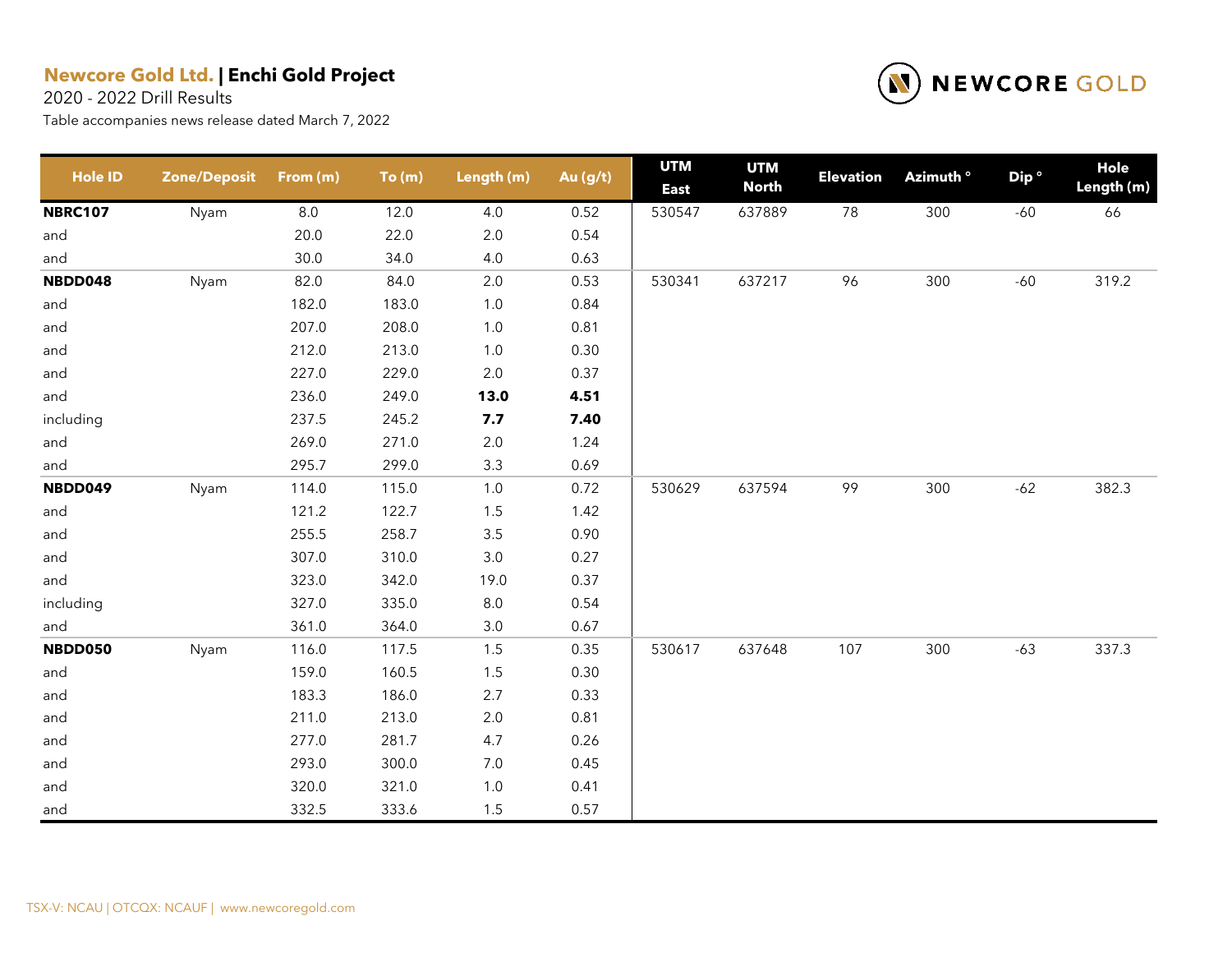**Newcore Gold Ltd.** | **Enchi Gold Project**

2020 - 2022 Drill Results

Table accompanies news release dated March 7, 2022

| Hole ID | Zone/Deposit | From (m) | To (m) | Length (m) | Au (g/t) | UTM East | UTM North | Elevation | Azimuth ° | Dip ° | Hole Length (m) |
|---|---|---|---|---|---|---|---|---|---|---|---|
| **NBRC107** | Nyam | 8.0 | 12.0 | 4.0 | 0.52 | 530547 | 637889 | 78 | 300 | -60 | 66 |
| and | | 20.0 | 22.0 | 2.0 | 0.54 | | | | | | |
| and | | 30.0 | 34.0 | 4.0 | 0.63 | | | | | | |
| **NBDD048** | Nyam | 82.0 | 84.0 | 2.0 | 0.53 | 530341 | 637217 | 96 | 300 | -60 | 319.2 |
| and | | 182.0 | 183.0 | 1.0 | 0.84 | | | | | | |
| and | | 207.0 | 208.0 | 1.0 | 0.81 | | | | | | |
| and | | 212.0 | 213.0 | 1.0 | 0.30 | | | | | | |
| and | | 227.0 | 229.0 | 2.0 | 0.37 | | | | | | |
| and | | 236.0 | 249.0 | **13.0** | **4.51** | | | | | | |
| including | | 237.5 | 245.2 | **7.7** | **7.40** | | | | | | |
| and | | 269.0 | 271.0 | 2.0 | 1.24 | | | | | | |
| and | | 295.7 | 299.0 | 3.3 | 0.69 | | | | | | |
| **NBDD049** | Nyam | 114.0 | 115.0 | 1.0 | 0.72 | 530629 | 637594 | 99 | 300 | -62 | 382.3 |
| and | | 121.2 | 122.7 | 1.5 | 1.42 | | | | | | |
| and | | 255.5 | 258.7 | 3.5 | 0.90 | | | | | | |
| and | | 307.0 | 310.0 | 3.0 | 0.27 | | | | | | |
| and | | 323.0 | 342.0 | 19.0 | 0.37 | | | | | | |
| including | | 327.0 | 335.0 | 8.0 | 0.54 | | | | | | |
| and | | 361.0 | 364.0 | 3.0 | 0.67 | | | | | | |
| **NBDD050** | Nyam | 116.0 | 117.5 | 1.5 | 0.35 | 530617 | 637648 | 107 | 300 | -63 | 337.3 |
| and | | 159.0 | 160.5 | 1.5 | 0.30 | | | | | | |
| and | | 183.3 | 186.0 | 2.7 | 0.33 | | | | | | |
| and | | 211.0 | 213.0 | 2.0 | 0.81 | | | | | | |
| and | | 277.0 | 281.7 | 4.7 | 0.26 | | | | | | |
| and | | 293.0 | 300.0 | 7.0 | 0.45 | | | | | | |
| and | | 320.0 | 321.0 | 1.0 | 0.41 | | | | | | |
| and | | 332.5 | 333.6 | 1.5 | 0.57 | | | | | | |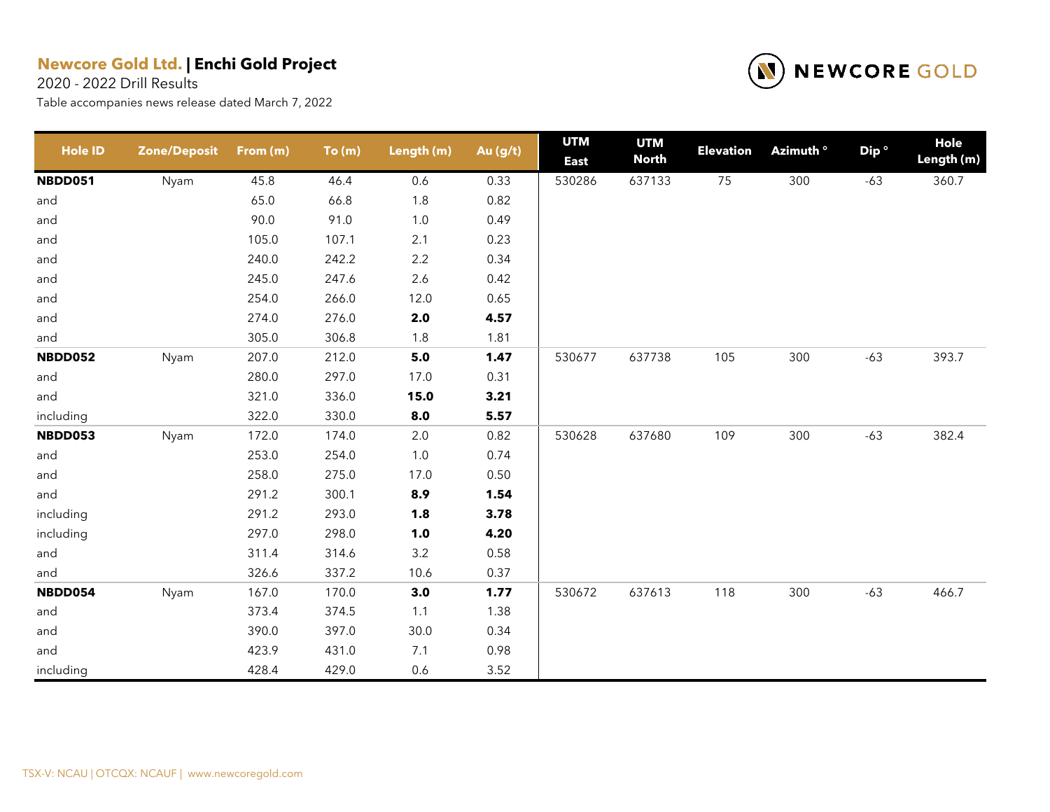**Newcore Gold Ltd.** | **Enchi Gold Project**

2020 - 2022 Drill Results

Table accompanies news release dated March 7, 2022

| Hole ID | Zone/Deposit | From (m) | To (m) | Length (m) | Au (g/t) | UTM East | UTM North | Elevation | Azimuth ° | Dip ° | Hole Length (m) |
|---|---|---|---|---|---|---|---|---|---|---|---|
| **NBDD051** | Nyam | 45.8 | 46.4 | 0.6 | 0.33 | 530286 | 637133 | 75 | 300 | -63 | 360.7 |
| and | | 65.0 | 66.8 | 1.8 | 0.82 | | | | | | |
| and | | 90.0 | 91.0 | 1.0 | 0.49 | | | | | | |
| and | | 105.0 | 107.1 | 2.1 | 0.23 | | | | | | |
| and | | 240.0 | 242.2 | 2.2 | 0.34 | | | | | | |
| and | | 245.0 | 247.6 | 2.6 | 0.42 | | | | | | |
| and | | 254.0 | 266.0 | 12.0 | 0.65 | | | | | | |
| and | | 274.0 | 276.0 | **2.0** | **4.57** | | | | | | |
| and | | 305.0 | 306.8 | 1.8 | 1.81 | | | | | | |
| **NBDD052** | Nyam | 207.0 | 212.0 | **5.0** | **1.47** | 530677 | 637738 | 105 | 300 | -63 | 393.7 |
| and | | 280.0 | 297.0 | 17.0 | 0.31 | | | | | | |
| and | | 321.0 | 336.0 | **15.0** | **3.21** | | | | | | |
| including | | 322.0 | 330.0 | **8.0** | **5.57** | | | | | | |
| **NBDD053** | Nyam | 172.0 | 174.0 | 2.0 | 0.82 | 530628 | 637680 | 109 | 300 | -63 | 382.4 |
| and | | 253.0 | 254.0 | 1.0 | 0.74 | | | | | | |
| and | | 258.0 | 275.0 | 17.0 | 0.50 | | | | | | |
| and | | 291.2 | 300.1 | **8.9** | **1.54** | | | | | | |
| including | | 291.2 | 293.0 | **1.8** | **3.78** | | | | | | |
| including | | 297.0 | 298.0 | **1.0** | **4.20** | | | | | | |
| and | | 311.4 | 314.6 | 3.2 | 0.58 | | | | | | |
| and | | 326.6 | 337.2 | 10.6 | 0.37 | | | | | | |
| **NBDD054** | Nyam | 167.0 | 170.0 | **3.0** | **1.77** | 530672 | 637613 | 118 | 300 | -63 | 466.7 |
| and | | 373.4 | 374.5 | 1.1 | 1.38 | | | | | | |
| and | | 390.0 | 397.0 | 30.0 | 0.34 | | | | | | |
| and | | 423.9 | 431.0 | 7.1 | 0.98 | | | | | | |
| including | | 428.4 | 429.0 | 0.6 | 3.52 | | | | | | |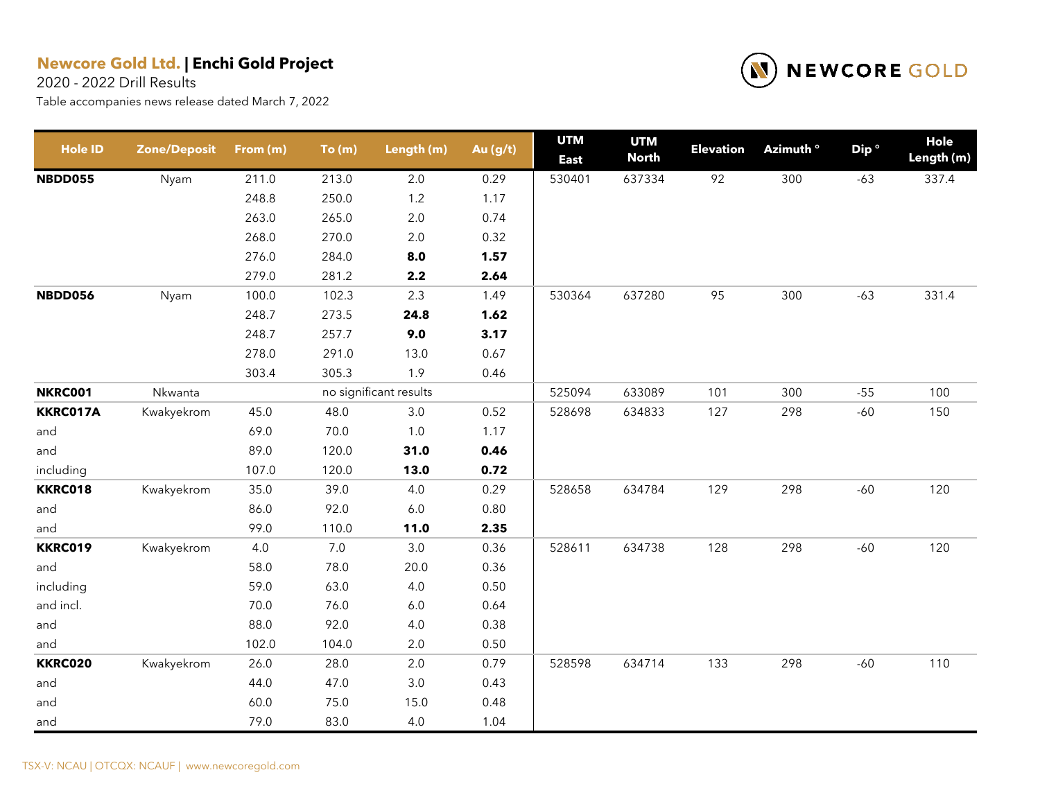**Newcore Gold Ltd.** | **Enchi Gold Project**

2020 - 2022 Drill Results

Table accompanies news release dated March 7, 2022

| Hole ID | Zone/Deposit | From (m) | To (m) | Length (m) | Au (g/t) | UTM East | UTM North | Elevation | Azimuth ° | Dip ° | Hole Length (m) |
|---|---|---|---|---|---|---|---|---|---|---|---|
| **NBDD055** | Nyam | 211.0 | 213.0 | 2.0 | 0.29 | 530401 | 637334 | 92 | 300 | -63 | 337.4 |
| | | 248.8 | 250.0 | 1.2 | 1.17 | | | | | | |
| | | 263.0 | 265.0 | 2.0 | 0.74 | | | | | | |
| | | 268.0 | 270.0 | 2.0 | 0.32 | | | | | | |
| | | 276.0 | 284.0 | **8.0** | **1.57** | | | | | | |
| | | 279.0 | 281.2 | **2.2** | **2.64** | | | | | | |
| **NBDD056** | Nyam | 100.0 | 102.3 | 2.3 | 1.49 | 530364 | 637280 | 95 | 300 | -63 | 331.4 |
| | | 248.7 | 273.5 | **24.8** | **1.62** | | | | | | |
| | | 248.7 | 257.7 | **9.0** | **3.17** | | | | | | |
| | | 278.0 | 291.0 | 13.0 | 0.67 | | | | | | |
| | | 303.4 | 305.3 | 1.9 | 0.46 | | | | | | |
| **NKRC001** | Nkwanta | | no significant results | | | 525094 | 633089 | 101 | 300 | -55 | 100 |
| **KKRC017A** | Kwakyekrom | 45.0 | 48.0 | 3.0 | 0.52 | 528698 | 634833 | 127 | 298 | -60 | 150 |
| and | | 69.0 | 70.0 | 1.0 | 1.17 | | | | | | |
| and | | 89.0 | 120.0 | **31.0** | **0.46** | | | | | | |
| including | | 107.0 | 120.0 | **13.0** | **0.72** | | | | | | |
| **KKRC018** | Kwakyekrom | 35.0 | 39.0 | 4.0 | 0.29 | 528658 | 634784 | 129 | 298 | -60 | 120 |
| and | | 86.0 | 92.0 | 6.0 | 0.80 | | | | | | |
| and | | 99.0 | 110.0 | **11.0** | **2.35** | | | | | | |
| **KKRC019** | Kwakyekrom | 4.0 | 7.0 | 3.0 | 0.36 | 528611 | 634738 | 128 | 298 | -60 | 120 |
| and | | 58.0 | 78.0 | 20.0 | 0.36 | | | | | | |
| including | | 59.0 | 63.0 | 4.0 | 0.50 | | | | | | |
| and incl. | | 70.0 | 76.0 | 6.0 | 0.64 | | | | | | |
| and | | 88.0 | 92.0 | 4.0 | 0.38 | | | | | | |
| and | | 102.0 | 104.0 | 2.0 | 0.50 | | | | | | |
| **KKRC020** | Kwakyekrom | 26.0 | 28.0 | 2.0 | 0.79 | 528598 | 634714 | 133 | 298 | -60 | 110 |
| and | | 44.0 | 47.0 | 3.0 | 0.43 | | | | | | |
| and | | 60.0 | 75.0 | 15.0 | 0.48 | | | | | | |
| and | | 79.0 | 83.0 | 4.0 | 1.04 | | | | | | |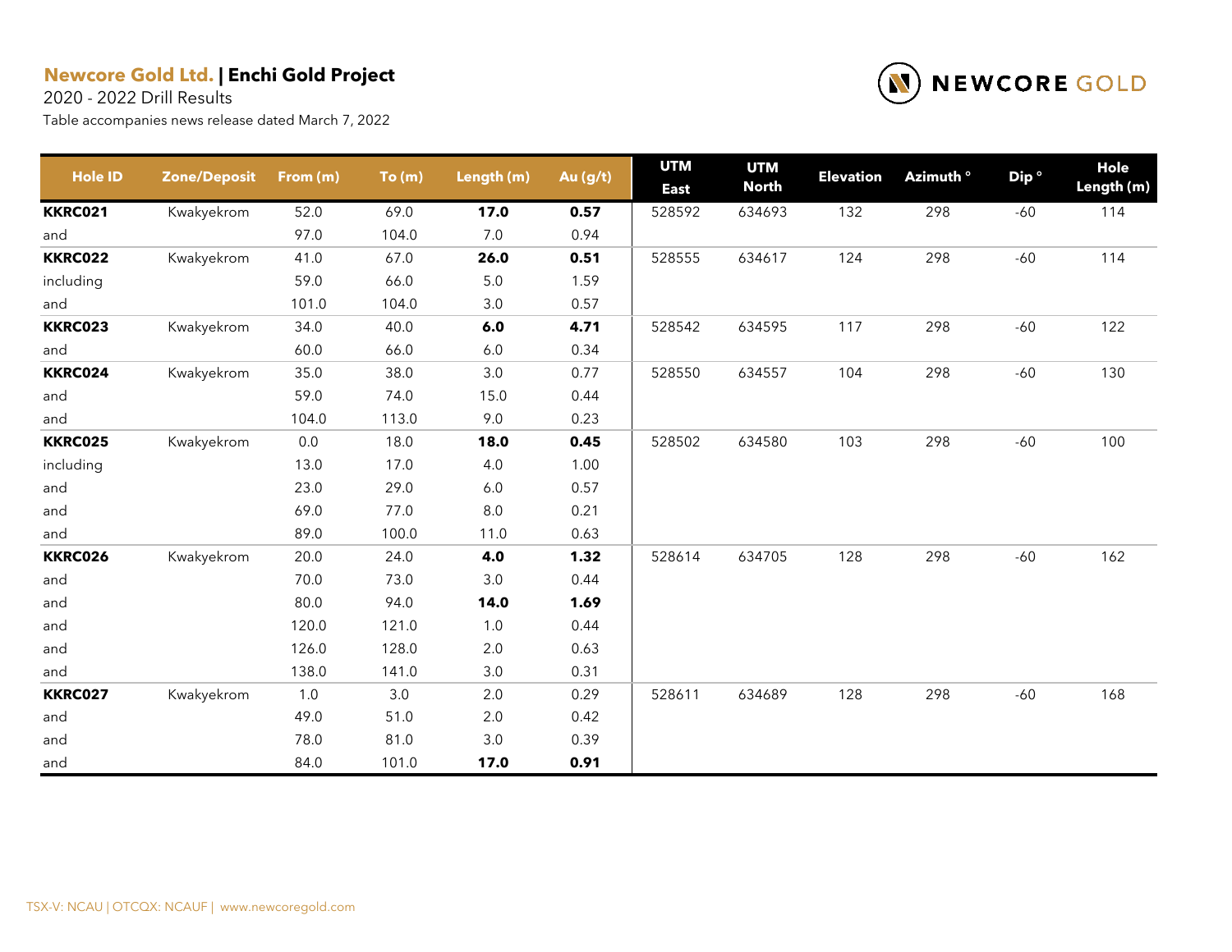**Newcore Gold Ltd. | Enchi Gold Project**

2020 - 2022 Drill Results

Table accompanies news release dated March 7, 2022

NEWCORE GOLD

| Hole ID | Zone/Deposit | From (m) | To (m) | Length (m) | Au (g/t) | UTM East | UTM North | Elevation | Azimuth ° | Dip ° | Hole Length (m) |
|---|---|---|---|---|---|---|---|---|---|---|---|
| **KKRC021** | Kwakyekrom | 52.0 | 69.0 | **17.0** | **0.57** | 528592 | 634693 | 132 | 298 | -60 | 114 |
| and | | 97.0 | 104.0 | 7.0 | 0.94 | | | | | | |
| **KKRC022** | Kwakyekrom | 41.0 | 67.0 | **26.0** | **0.51** | 528555 | 634617 | 124 | 298 | -60 | 114 |
| including | | 59.0 | 66.0 | 5.0 | 1.59 | | | | | | |
| and | | 101.0 | 104.0 | 3.0 | 0.57 | | | | | | |
| **KKRC023** | Kwakyekrom | 34.0 | 40.0 | **6.0** | **4.71** | 528542 | 634595 | 117 | 298 | -60 | 122 |
| and | | 60.0 | 66.0 | 6.0 | 0.34 | | | | | | |
| **KKRC024** | Kwakyekrom | 35.0 | 38.0 | 3.0 | 0.77 | 528550 | 634557 | 104 | 298 | -60 | 130 |
| and | | 59.0 | 74.0 | 15.0 | 0.44 | | | | | | |
| and | | 104.0 | 113.0 | 9.0 | 0.23 | | | | | | |
| **KKRC025** | Kwakyekrom | 0.0 | 18.0 | **18.0** | **0.45** | 528502 | 634580 | 103 | 298 | -60 | 100 |
| including | | 13.0 | 17.0 | 4.0 | 1.00 | | | | | | |
| and | | 23.0 | 29.0 | 6.0 | 0.57 | | | | | | |
| and | | 69.0 | 77.0 | 8.0 | 0.21 | | | | | | |
| and | | 89.0 | 100.0 | 11.0 | 0.63 | | | | | | |
| **KKRC026** | Kwakyekrom | 20.0 | 24.0 | **4.0** | **1.32** | 528614 | 634705 | 128 | 298 | -60 | 162 |
| and | | 70.0 | 73.0 | 3.0 | 0.44 | | | | | | |
| and | | 80.0 | 94.0 | **14.0** | **1.69** | | | | | | |
| and | | 120.0 | 121.0 | 1.0 | 0.44 | | | | | | |
| and | | 126.0 | 128.0 | 2.0 | 0.63 | | | | | | |
| and | | 138.0 | 141.0 | 3.0 | 0.31 | | | | | | |
| **KKRC027** | Kwakyekrom | 1.0 | 3.0 | 2.0 | 0.29 | 528611 | 634689 | 128 | 298 | -60 | 168 |
| and | | 49.0 | 51.0 | 2.0 | 0.42 | | | | | | |
| and | | 78.0 | 81.0 | 3.0 | 0.39 | | | | | | |
| and | | 84.0 | 101.0 | **17.0** | **0.91** | | | | | | |

TSX-V: NCAU | OTCQX: NCAUF | www.newcoregold.com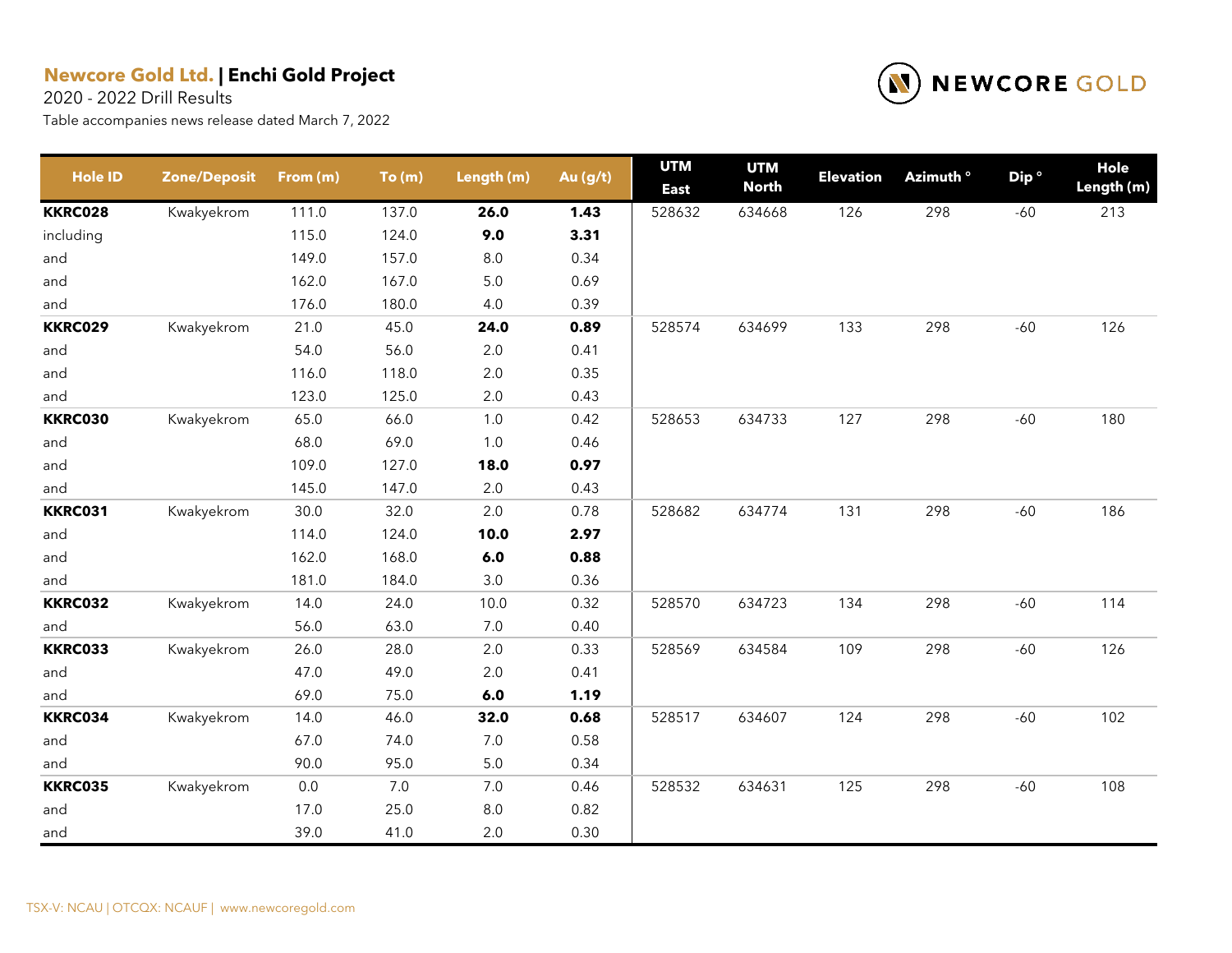**Newcore Gold Ltd. | Enchi Gold Project**

2020 - 2022 Drill Results

Table accompanies news release dated March 7, 2022

| Hole ID | Zone/Deposit | From (m) | To (m) | Length (m) | Au (g/t) | UTM East | UTM North | Elevation | Azimuth ° | Dip ° | Hole Length (m) |
|---|---|---|---|---|---|---|---|---|---|---|---|
| **KKRC028** | Kwakyekrom | 111.0 | 137.0 | **26.0** | **1.43** | 528632 | 634668 | 126 | 298 | -60 | 213 |
| including | | 115.0 | 124.0 | **9.0** | **3.31** | | | | | | |
| and | | 149.0 | 157.0 | 8.0 | 0.34 | | | | | | |
| and | | 162.0 | 167.0 | 5.0 | 0.69 | | | | | | |
| and | | 176.0 | 180.0 | 4.0 | 0.39 | | | | | | |
| **KKRC029** | Kwakyekrom | 21.0 | 45.0 | **24.0** | **0.89** | 528574 | 634699 | 133 | 298 | -60 | 126 |
| and | | 54.0 | 56.0 | 2.0 | 0.41 | | | | | | |
| and | | 116.0 | 118.0 | 2.0 | 0.35 | | | | | | |
| and | | 123.0 | 125.0 | 2.0 | 0.43 | | | | | | |
| **KKRC030** | Kwakyekrom | 65.0 | 66.0 | 1.0 | 0.42 | 528653 | 634733 | 127 | 298 | -60 | 180 |
| and | | 68.0 | 69.0 | 1.0 | 0.46 | | | | | | |
| and | | 109.0 | 127.0 | **18.0** | **0.97** | | | | | | |
| and | | 145.0 | 147.0 | 2.0 | 0.43 | | | | | | |
| **KKRC031** | Kwakyekrom | 30.0 | 32.0 | 2.0 | 0.78 | 528682 | 634774 | 131 | 298 | -60 | 186 |
| and | | 114.0 | 124.0 | **10.0** | **2.97** | | | | | | |
| and | | 162.0 | 168.0 | **6.0** | **0.88** | | | | | | |
| and | | 181.0 | 184.0 | 3.0 | 0.36 | | | | | | |
| **KKRC032** | Kwakyekrom | 14.0 | 24.0 | 10.0 | 0.32 | 528570 | 634723 | 134 | 298 | -60 | 114 |
| and | | 56.0 | 63.0 | 7.0 | 0.40 | | | | | | |
| **KKRC033** | Kwakyekrom | 26.0 | 28.0 | 2.0 | 0.33 | 528569 | 634584 | 109 | 298 | -60 | 126 |
| and | | 47.0 | 49.0 | 2.0 | 0.41 | | | | | | |
| and | | 69.0 | 75.0 | **6.0** | **1.19** | | | | | | |
| **KKRC034** | Kwakyekrom | 14.0 | 46.0 | **32.0** | **0.68** | 528517 | 634607 | 124 | 298 | -60 | 102 |
| and | | 67.0 | 74.0 | 7.0 | 0.58 | | | | | | |
| and | | 90.0 | 95.0 | 5.0 | 0.34 | | | | | | |
| **KKRC035** | Kwakyekrom | 0.0 | 7.0 | 7.0 | 0.46 | 528532 | 634631 | 125 | 298 | -60 | 108 |
| and | | 17.0 | 25.0 | 8.0 | 0.82 | | | | | | |
| and | | 39.0 | 41.0 | 2.0 | 0.30 | | | | | | |

TSX-V: NCAU | OTCQX: NCAUF | www.newcoregold.com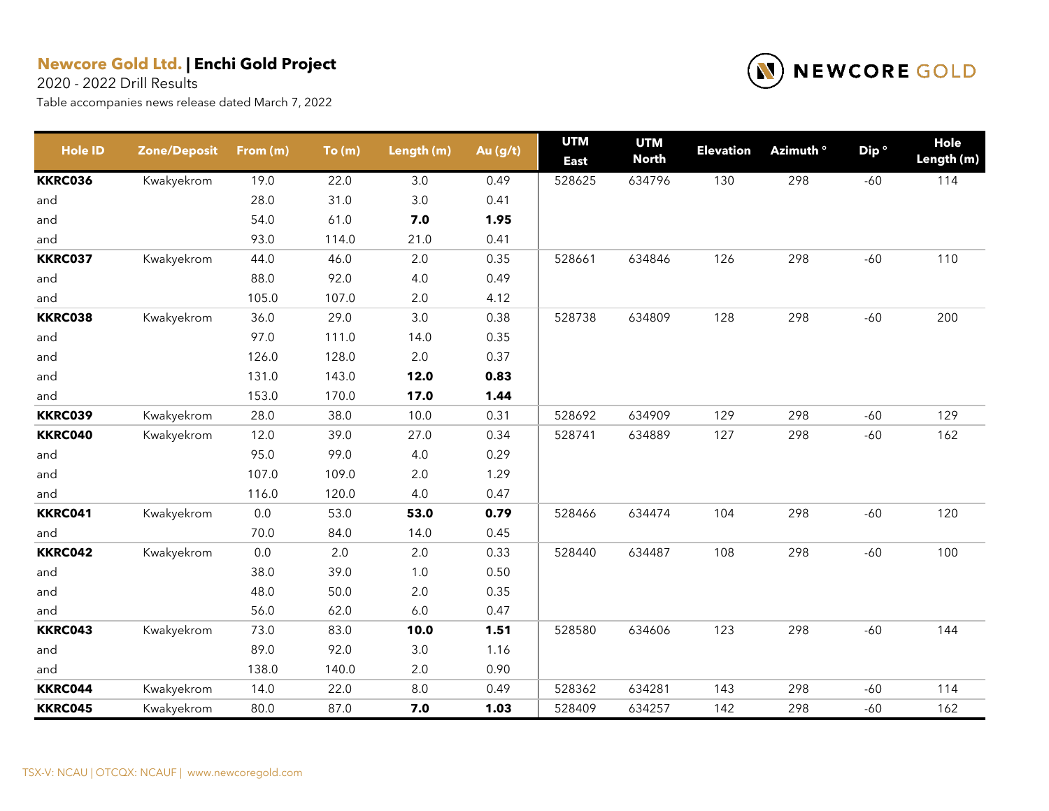**Newcore Gold Ltd.** | **Enchi Gold Project**

2020 - 2022 Drill Results

Table accompanies news release dated March 7, 2022

| Hole ID | Zone/Deposit | From (m) | To (m) | Length (m) | Au (g/t) | UTM East | UTM North | Elevation | Azimuth ° | Dip ° | Hole Length (m) |
|---|---|---|---|---|---|---|---|---|---|---|---|
| **KKRC036** | Kwakyekrom | 19.0 | 22.0 | 3.0 | 0.49 | 528625 | 634796 | 130 | 298 | -60 | 114 |
| and | | 28.0 | 31.0 | 3.0 | 0.41 | | | | | | |
| and | | 54.0 | 61.0 | **7.0** | **1.95** | | | | | | |
| and | | 93.0 | 114.0 | 21.0 | 0.41 | | | | | | |
| **KKRC037** | Kwakyekrom | 44.0 | 46.0 | 2.0 | 0.35 | 528661 | 634846 | 126 | 298 | -60 | 110 |
| and | | 88.0 | 92.0 | 4.0 | 0.49 | | | | | | |
| and | | 105.0 | 107.0 | 2.0 | 4.12 | | | | | | |
| **KKRC038** | Kwakyekrom | 36.0 | 29.0 | 3.0 | 0.38 | 528738 | 634809 | 128 | 298 | -60 | 200 |
| and | | 97.0 | 111.0 | 14.0 | 0.35 | | | | | | |
| and | | 126.0 | 128.0 | 2.0 | 0.37 | | | | | | |
| and | | 131.0 | 143.0 | **12.0** | **0.83** | | | | | | |
| and | | 153.0 | 170.0 | **17.0** | **1.44** | | | | | | |
| **KKRC039** | Kwakyekrom | 28.0 | 38.0 | 10.0 | 0.31 | 528692 | 634909 | 129 | 298 | -60 | 129 |
| **KKRC040** | Kwakyekrom | 12.0 | 39.0 | 27.0 | 0.34 | 528741 | 634889 | 127 | 298 | -60 | 162 |
| and | | 95.0 | 99.0 | 4.0 | 0.29 | | | | | | |
| and | | 107.0 | 109.0 | 2.0 | 1.29 | | | | | | |
| and | | 116.0 | 120.0 | 4.0 | 0.47 | | | | | | |
| **KKRC041** | Kwakyekrom | 0.0 | 53.0 | **53.0** | **0.79** | 528466 | 634474 | 104 | 298 | -60 | 120 |
| and | | 70.0 | 84.0 | 14.0 | 0.45 | | | | | | |
| **KKRC042** | Kwakyekrom | 0.0 | 2.0 | 2.0 | 0.33 | 528440 | 634487 | 108 | 298 | -60 | 100 |
| and | | 38.0 | 39.0 | 1.0 | 0.50 | | | | | | |
| and | | 48.0 | 50.0 | 2.0 | 0.35 | | | | | | |
| and | | 56.0 | 62.0 | 6.0 | 0.47 | | | | | | |
| **KKRC043** | Kwakyekrom | 73.0 | 83.0 | **10.0** | **1.51** | 528580 | 634606 | 123 | 298 | -60 | 144 |
| and | | 89.0 | 92.0 | 3.0 | 1.16 | | | | | | |
| and | | 138.0 | 140.0 | 2.0 | 0.90 | | | | | | |
| **KKRC044** | Kwakyekrom | 14.0 | 22.0 | 8.0 | 0.49 | 528362 | 634281 | 143 | 298 | -60 | 114 |
| **KKRC045** | Kwakyekrom | 80.0 | 87.0 | **7.0** | **1.03** | 528409 | 634257 | 142 | 298 | -60 | 162 |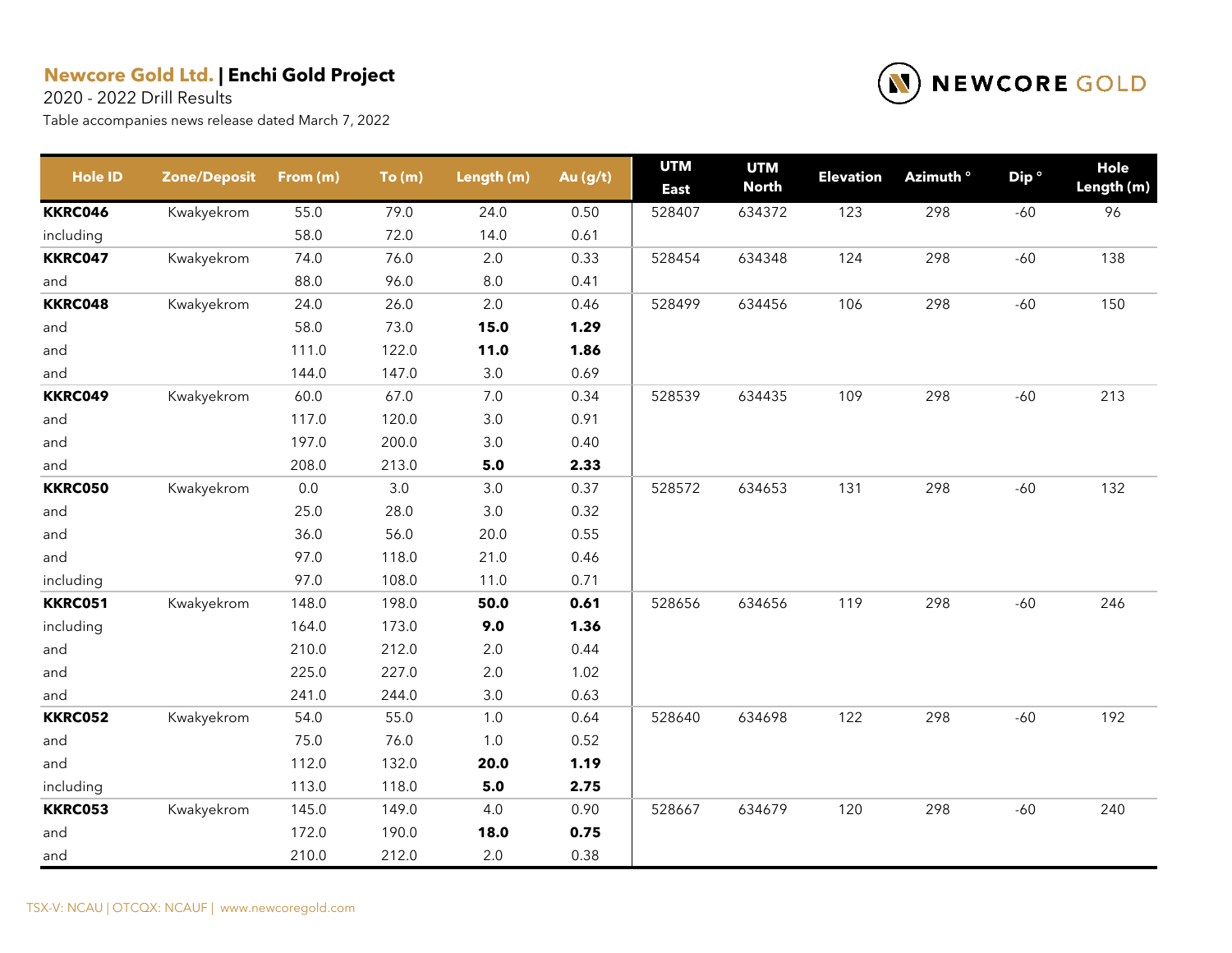**Newcore Gold Ltd. | Enchi Gold Project**

2020 - 2022 Drill Results

Table accompanies news release dated March 7, 2022

| Hole ID | Zone/Deposit | From (m) | To (m) | Length (m) | Au (g/t) | UTM East | UTM North | Elevation | Azimuth ° | Dip ° | Hole Length (m) |
|---|---|---|---|---|---|---|---|---|---|---|---|
| **KKRC046** | Kwakyekrom | 55.0 | 79.0 | 24.0 | 0.50 | 528407 | 634372 | 123 | 298 | -60 | 96 |
| including | | 58.0 | 72.0 | 14.0 | 0.61 | | | | | | |
| **KKRC047** | Kwakyekrom | 74.0 | 76.0 | 2.0 | 0.33 | 528454 | 634348 | 124 | 298 | -60 | 138 |
| and | | 88.0 | 96.0 | 8.0 | 0.41 | | | | | | |
| **KKRC048** | Kwakyekrom | 24.0 | 26.0 | 2.0 | 0.46 | 528499 | 634456 | 106 | 298 | -60 | 150 |
| and | | 58.0 | 73.0 | **15.0** | **1.29** | | | | | | |
| and | | 111.0 | 122.0 | **11.0** | **1.86** | | | | | | |
| and | | 144.0 | 147.0 | 3.0 | 0.69 | | | | | | |
| **KKRC049** | Kwakyekrom | 60.0 | 67.0 | 7.0 | 0.34 | 528539 | 634435 | 109 | 298 | -60 | 213 |
| and | | 117.0 | 120.0 | 3.0 | 0.91 | | | | | | |
| and | | 197.0 | 200.0 | 3.0 | 0.40 | | | | | | |
| and | | 208.0 | 213.0 | **5.0** | **2.33** | | | | | | |
| **KKRC050** | Kwakyekrom | 0.0 | 3.0 | 3.0 | 0.37 | 528572 | 634653 | 131 | 298 | -60 | 132 |
| and | | 25.0 | 28.0 | 3.0 | 0.32 | | | | | | |
| and | | 36.0 | 56.0 | 20.0 | 0.55 | | | | | | |
| and | | 97.0 | 118.0 | 21.0 | 0.46 | | | | | | |
| including | | 97.0 | 108.0 | 11.0 | 0.71 | | | | | | |
| **KKRC051** | Kwakyekrom | 148.0 | 198.0 | **50.0** | **0.61** | 528656 | 634656 | 119 | 298 | -60 | 246 |
| including | | 164.0 | 173.0 | **9.0** | **1.36** | | | | | | |
| and | | 210.0 | 212.0 | 2.0 | 0.44 | | | | | | |
| and | | 225.0 | 227.0 | 2.0 | 1.02 | | | | | | |
| and | | 241.0 | 244.0 | 3.0 | 0.63 | | | | | | |
| **KKRC052** | Kwakyekrom | 54.0 | 55.0 | 1.0 | 0.64 | 528640 | 634698 | 122 | 298 | -60 | 192 |
| and | | 75.0 | 76.0 | 1.0 | 0.52 | | | | | | |
| and | | 112.0 | 132.0 | **20.0** | **1.19** | | | | | | |
| including | | 113.0 | 118.0 | **5.0** | **2.75** | | | | | | |
| **KKRC053** | Kwakyekrom | 145.0 | 149.0 | 4.0 | 0.90 | 528667 | 634679 | 120 | 298 | -60 | 240 |
| and | | 172.0 | 190.0 | **18.0** | **0.75** | | | | | | |
| and | | 210.0 | 212.0 | 2.0 | 0.38 | | | | | | |

TSX-V: NCAU | OTCQX: NCAUF | www.newcoregold.com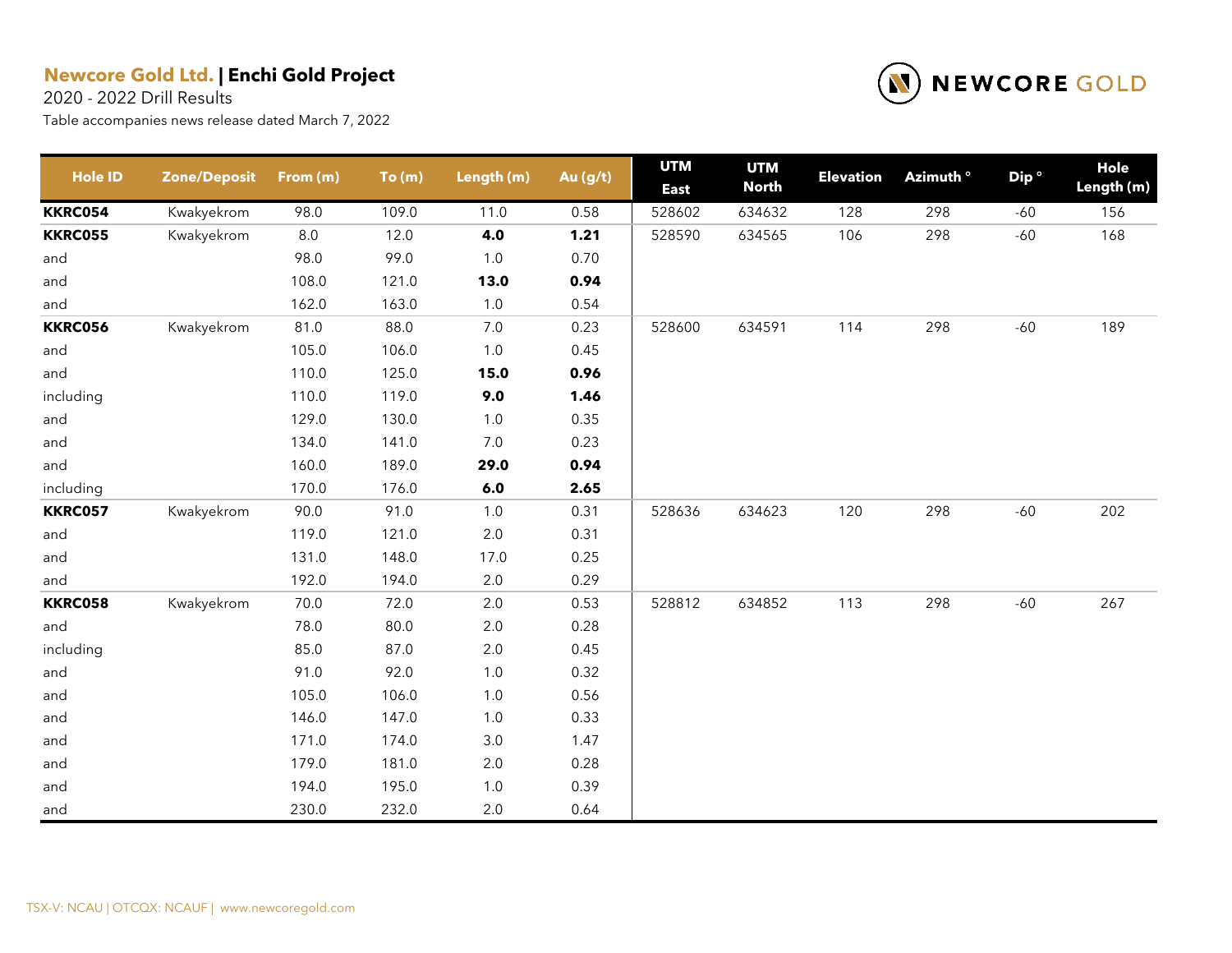**Newcore Gold Ltd. | Enchi Gold Project**

2020 - 2022 Drill Results

Table accompanies news release dated March 7, 2022

| Hole ID | Zone/Deposit | From (m) | To (m) | Length (m) | Au (g/t) | UTM East | UTM North | Elevation | Azimuth ° | Dip ° | Hole Length (m) |
|---|---|---|---|---|---|---|---|---|---|---|---|
| **KKRC054** | Kwakyekrom | 98.0 | 109.0 | 11.0 | 0.58 | 528602 | 634632 | 128 | 298 | -60 | 156 |
| **KKRC055** | Kwakyekrom | 8.0 | 12.0 | **4.0** | **1.21** | 528590 | 634565 | 106 | 298 | -60 | 168 |
| and | | 98.0 | 99.0 | 1.0 | 0.70 | | | | | | |
| and | | 108.0 | 121.0 | **13.0** | **0.94** | | | | | | |
| and | | 162.0 | 163.0 | 1.0 | 0.54 | | | | | | |
| **KKRC056** | Kwakyekrom | 81.0 | 88.0 | 7.0 | 0.23 | 528600 | 634591 | 114 | 298 | -60 | 189 |
| and | | 105.0 | 106.0 | 1.0 | 0.45 | | | | | | |
| and | | 110.0 | 125.0 | **15.0** | **0.96** | | | | | | |
| including | | 110.0 | 119.0 | **9.0** | **1.46** | | | | | | |
| and | | 129.0 | 130.0 | 1.0 | 0.35 | | | | | | |
| and | | 134.0 | 141.0 | 7.0 | 0.23 | | | | | | |
| and | | 160.0 | 189.0 | **29.0** | **0.94** | | | | | | |
| including | | 170.0 | 176.0 | **6.0** | **2.65** | | | | | | |
| **KKRC057** | Kwakyekrom | 90.0 | 91.0 | 1.0 | 0.31 | 528636 | 634623 | 120 | 298 | -60 | 202 |
| and | | 119.0 | 121.0 | 2.0 | 0.31 | | | | | | |
| and | | 131.0 | 148.0 | 17.0 | 0.25 | | | | | | |
| and | | 192.0 | 194.0 | 2.0 | 0.29 | | | | | | |
| **KKRC058** | Kwakyekrom | 70.0 | 72.0 | 2.0 | 0.53 | 528812 | 634852 | 113 | 298 | -60 | 267 |
| and | | 78.0 | 80.0 | 2.0 | 0.28 | | | | | | |
| including | | 85.0 | 87.0 | 2.0 | 0.45 | | | | | | |
| and | | 91.0 | 92.0 | 1.0 | 0.32 | | | | | | |
| and | | 105.0 | 106.0 | 1.0 | 0.56 | | | | | | |
| and | | 146.0 | 147.0 | 1.0 | 0.33 | | | | | | |
| and | | 171.0 | 174.0 | 3.0 | 1.47 | | | | | | |
| and | | 179.0 | 181.0 | 2.0 | 0.28 | | | | | | |
| and | | 194.0 | 195.0 | 1.0 | 0.39 | | | | | | |
| and | | 230.0 | 232.0 | 2.0 | 0.64 | | | | | | |

TSX-V: NCAU | OTCQX: NCAUF | www.newcoregold.com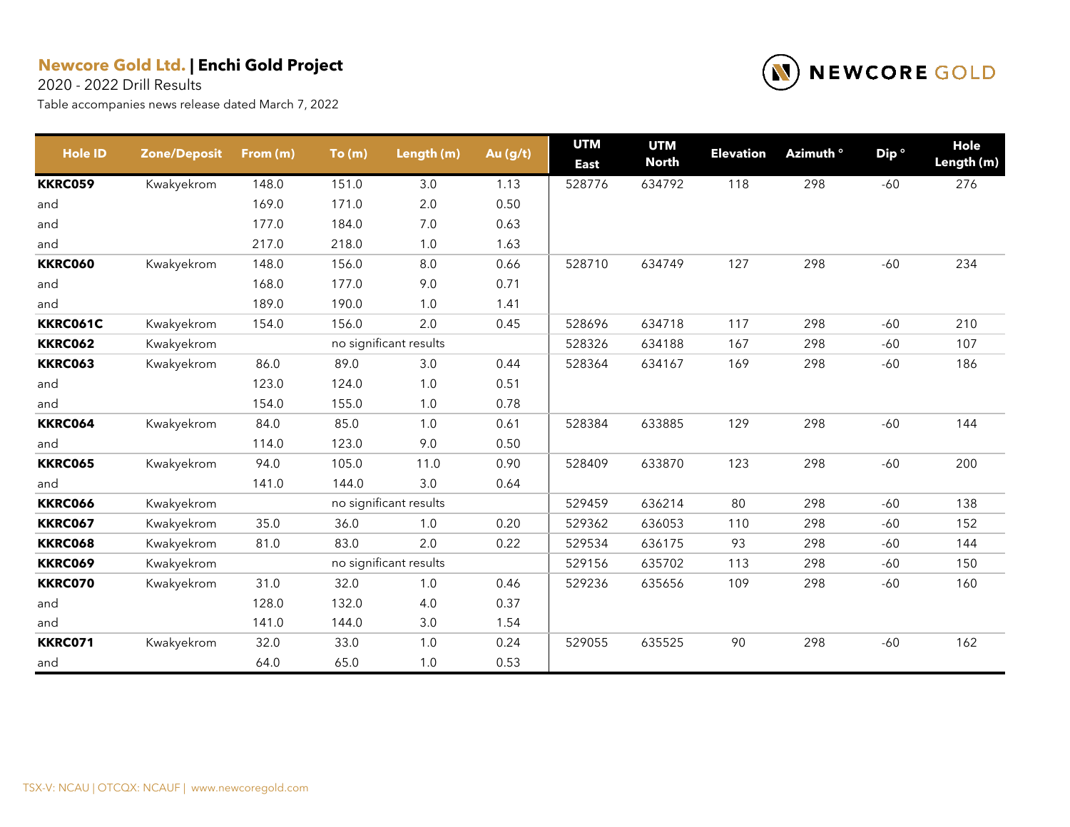**Newcore Gold Ltd.** | **Enchi Gold Project**

2020 - 2022 Drill Results

Table accompanies news release dated March 7, 2022

| Hole ID | Zone/Deposit | From (m) | To (m) | Length (m) | Au (g/t) | UTM East | UTM North | Elevation | Azimuth ° | Dip ° | Hole Length (m) |
|---|---|---|---|---|---|---|---|---|---|---|---|
| **KKRC059** | Kwakyekrom | 148.0 | 151.0 | 3.0 | 1.13 | 528776 | 634792 | 118 | 298 | -60 | 276 |
| and | | 169.0 | 171.0 | 2.0 | 0.50 | | | | | | |
| and | | 177.0 | 184.0 | 7.0 | 0.63 | | | | | | |
| and | | 217.0 | 218.0 | 1.0 | 1.63 | | | | | | |
| **KKRC060** | Kwakyekrom | 148.0 | 156.0 | 8.0 | 0.66 | 528710 | 634749 | 127 | 298 | -60 | 234 |
| and | | 168.0 | 177.0 | 9.0 | 0.71 | | | | | | |
| and | | 189.0 | 190.0 | 1.0 | 1.41 | | | | | | |
| **KKRC061C** | Kwakyekrom | 154.0 | 156.0 | 2.0 | 0.45 | 528696 | 634718 | 117 | 298 | -60 | 210 |
| **KKRC062** | Kwakyekrom | | no significant results | | | 528326 | 634188 | 167 | 298 | -60 | 107 |
| **KKRC063** | Kwakyekrom | 86.0 | 89.0 | 3.0 | 0.44 | 528364 | 634167 | 169 | 298 | -60 | 186 |
| and | | 123.0 | 124.0 | 1.0 | 0.51 | | | | | | |
| and | | 154.0 | 155.0 | 1.0 | 0.78 | | | | | | |
| **KKRC064** | Kwakyekrom | 84.0 | 85.0 | 1.0 | 0.61 | 528384 | 633885 | 129 | 298 | -60 | 144 |
| and | | 114.0 | 123.0 | 9.0 | 0.50 | | | | | | |
| **KKRC065** | Kwakyekrom | 94.0 | 105.0 | 11.0 | 0.90 | 528409 | 633870 | 123 | 298 | -60 | 200 |
| and | | 141.0 | 144.0 | 3.0 | 0.64 | | | | | | |
| **KKRC066** | Kwakyekrom | | no significant results | | | 529459 | 636214 | 80 | 298 | -60 | 138 |
| **KKRC067** | Kwakyekrom | 35.0 | 36.0 | 1.0 | 0.20 | 529362 | 636053 | 110 | 298 | -60 | 152 |
| **KKRC068** | Kwakyekrom | 81.0 | 83.0 | 2.0 | 0.22 | 529534 | 636175 | 93 | 298 | -60 | 144 |
| **KKRC069** | Kwakyekrom | | no significant results | | | 529156 | 635702 | 113 | 298 | -60 | 150 |
| **KKRC070** | Kwakyekrom | 31.0 | 32.0 | 1.0 | 0.46 | 529236 | 635656 | 109 | 298 | -60 | 160 |
| and | | 128.0 | 132.0 | 4.0 | 0.37 | | | | | | |
| and | | 141.0 | 144.0 | 3.0 | 1.54 | | | | | | |
| **KKRC071** | Kwakyekrom | 32.0 | 33.0 | 1.0 | 0.24 | 529055 | 635525 | 90 | 298 | -60 | 162 |
| and | | 64.0 | 65.0 | 1.0 | 0.53 | | | | | | |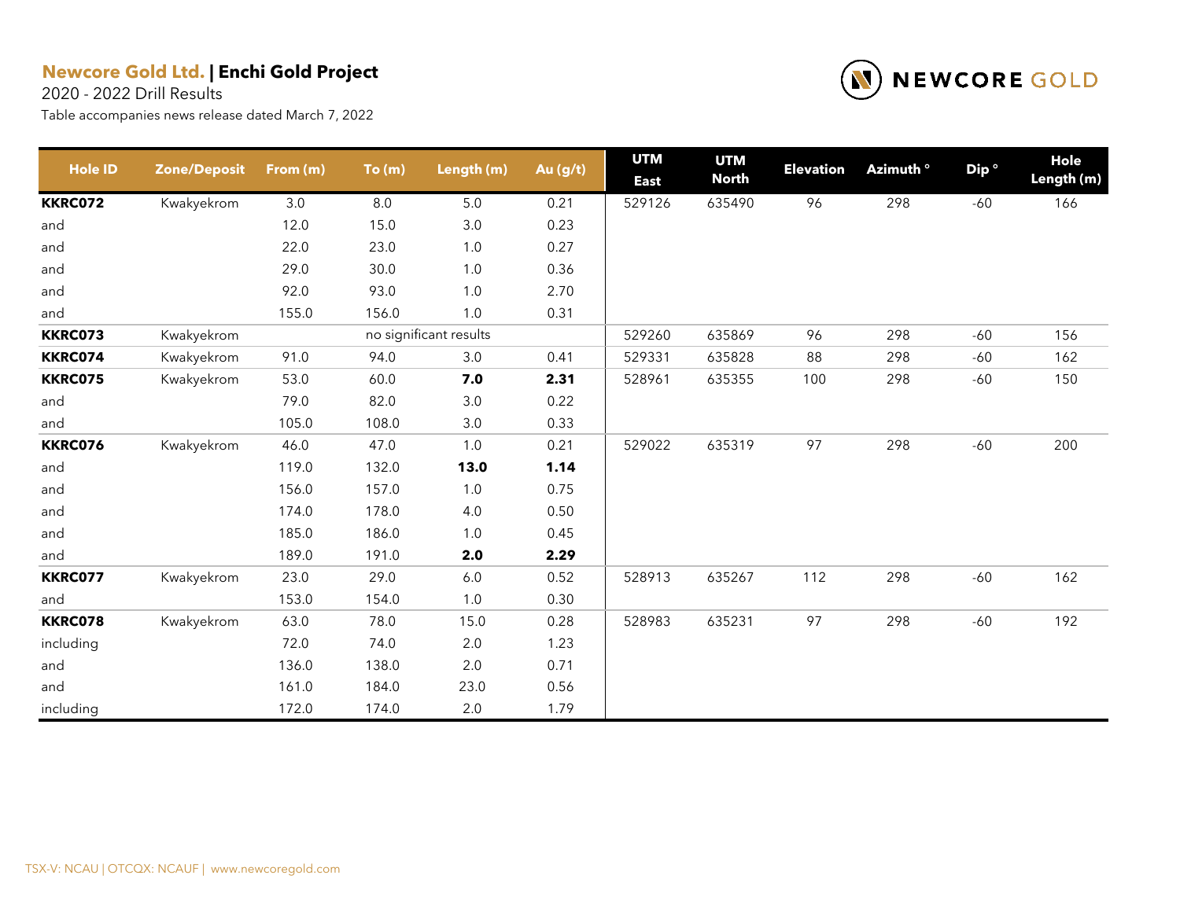**Newcore Gold Ltd. | Enchi Gold Project**

2020 - 2022 Drill Results

Table accompanies news release dated March 7, 2022

| Hole ID | Zone/Deposit | From (m) | To (m) | Length (m) | Au (g/t) | UTM East | UTM North | Elevation | Azimuth ° | Dip ° | Hole Length (m) |
|---|---|---|---|---|---|---|---|---|---|---|---|
| **KKRC072** | Kwakyekrom | 3.0 | 8.0 | 5.0 | 0.21 | 529126 | 635490 | 96 | 298 | -60 | 166 |
| and | | 12.0 | 15.0 | 3.0 | 0.23 | | | | | | |
| and | | 22.0 | 23.0 | 1.0 | 0.27 | | | | | | |
| and | | 29.0 | 30.0 | 1.0 | 0.36 | | | | | | |
| and | | 92.0 | 93.0 | 1.0 | 2.70 | | | | | | |
| and | | 155.0 | 156.0 | 1.0 | 0.31 | | | | | | |
| **KKRC073** | Kwakyekrom | | no significant results | | | 529260 | 635869 | 96 | 298 | -60 | 156 |
| **KKRC074** | Kwakyekrom | 91.0 | 94.0 | 3.0 | 0.41 | 529331 | 635828 | 88 | 298 | -60 | 162 |
| **KKRC075** | Kwakyekrom | 53.0 | 60.0 | **7.0** | **2.31** | 528961 | 635355 | 100 | 298 | -60 | 150 |
| and | | 79.0 | 82.0 | 3.0 | 0.22 | | | | | | |
| and | | 105.0 | 108.0 | 3.0 | 0.33 | | | | | | |
| **KKRC076** | Kwakyekrom | 46.0 | 47.0 | 1.0 | 0.21 | 529022 | 635319 | 97 | 298 | -60 | 200 |
| and | | 119.0 | 132.0 | **13.0** | **1.14** | | | | | | |
| and | | 156.0 | 157.0 | 1.0 | 0.75 | | | | | | |
| and | | 174.0 | 178.0 | 4.0 | 0.50 | | | | | | |
| and | | 185.0 | 186.0 | 1.0 | 0.45 | | | | | | |
| and | | 189.0 | 191.0 | **2.0** | **2.29** | | | | | | |
| **KKRC077** | Kwakyekrom | 23.0 | 29.0 | 6.0 | 0.52 | 528913 | 635267 | 112 | 298 | -60 | 162 |
| and | | 153.0 | 154.0 | 1.0 | 0.30 | | | | | | |
| **KKRC078** | Kwakyekrom | 63.0 | 78.0 | 15.0 | 0.28 | 528983 | 635231 | 97 | 298 | -60 | 192 |
| including | | 72.0 | 74.0 | 2.0 | 1.23 | | | | | | |
| and | | 136.0 | 138.0 | 2.0 | 0.71 | | | | | | |
| and | | 161.0 | 184.0 | 23.0 | 0.56 | | | | | | |
| including | | 172.0 | 174.0 | 2.0 | 1.79 | | | | | | |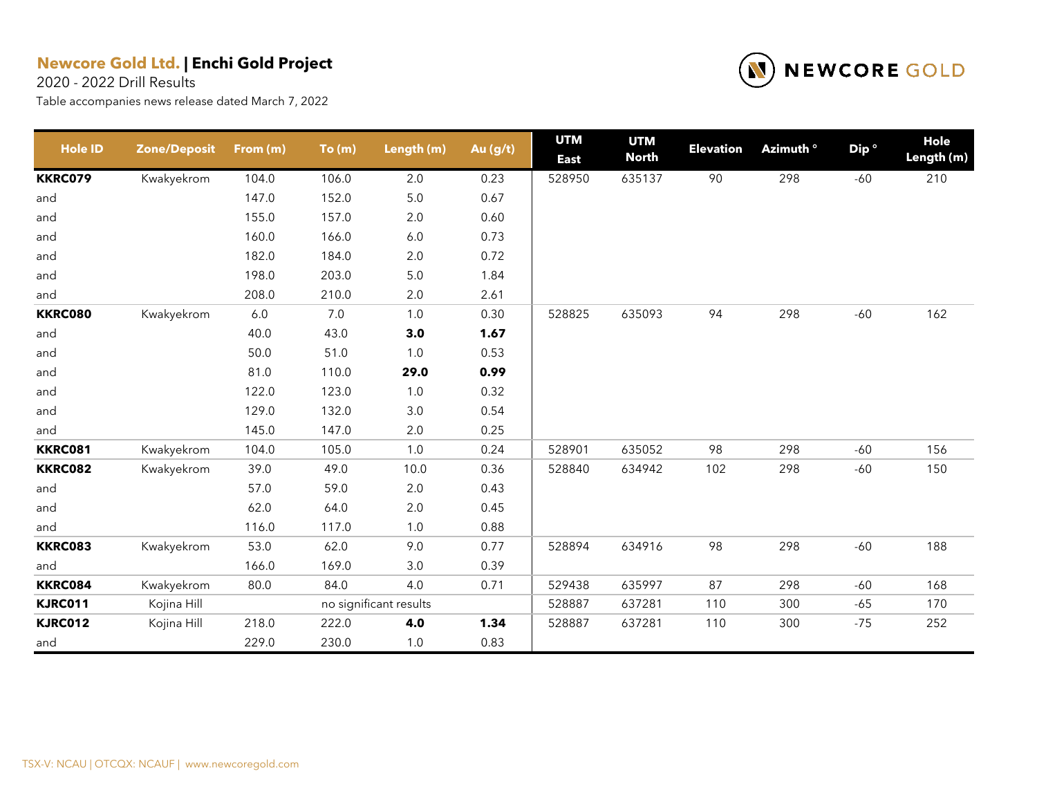**Newcore Gold Ltd. | Enchi Gold Project**

2020 - 2022 Drill Results

Table accompanies news release dated March 7, 2022

| Hole ID | Zone/Deposit | From (m) | To (m) | Length (m) | Au (g/t) | UTM East | UTM North | Elevation | Azimuth ° | Dip ° | Hole Length (m) |
|---|---|---|---|---|---|---|---|---|---|---|---|
| **KKRC079** | Kwakyekrom | 104.0 | 106.0 | 2.0 | 0.23 | 528950 | 635137 | 90 | 298 | -60 | 210 |
| and | | 147.0 | 152.0 | 5.0 | 0.67 | | | | | | |
| and | | 155.0 | 157.0 | 2.0 | 0.60 | | | | | | |
| and | | 160.0 | 166.0 | 6.0 | 0.73 | | | | | | |
| and | | 182.0 | 184.0 | 2.0 | 0.72 | | | | | | |
| and | | 198.0 | 203.0 | 5.0 | 1.84 | | | | | | |
| and | | 208.0 | 210.0 | 2.0 | 2.61 | | | | | | |
| **KKRC080** | Kwakyekrom | 6.0 | 7.0 | 1.0 | 0.30 | 528825 | 635093 | 94 | 298 | -60 | 162 |
| and | | 40.0 | 43.0 | **3.0** | **1.67** | | | | | | |
| and | | 50.0 | 51.0 | 1.0 | 0.53 | | | | | | |
| and | | 81.0 | 110.0 | **29.0** | **0.99** | | | | | | |
| and | | 122.0 | 123.0 | 1.0 | 0.32 | | | | | | |
| and | | 129.0 | 132.0 | 3.0 | 0.54 | | | | | | |
| and | | 145.0 | 147.0 | 2.0 | 0.25 | | | | | | |
| **KKRC081** | Kwakyekrom | 104.0 | 105.0 | 1.0 | 0.24 | 528901 | 635052 | 98 | 298 | -60 | 156 |
| **KKRC082** | Kwakyekrom | 39.0 | 49.0 | 10.0 | 0.36 | 528840 | 634942 | 102 | 298 | -60 | 150 |
| and | | 57.0 | 59.0 | 2.0 | 0.43 | | | | | | |
| and | | 62.0 | 64.0 | 2.0 | 0.45 | | | | | | |
| and | | 116.0 | 117.0 | 1.0 | 0.88 | | | | | | |
| **KKRC083** | Kwakyekrom | 53.0 | 62.0 | 9.0 | 0.77 | 528894 | 634916 | 98 | 298 | -60 | 188 |
| and | | 166.0 | 169.0 | 3.0 | 0.39 | | | | | | |
| **KKRC084** | Kwakyekrom | 80.0 | 84.0 | 4.0 | 0.71 | 529438 | 635997 | 87 | 298 | -60 | 168 |
| **KJRC011** | Kojina Hill | | no significant results | | | 528887 | 637281 | 110 | 300 | -65 | 170 |
| **KJRC012** | Kojina Hill | 218.0 | 222.0 | **4.0** | **1.34** | 528887 | 637281 | 110 | 300 | -75 | 252 |
| and | | 229.0 | 230.0 | 1.0 | 0.83 | | | | | | |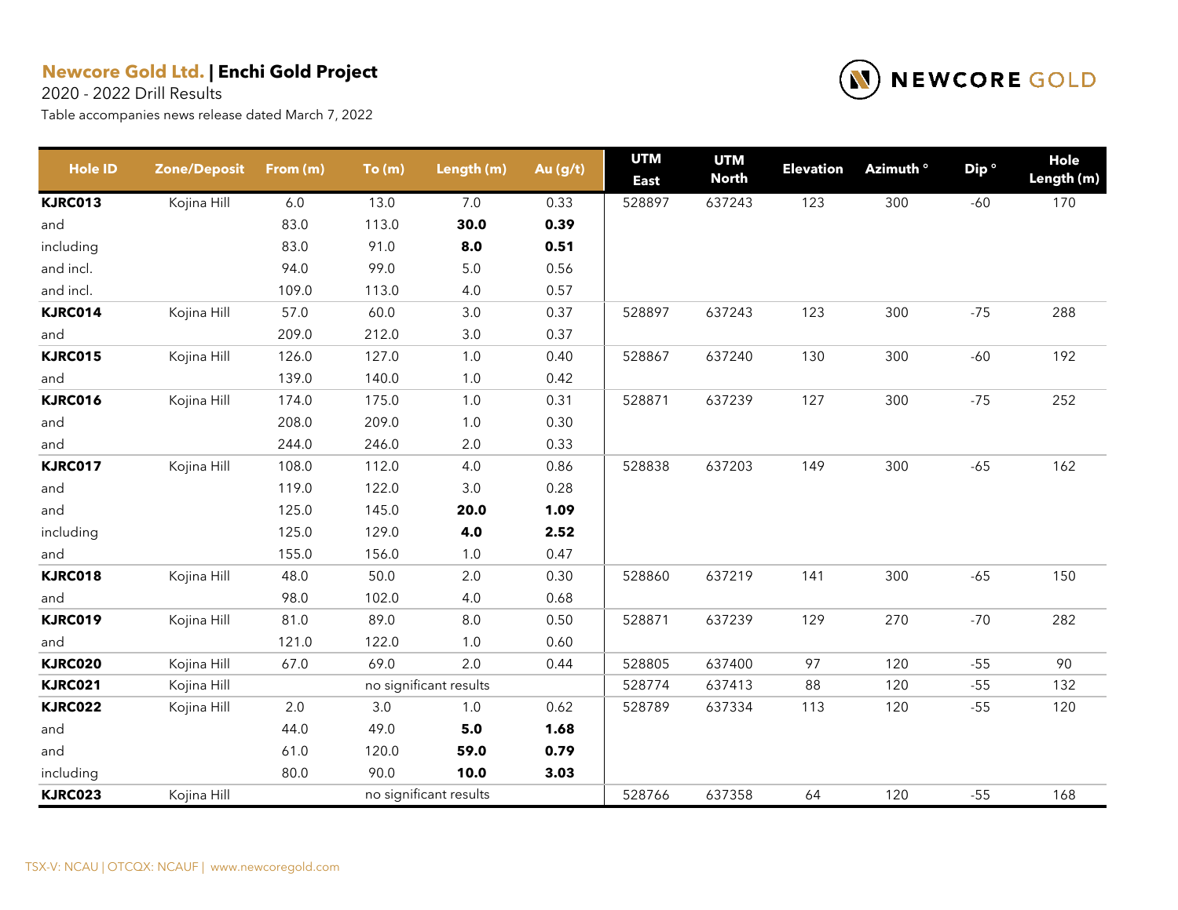**Newcore Gold Ltd.** | **Enchi Gold Project**

2020 - 2022 Drill Results

Table accompanies news release dated March 7, 2022

| Hole ID | Zone/Deposit | From (m) | To (m) | Length (m) | Au (g/t) | UTM East | UTM North | Elevation | Azimuth ° | Dip ° | Hole Length (m) |
|---|---|---|---|---|---|---|---|---|---|---|---|
| **KJRC013** | Kojina Hill | 6.0 | 13.0 | 7.0 | 0.33 | 528897 | 637243 | 123 | 300 | -60 | 170 |
| and | | 83.0 | 113.0 | **30.0** | **0.39** | | | | | | |
| including | | 83.0 | 91.0 | **8.0** | **0.51** | | | | | | |
| and incl. | | 94.0 | 99.0 | 5.0 | 0.56 | | | | | | |
| and incl. | | 109.0 | 113.0 | 4.0 | 0.57 | | | | | | |
| **KJRC014** | Kojina Hill | 57.0 | 60.0 | 3.0 | 0.37 | 528897 | 637243 | 123 | 300 | -75 | 288 |
| and | | 209.0 | 212.0 | 3.0 | 0.37 | | | | | | |
| **KJRC015** | Kojina Hill | 126.0 | 127.0 | 1.0 | 0.40 | 528867 | 637240 | 130 | 300 | -60 | 192 |
| and | | 139.0 | 140.0 | 1.0 | 0.42 | | | | | | |
| **KJRC016** | Kojina Hill | 174.0 | 175.0 | 1.0 | 0.31 | 528871 | 637239 | 127 | 300 | -75 | 252 |
| and | | 208.0 | 209.0 | 1.0 | 0.30 | | | | | | |
| and | | 244.0 | 246.0 | 2.0 | 0.33 | | | | | | |
| **KJRC017** | Kojina Hill | 108.0 | 112.0 | 4.0 | 0.86 | 528838 | 637203 | 149 | 300 | -65 | 162 |
| and | | 119.0 | 122.0 | 3.0 | 0.28 | | | | | | |
| and | | 125.0 | 145.0 | **20.0** | **1.09** | | | | | | |
| including | | 125.0 | 129.0 | **4.0** | **2.52** | | | | | | |
| and | | 155.0 | 156.0 | 1.0 | 0.47 | | | | | | |
| **KJRC018** | Kojina Hill | 48.0 | 50.0 | 2.0 | 0.30 | 528860 | 637219 | 141 | 300 | -65 | 150 |
| and | | 98.0 | 102.0 | 4.0 | 0.68 | | | | | | |
| **KJRC019** | Kojina Hill | 81.0 | 89.0 | 8.0 | 0.50 | 528871 | 637239 | 129 | 270 | -70 | 282 |
| and | | 121.0 | 122.0 | 1.0 | 0.60 | | | | | | |
| **KJRC020** | Kojina Hill | 67.0 | 69.0 | 2.0 | 0.44 | 528805 | 637400 | 97 | 120 | -55 | 90 |
| **KJRC021** | Kojina Hill | | no significant results | | | 528774 | 637413 | 88 | 120 | -55 | 132 |
| **KJRC022** | Kojina Hill | 2.0 | 3.0 | 1.0 | 0.62 | 528789 | 637334 | 113 | 120 | -55 | 120 |
| and | | 44.0 | 49.0 | **5.0** | **1.68** | | | | | | |
| and | | 61.0 | 120.0 | **59.0** | **0.79** | | | | | | |
| including | | 80.0 | 90.0 | **10.0** | **3.03** | | | | | | |
| **KJRC023** | Kojina Hill | | no significant results | | | 528766 | 637358 | 64 | 120 | -55 | 168 |

TSX-V: NCAU | OTCQX: NCAUF | www.newcoregold.com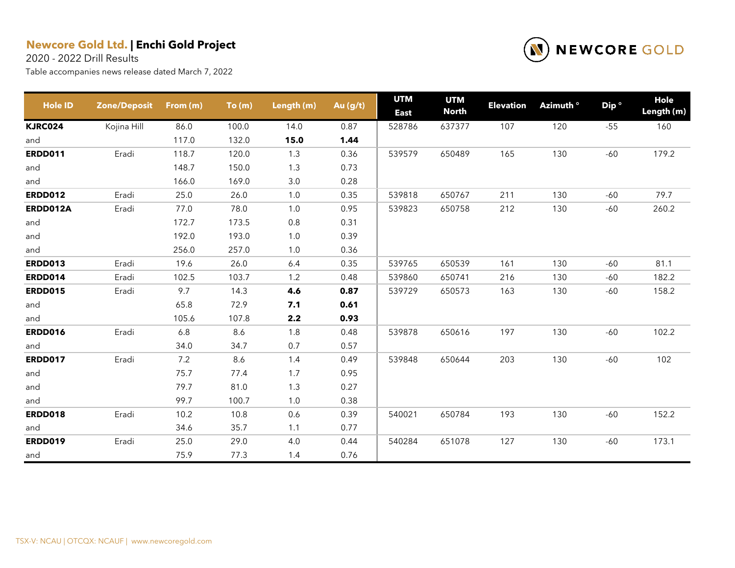**Newcore Gold Ltd. | Enchi Gold Project**

2020 - 2022 Drill Results

Table accompanies news release dated March 7, 2022

| Hole ID | Zone/Deposit | From (m) | To (m) | Length (m) | Au (g/t) | UTM East | UTM North | Elevation | Azimuth ° | Dip ° | Hole Length (m) |
|---|---|---|---|---|---|---|---|---|---|---|---|
| **KJRC024** | Kojina Hill | 86.0 | 100.0 | 14.0 | 0.87 | 528786 | 637377 | 107 | 120 | -55 | 160 |
| and | | 117.0 | 132.0 | **15.0** | **1.44** | | | | | | |
| **ERDD011** | Eradi | 118.7 | 120.0 | 1.3 | 0.36 | 539579 | 650489 | 165 | 130 | -60 | 179.2 |
| and | | 148.7 | 150.0 | 1.3 | 0.73 | | | | | | |
| and | | 166.0 | 169.0 | 3.0 | 0.28 | | | | | | |
| **ERDD012** | Eradi | 25.0 | 26.0 | 1.0 | 0.35 | 539818 | 650767 | 211 | 130 | -60 | 79.7 |
| **ERDD012A** | Eradi | 77.0 | 78.0 | 1.0 | 0.95 | 539823 | 650758 | 212 | 130 | -60 | 260.2 |
| and | | 172.7 | 173.5 | 0.8 | 0.31 | | | | | | |
| and | | 192.0 | 193.0 | 1.0 | 0.39 | | | | | | |
| and | | 256.0 | 257.0 | 1.0 | 0.36 | | | | | | |
| **ERDD013** | Eradi | 19.6 | 26.0 | 6.4 | 0.35 | 539765 | 650539 | 161 | 130 | -60 | 81.1 |
| **ERDD014** | Eradi | 102.5 | 103.7 | 1.2 | 0.48 | 539860 | 650741 | 216 | 130 | -60 | 182.2 |
| **ERDD015** | Eradi | 9.7 | 14.3 | **4.6** | **0.87** | 539729 | 650573 | 163 | 130 | -60 | 158.2 |
| and | | 65.8 | 72.9 | **7.1** | **0.61** | | | | | | |
| and | | 105.6 | 107.8 | **2.2** | **0.93** | | | | | | |
| **ERDD016** | Eradi | 6.8 | 8.6 | 1.8 | 0.48 | 539878 | 650616 | 197 | 130 | -60 | 102.2 |
| and | | 34.0 | 34.7 | 0.7 | 0.57 | | | | | | |
| **ERDD017** | Eradi | 7.2 | 8.6 | 1.4 | 0.49 | 539848 | 650644 | 203 | 130 | -60 | 102 |
| and | | 75.7 | 77.4 | 1.7 | 0.95 | | | | | | |
| and | | 79.7 | 81.0 | 1.3 | 0.27 | | | | | | |
| and | | 99.7 | 100.7 | 1.0 | 0.38 | | | | | | |
| **ERDD018** | Eradi | 10.2 | 10.8 | 0.6 | 0.39 | 540021 | 650784 | 193 | 130 | -60 | 152.2 |
| and | | 34.6 | 35.7 | 1.1 | 0.77 | | | | | | |
| **ERDD019** | Eradi | 25.0 | 29.0 | 4.0 | 0.44 | 540284 | 651078 | 127 | 130 | -60 | 173.1 |
| and | | 75.9 | 77.3 | 1.4 | 0.76 | | | | | | |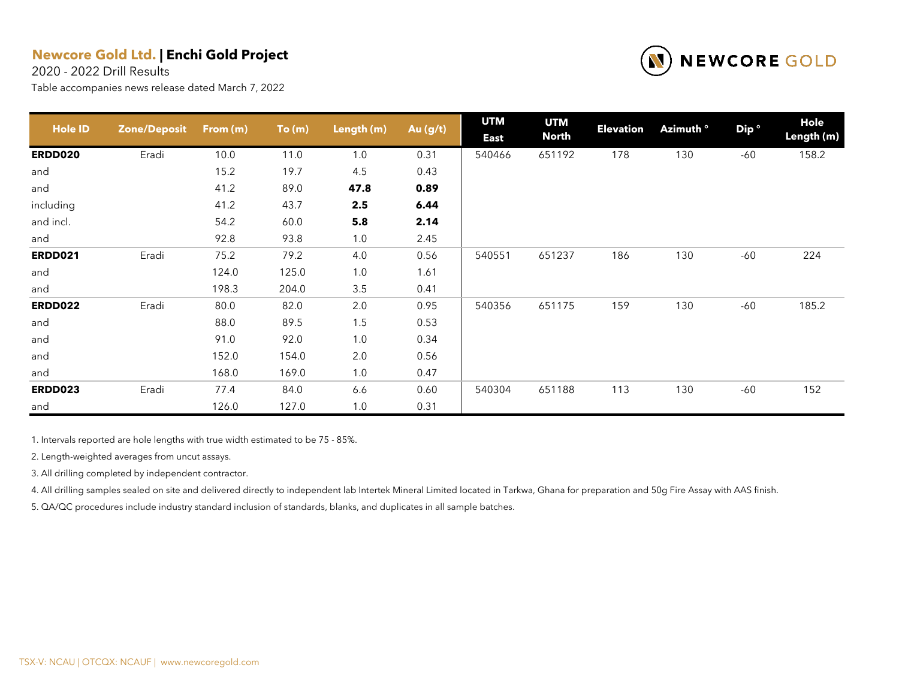**Newcore Gold Ltd. | Enchi Gold Project**

2020 - 2022 Drill Results

Table accompanies news release dated March 7, 2022

| Hole ID | Zone/Deposit | From (m) | To (m) | Length (m) | Au (g/t) | UTM East | UTM North | Elevation | Azimuth ° | Dip ° | Hole Length (m) |
|---|---|---|---|---|---|---|---|---|---|---|---|
| **ERDD020** | Eradi | 10.0 | 11.0 | 1.0 | 0.31 | 540466 | 651192 | 178 | 130 | -60 | 158.2 |
| and | | 15.2 | 19.7 | 4.5 | 0.43 | | | | | | |
| and | | 41.2 | 89.0 | **47.8** | **0.89** | | | | | | |
| including | | 41.2 | 43.7 | **2.5** | **6.44** | | | | | | |
| and incl. | | 54.2 | 60.0 | **5.8** | **2.14** | | | | | | |
| and | | 92.8 | 93.8 | 1.0 | 2.45 | | | | | | |
| **ERDD021** | Eradi | 75.2 | 79.2 | 4.0 | 0.56 | 540551 | 651237 | 186 | 130 | -60 | 224 |
| and | | 124.0 | 125.0 | 1.0 | 1.61 | | | | | | |
| and | | 198.3 | 204.0 | 3.5 | 0.41 | | | | | | |
| **ERDD022** | Eradi | 80.0 | 82.0 | 2.0 | 0.95 | 540356 | 651175 | 159 | 130 | -60 | 185.2 |
| and | | 88.0 | 89.5 | 1.5 | 0.53 | | | | | | |
| and | | 91.0 | 92.0 | 1.0 | 0.34 | | | | | | |
| and | | 152.0 | 154.0 | 2.0 | 0.56 | | | | | | |
| and | | 168.0 | 169.0 | 1.0 | 0.47 | | | | | | |
| **ERDD023** | Eradi | 77.4 | 84.0 | 6.6 | 0.60 | 540304 | 651188 | 113 | 130 | -60 | 152 |
| and | | 126.0 | 127.0 | 1.0 | 0.31 | | | | | | |

1. Intervals reported are hole lengths with true width estimated to be 75 - 85%.
2. Length-weighted averages from uncut assays.
3. All drilling completed by independent contractor.
4. All drilling samples sealed on site and delivered directly to independent lab Intertek Mineral Limited located in Tarkwa, Ghana for preparation and 50g Fire Assay with AAS finish.
5. QA/QC procedures include industry standard inclusion of standards, blanks, and duplicates in all sample batches.

TSX-V: NCAU | OTCQX: NCAUF | www.newcoregold.com